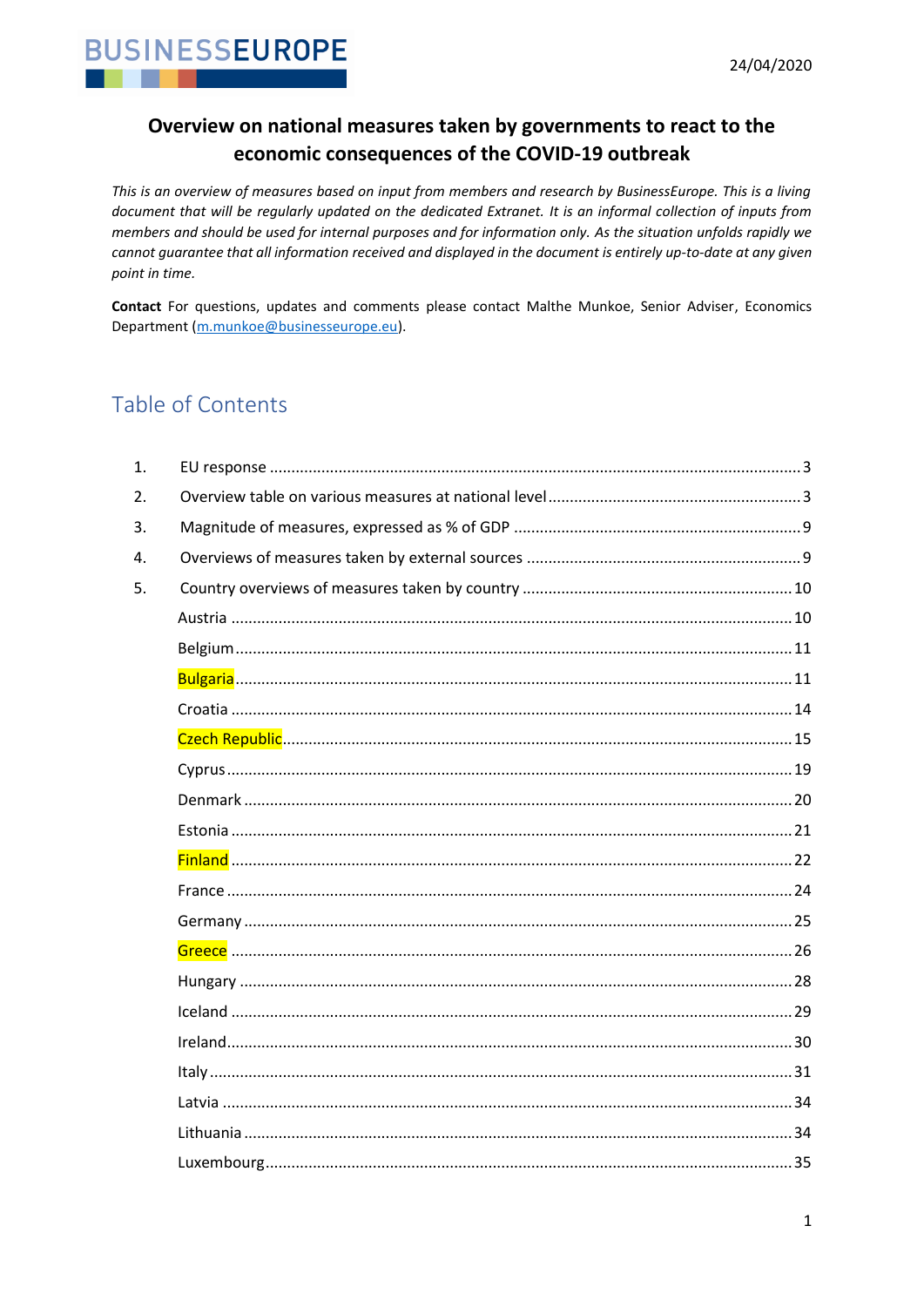BUSINESSEUROPE

24/04/2020

# Overview on national measures taken by governments to react to the economic consequences of the COVID-19 outbreak

*This is an overview of measures based on input from members and research by BusinessEurope. This is a living document that will be regularly updated on the dedicated Extranet. It is an informal collection of inputs from members and should be used for internal purposes and for information only. As the situation unfolds rapidly we cannot guarantee that all information received and displayed in the document is entirely up-to-date at any given point in time.*

**Contact** For questions, updates and comments please contact Malthe Munkoe, Senior Adviser, Economics Department (m.munkoe@businesseurope.eu).

## Table of Contents

1. EU response ..... 3
2. Overview table on various measures at national level ..... 3
3. Magnitude of measures, expressed as % of GDP ..... 9
4. Overviews of measures taken by external sources ..... 9
5. Country overviews of measures taken by country ..... 10
   - Austria ..... 10
   - Belgium ..... 11
   - Bulgaria ..... 11
   - Croatia ..... 14
   - Czech Republic ..... 15
   - Cyprus ..... 19
   - Denmark ..... 20
   - Estonia ..... 21
   - Finland ..... 22
   - France ..... 24
   - Germany ..... 25
   - Greece ..... 26
   - Hungary ..... 28
   - Iceland ..... 29
   - Ireland ..... 30
   - Italy ..... 31
   - Latvia ..... 34
   - Lithuania ..... 34
   - Luxembourg ..... 35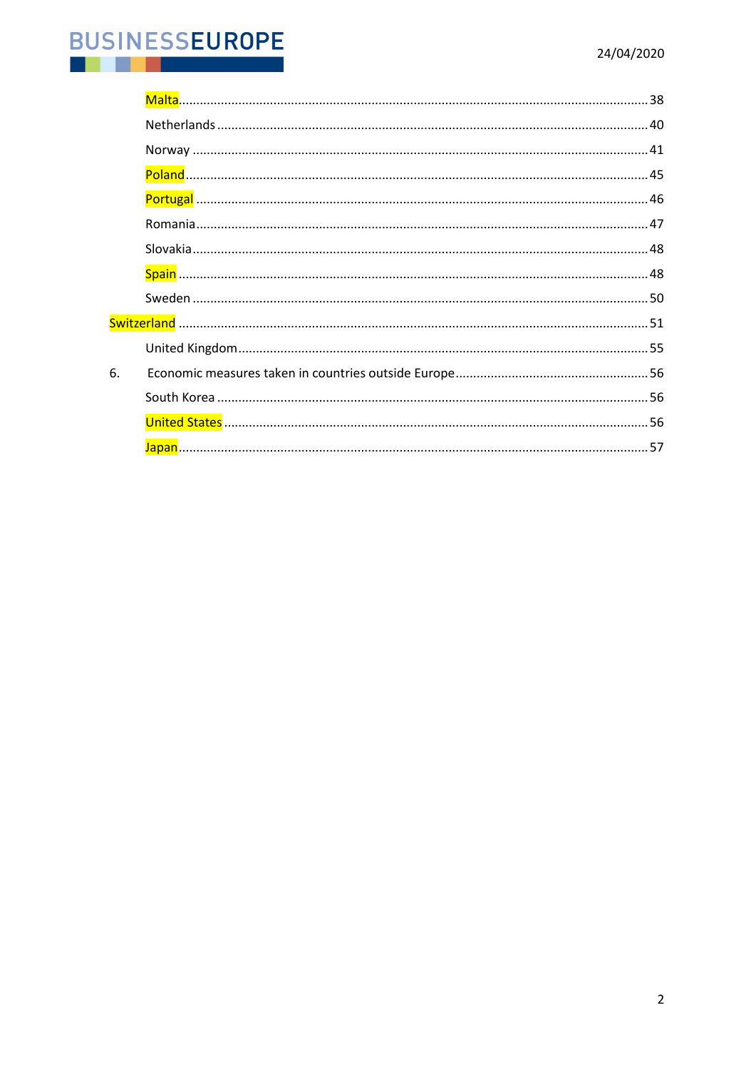Malta ........................................................................................................................ 38

Netherlands ............................................................................................................... 40

Norway ..................................................................................................................... 41

Poland ...................................................................................................................... 45

Portugal ................................................................................................................... 46

Romania ................................................................................................................... 47

Slovakia .................................................................................................................... 48

Spain ........................................................................................................................ 48

Sweden ..................................................................................................................... 50

Switzerland ................................................................................................................. 51

United Kingdom .......................................................................................................... 55

6. Economic measures taken in countries outside Europe ............................................ 56

South Korea ............................................................................................................... 56

United States ............................................................................................................. 56

Japan ........................................................................................................................ 57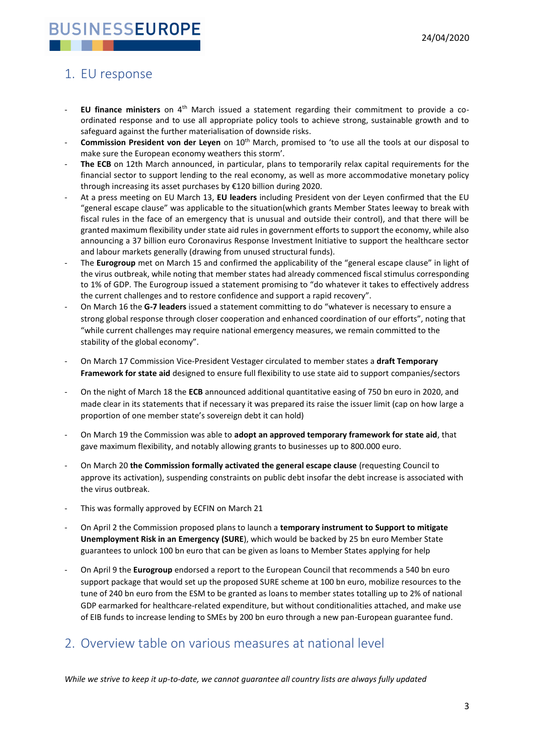## 1. EU response

- **EU finance ministers** on 4th March issued a statement regarding their commitment to provide a co-ordinated response and to use all appropriate policy tools to achieve strong, sustainable growth and to safeguard against the further materialisation of downside risks.
- **Commission President von der Leyen** on 10th March, promised to 'to use all the tools at our disposal to make sure the European economy weathers this storm'.
- **The ECB** on 12th March announced, in particular, plans to temporarily relax capital requirements for the financial sector to support lending to the real economy, as well as more accommodative monetary policy through increasing its asset purchases by €120 billion during 2020.
- At a press meeting on EU March 13, **EU leaders** including President von der Leyen confirmed that the EU "general escape clause" was applicable to the situation(which grants Member States leeway to break with fiscal rules in the face of an emergency that is unusual and outside their control), and that there will be granted maximum flexibility under state aid rules in government efforts to support the economy, while also announcing a 37 billion euro Coronavirus Response Investment Initiative to support the healthcare sector and labour markets generally (drawing from unused structural funds).
- The **Eurogroup** met on March 15 and confirmed the applicability of the "general escape clause" in light of the virus outbreak, while noting that member states had already commenced fiscal stimulus corresponding to 1% of GDP. The Eurogroup issued a statement promising to "do whatever it takes to effectively address the current challenges and to restore confidence and support a rapid recovery".
- On March 16 the **G-7 leaders** issued a statement committing to do "whatever is necessary to ensure a strong global response through closer cooperation and enhanced coordination of our efforts", noting that "while current challenges may require national emergency measures, we remain committed to the stability of the global economy".
- On March 17 Commission Vice-President Vestager circulated to member states a **draft Temporary Framework for state aid** designed to ensure full flexibility to use state aid to support companies/sectors
- On the night of March 18 the **ECB** announced additional quantitative easing of 750 bn euro in 2020, and made clear in its statements that if necessary it was prepared its raise the issuer limit (cap on how large a proportion of one member state's sovereign debt it can hold)
- On March 19 the Commission was able to **adopt an approved temporary framework for state aid**, that gave maximum flexibility, and notably allowing grants to businesses up to 800.000 euro.
- On March 20 **the Commission formally activated the general escape clause** (requesting Council to approve its activation), suspending constraints on public debt insofar the debt increase is associated with the virus outbreak.
- This was formally approved by ECFIN on March 21
- On April 2 the Commission proposed plans to launch a **temporary instrument to Support to mitigate Unemployment Risk in an Emergency (SURE**), which would be backed by 25 bn euro Member State guarantees to unlock 100 bn euro that can be given as loans to Member States applying for help
- On April 9 the **Eurogroup** endorsed a report to the European Council that recommends a 540 bn euro support package that would set up the proposed SURE scheme at 100 bn euro, mobilize resources to the tune of 240 bn euro from the ESM to be granted as loans to member states totalling up to 2% of national GDP earmarked for healthcare-related expenditure, but without conditionalities attached, and make use of EIB funds to increase lending to SMEs by 200 bn euro through a new pan-European guarantee fund.

## 2. Overview table on various measures at national level

*While we strive to keep it up-to-date, we cannot guarantee all country lists are always fully updated*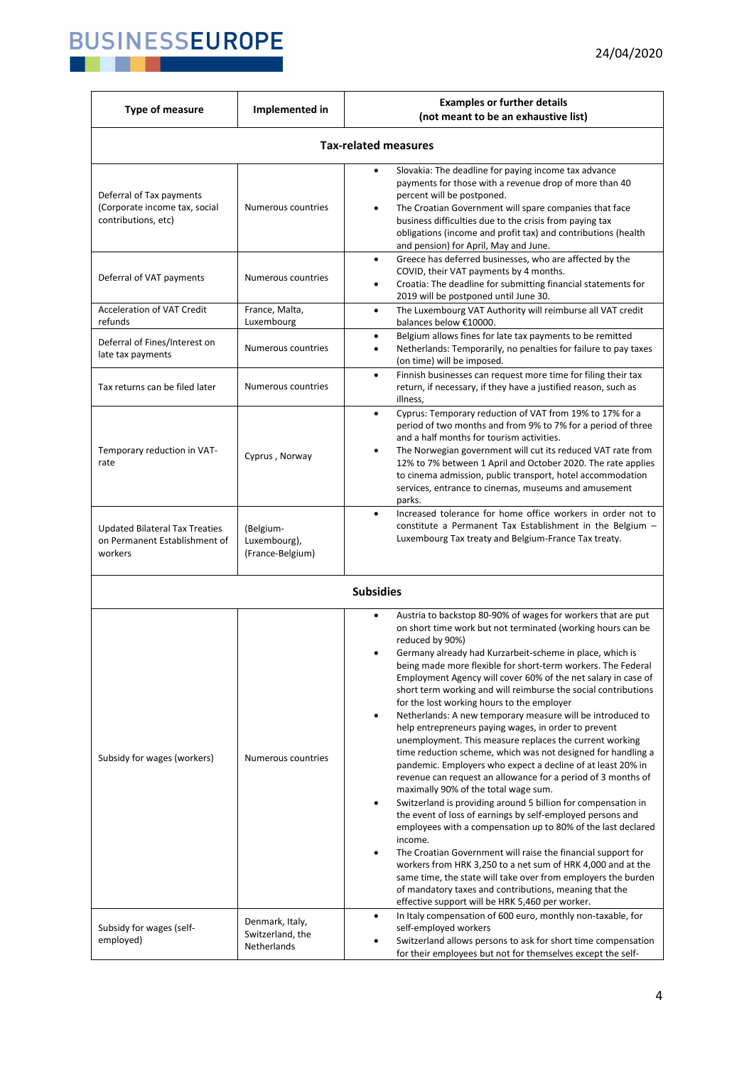| Type of measure | Implemented in | Examples or further details (not meant to be an exhaustive list) |
|---|---|---|
| **Tax-related measures** | | |
| Deferral of Tax payments (Corporate income tax, social contributions, etc) | Numerous countries | • Slovakia: The deadline for paying income tax advance payments for those with a revenue drop of more than 40 percent will be postponed. • The Croatian Government will spare companies that face business difficulties due to the crisis from paying tax obligations (income and profit tax) and contributions (health and pension) for April, May and June. |
| Deferral of VAT payments | Numerous countries | • Greece has deferred businesses, who are affected by the COVID, their VAT payments by 4 months. • Croatia: The deadline for submitting financial statements for 2019 will be postponed until June 30. |
| Acceleration of VAT Credit refunds | France, Malta, Luxembourg | • The Luxembourg VAT Authority will reimburse all VAT credit balances below €10000. |
| Deferral of Fines/Interest on late tax payments | Numerous countries | • Belgium allows fines for late tax payments to be remitted • Netherlands: Temporarily, no penalties for failure to pay taxes (on time) will be imposed. |
| Tax returns can be filed later | Numerous countries | • Finnish businesses can request more time for filing their tax return, if necessary, if they have a justified reason, such as illness, |
| Temporary reduction in VAT-rate | Cyprus , Norway | • Cyprus: Temporary reduction of VAT from 19% to 17% for a period of two months and from 9% to 7% for a period of three and a half months for tourism activities. • The Norwegian government will cut its reduced VAT rate from 12% to 7% between 1 April and October 2020. The rate applies to cinema admission, public transport, hotel accommodation services, entrance to cinemas, museums and amusement parks. |
| Updated Bilateral Tax Treaties on Permanent Establishment of workers | (Belgium-Luxembourg), (France-Belgium) | • Increased tolerance for home office workers in order not to constitute a Permanent Tax Establishment in the Belgium – Luxembourg Tax treaty and Belgium-France Tax treaty. |
| **Subsidies** | | |
| Subsidy for wages (workers) | Numerous countries | • Austria to backstop 80-90% of wages for workers that are put on short time work but not terminated (working hours can be reduced by 90%) • Germany already had Kurzarbeit-scheme in place, which is being made more flexible for short-term workers. The Federal Employment Agency will cover 60% of the net salary in case of short term working and will reimburse the social contributions for the lost working hours to the employer • Netherlands: A new temporary measure will be introduced to help entrepreneurs paying wages, in order to prevent unemployment. This measure replaces the current working time reduction scheme, which was not designed for handling a pandemic. Employers who expect a decline of at least 20% in revenue can request an allowance for a period of 3 months of maximally 90% of the total wage sum. • Switzerland is providing around 5 billion for compensation in the event of loss of earnings by self-employed persons and employees with a compensation up to 80% of the last declared income. • The Croatian Government will raise the financial support for workers from HRK 3,250 to a net sum of HRK 4,000 and at the same time, the state will take over from employers the burden of mandatory taxes and contributions, meaning that the effective support will be HRK 5,460 per worker. |
| Subsidy for wages (self-employed) | Denmark, Italy, Switzerland, the Netherlands | • In Italy compensation of 600 euro, monthly non-taxable, for self-employed workers • Switzerland allows persons to ask for short time compensation for their employees but not for themselves except the self- |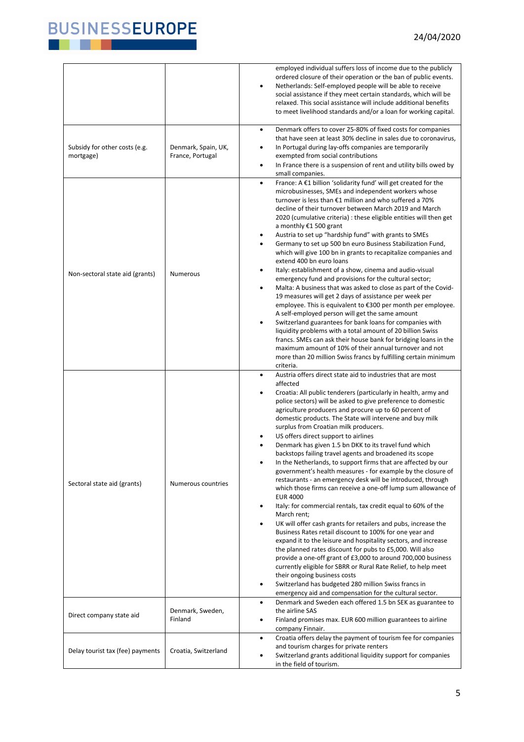| | | |
|---|---|---|
| | | employed individual suffers loss of income due to the publicly ordered closure of their operation or the ban of public events.<br>• Netherlands: Self-employed people will be able to receive social assistance if they meet certain standards, which will be relaxed. This social assistance will include additional benefits to meet livelihood standards and/or a loan for working capital. |
| Subsidy for other costs (e.g. mortgage) | Denmark, Spain, UK, France, Portugal | • Denmark offers to cover 25-80% of fixed costs for companies that have seen at least 30% decline in sales due to coronavirus,<br>• In Portugal during lay-offs companies are temporarily exempted from social contributions<br>• In France there is a suspension of rent and utility bills owed by small companies. |
| Non-sectoral state aid (grants) | Numerous | • France: A €1 billion 'solidarity fund' will get created for the microbusinesses, SMEs and independent workers whose turnover is less than €1 million and who suffered a 70% decline of their turnover between March 2019 and March 2020 (cumulative criteria) : these eligible entities will then get a monthly €1 500 grant<br>• Austria to set up "hardship fund" with grants to SMEs<br>• Germany to set up 500 bn euro Business Stabilization Fund, which will give 100 bn in grants to recapitalize companies and extend 400 bn euro loans<br>• Italy: establishment of a show, cinema and audio-visual emergency fund and provisions for the cultural sector;<br>• Malta: A business that was asked to close as part of the Covid-19 measures will get 2 days of assistance per week per employee. This is equivalent to €300 per month per employee. A self-employed person will get the same amount<br>• Switzerland guarantees for bank loans for companies with liquidity problems with a total amount of 20 billion Swiss francs. SMEs can ask their house bank for bridging loans in the maximum amount of 10% of their annual turnover and not more than 20 million Swiss francs by fulfilling certain minimum criteria. |
| Sectoral state aid (grants) | Numerous countries | • Austria offers direct state aid to industries that are most affected<br>• Croatia: All public tenderers (particularly in health, army and police sectors) will be asked to give preference to domestic agriculture producers and procure up to 60 percent of domestic products. The State will intervene and buy milk surplus from Croatian milk producers.<br>• US offers direct support to airlines<br>• Denmark has given 1.5 bn DKK to its travel fund which backstops failing travel agents and broadened its scope<br>• In the Netherlands, to support firms that are affected by our government's health measures - for example by the closure of restaurants - an emergency desk will be introduced, through which those firms can receive a one-off lump sum allowance of EUR 4000<br>• Italy: for commercial rentals, tax credit equal to 60% of the March rent;<br>• UK will offer cash grants for retailers and pubs, increase the Business Rates retail discount to 100% for one year and expand it to the leisure and hospitality sectors, and increase the planned rates discount for pubs to £5,000. Will also provide a one-off grant of £3,000 to around 700,000 business currently eligible for SBRR or Rural Rate Relief, to help meet their ongoing business costs<br>• Switzerland has budgeted 280 million Swiss francs in emergency aid and compensation for the cultural sector. |
| Direct company state aid | Denmark, Sweden, Finland | • Denmark and Sweden each offered 1.5 bn SEK as guarantee to the airline SAS<br>• Finland promises max. EUR 600 million guarantees to airline company Finnair. |
| Delay tourist tax (fee) payments | Croatia, Switzerland | • Croatia offers delay the payment of tourism fee for companies and tourism charges for private renters<br>• Switzerland grants additional liquidity support for companies in the field of tourism. |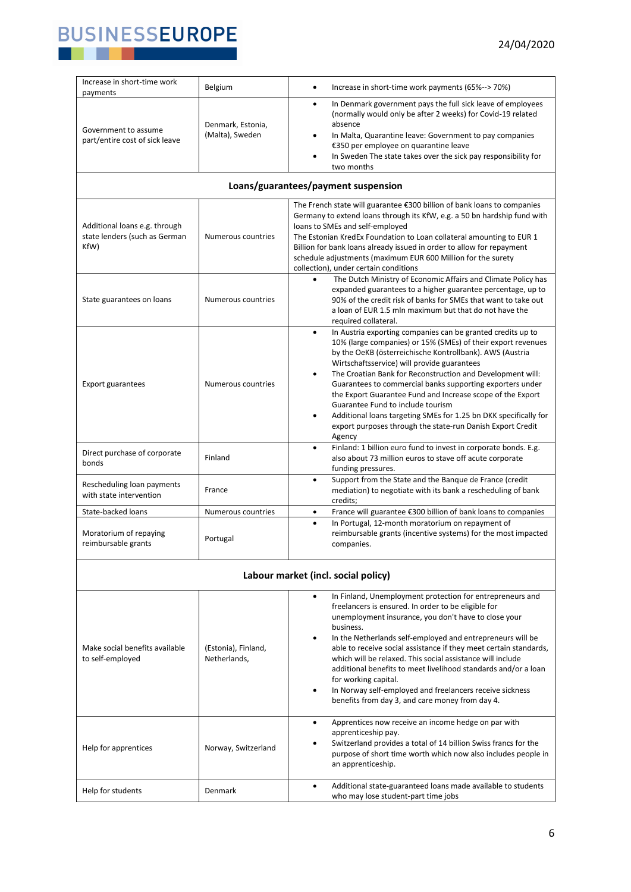| Measure | Country | Details |
|---|---|---|
| Increase in short-time work payments | Belgium | • Increase in short-time work payments (65%--> 70%) |
| Government to assume part/entire cost of sick leave | Denmark, Estonia, (Malta), Sweden | • In Denmark government pays the full sick leave of employees (normally would only be after 2 weeks) for Covid-19 related absence<br>• In Malta, Quarantine leave: Government to pay companies €350 per employee on quarantine leave<br>• In Sweden The state takes over the sick pay responsibility for two months |
| **Loans/guarantees/payment suspension** | | |
| Additional loans e.g. through state lenders (such as German KfW) | Numerous countries | The French state will guarantee €300 billion of bank loans to companies Germany to extend loans through its KfW, e.g. a 50 bn hardship fund with loans to SMEs and self-employed<br>The Estonian KredEx Foundation to Loan collateral amounting to EUR 1 Billion for bank loans already issued in order to allow for repayment schedule adjustments (maximum EUR 600 Million for the surety collection), under certain conditions |
| State guarantees on loans | Numerous countries | • The Dutch Ministry of Economic Affairs and Climate Policy has expanded guarantees to a higher guarantee percentage, up to 90% of the credit risk of banks for SMEs that want to take out a loan of EUR 1.5 mln maximum but that do not have the required collateral. |
| Export guarantees | Numerous countries | • In Austria exporting companies can be granted credits up to 10% (large companies) or 15% (SMEs) of their export revenues by the OeKB (österreichische Kontrollbank). AWS (Austria Wirtschaftsservice) will provide guarantees<br>• The Croatian Bank for Reconstruction and Development will: Guarantees to commercial banks supporting exporters under the Export Guarantee Fund and Increase scope of the Export Guarantee Fund to include tourism<br>• Additional loans targeting SMEs for 1.25 bn DKK specifically for export purposes through the state-run Danish Export Credit Agency |
| Direct purchase of corporate bonds | Finland | • Finland: 1 billion euro fund to invest in corporate bonds. E.g. also about 73 million euros to stave off acute corporate funding pressures. |
| Rescheduling loan payments with state intervention | France | • Support from the State and the Banque de France (credit mediation) to negotiate with its bank a rescheduling of bank credits; |
| State-backed loans | Numerous countries | • France will guarantee €300 billion of bank loans to companies |
| Moratorium of repaying reimbursable grants | Portugal | • In Portugal, 12-month moratorium on repayment of reimbursable grants (incentive systems) for the most impacted companies. |
| **Labour market (incl. social policy)** | | |
| Make social benefits available to self-employed | (Estonia), Finland, Netherlands, | • In Finland, Unemployment protection for entrepreneurs and freelancers is ensured. In order to be eligible for unemployment insurance, you don't have to close your business.<br>• In the Netherlands self-employed and entrepreneurs will be able to receive social assistance if they meet certain standards, which will be relaxed. This social assistance will include additional benefits to meet livelihood standards and/or a loan for working capital.<br>• In Norway self-employed and freelancers receive sickness benefits from day 3, and care money from day 4. |
| Help for apprentices | Norway, Switzerland | • Apprentices now receive an income hedge on par with apprenticeship pay.<br>• Switzerland provides a total of 14 billion Swiss francs for the purpose of short time worth which now also includes people in an apprenticeship. |
| Help for students | Denmark | • Additional state-guaranteed loans made available to students who may lose student-part time jobs |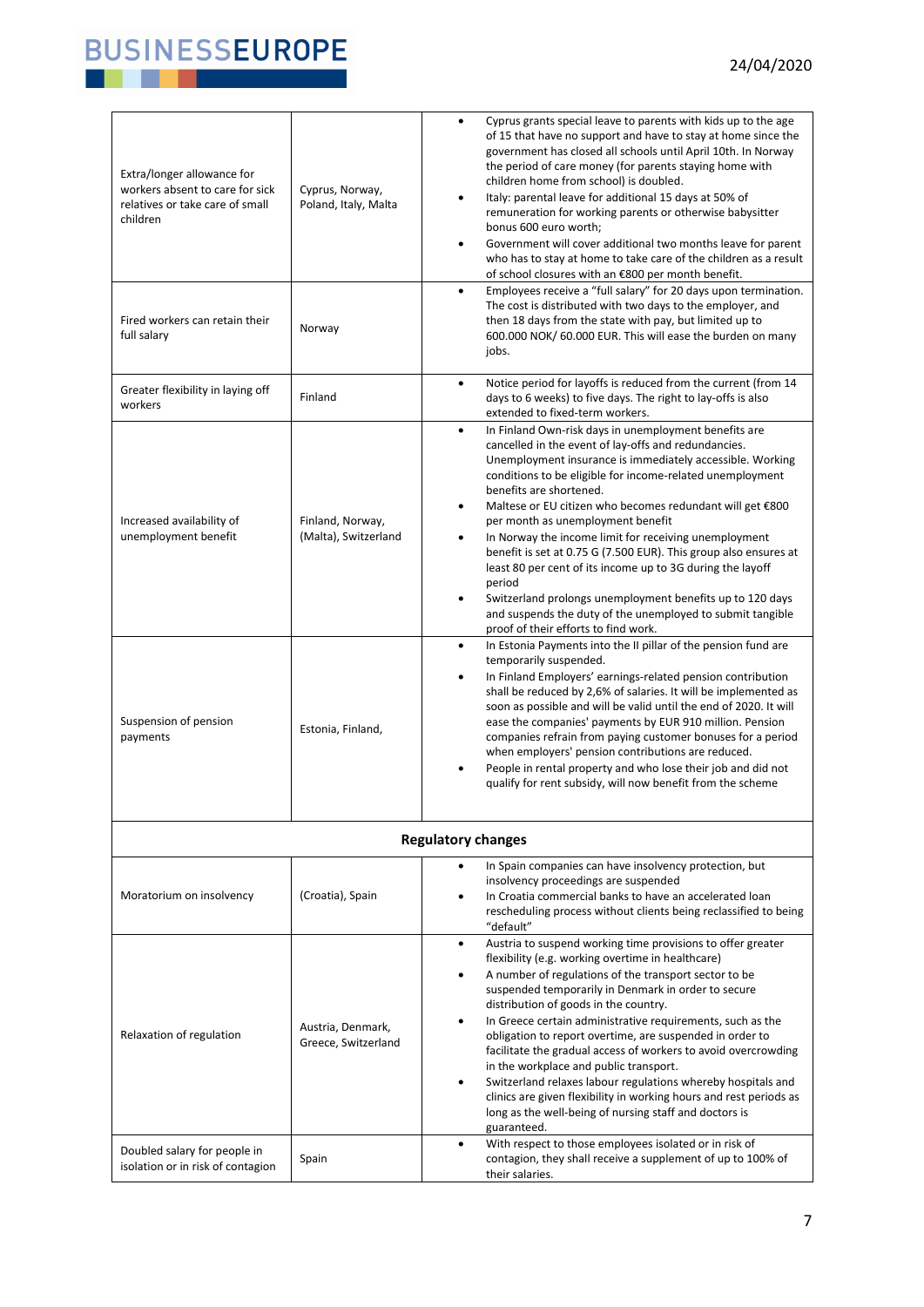| | | |
|---|---|---|
| Extra/longer allowance for workers absent to care for sick relatives or take care of small children | Cyprus, Norway, Poland, Italy, Malta | • Cyprus grants special leave to parents with kids up to the age of 15 that have no support and have to stay at home since the government has closed all schools until April 10th. In Norway the period of care money (for parents staying home with children home from school) is doubled.<br>• Italy: parental leave for additional 15 days at 50% of remuneration for working parents or otherwise babysitter bonus 600 euro worth;<br>• Government will cover additional two months leave for parent who has to stay at home to take care of the children as a result of school closures with an €800 per month benefit. |
| Fired workers can retain their full salary | Norway | • Employees receive a "full salary" for 20 days upon termination. The cost is distributed with two days to the employer, and then 18 days from the state with pay, but limited up to 600.000 NOK/ 60.000 EUR. This will ease the burden on many jobs. |
| Greater flexibility in laying off workers | Finland | • Notice period for layoffs is reduced from the current (from 14 days to 6 weeks) to five days. The right to lay-offs is also extended to fixed-term workers. |
| Increased availability of unemployment benefit | Finland, Norway, (Malta), Switzerland | • In Finland Own-risk days in unemployment benefits are cancelled in the event of lay-offs and redundancies. Unemployment insurance is immediately accessible. Working conditions to be eligible for income-related unemployment benefits are shortened.<br>• Maltese or EU citizen who becomes redundant will get €800 per month as unemployment benefit<br>• In Norway the income limit for receiving unemployment benefit is set at 0.75 G (7.500 EUR). This group also ensures at least 80 per cent of its income up to 3G during the layoff period<br>• Switzerland prolongs unemployment benefits up to 120 days and suspends the duty of the unemployed to submit tangible proof of their efforts to find work. |
| Suspension of pension payments | Estonia, Finland, | • In Estonia Payments into the II pillar of the pension fund are temporarily suspended.<br>• In Finland Employers' earnings-related pension contribution shall be reduced by 2,6% of salaries. It will be implemented as soon as possible and will be valid until the end of 2020. It will ease the companies' payments by EUR 910 million. Pension companies refrain from paying customer bonuses for a period when employers' pension contributions are reduced.<br>• People in rental property and who lose their job and did not qualify for rent subsidy, will now benefit from the scheme |
| **Regulatory changes** | | |
| Moratorium on insolvency | (Croatia), Spain | • In Spain companies can have insolvency protection, but insolvency proceedings are suspended<br>• In Croatia commercial banks to have an accelerated loan rescheduling process without clients being reclassified to being "default" |
| Relaxation of regulation | Austria, Denmark, Greece, Switzerland | • Austria to suspend working time provisions to offer greater flexibility (e.g. working overtime in healthcare)<br>• A number of regulations of the transport sector to be suspended temporarily in Denmark in order to secure distribution of goods in the country.<br>• In Greece certain administrative requirements, such as the obligation to report overtime, are suspended in order to facilitate the gradual access of workers to avoid overcrowding in the workplace and public transport.<br>• Switzerland relaxes labour regulations whereby hospitals and clinics are given flexibility in working hours and rest periods as long as the well-being of nursing staff and doctors is guaranteed. |
| Doubled salary for people in isolation or in risk of contagion | Spain | • With respect to those employees isolated or in risk of contagion, they shall receive a supplement of up to 100% of their salaries. |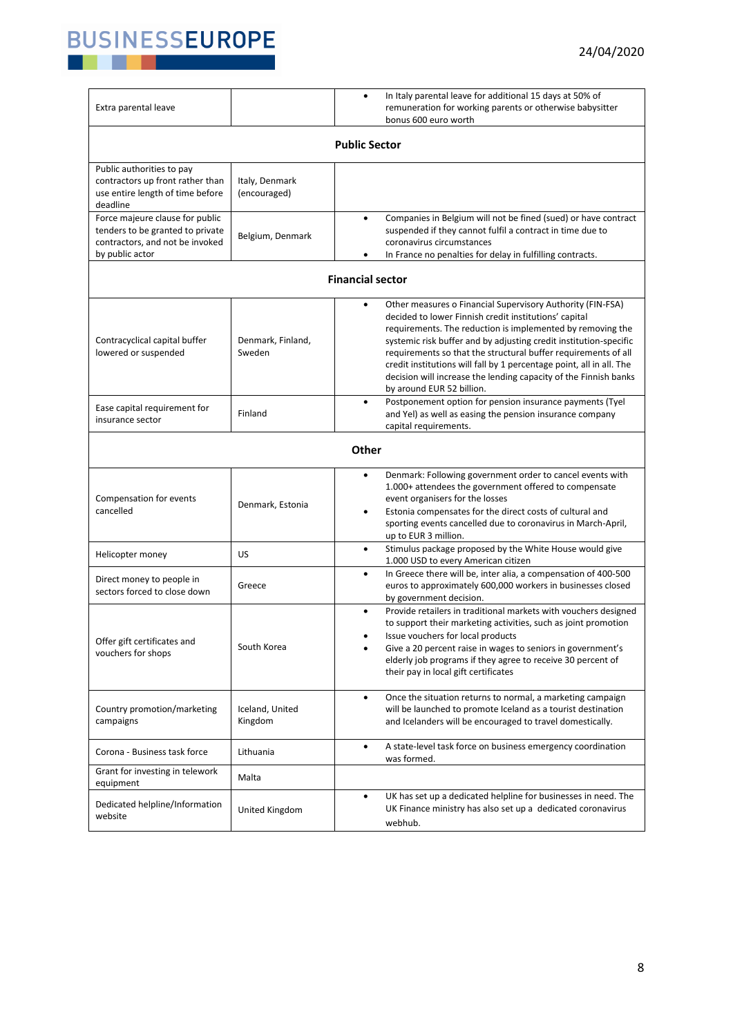| | | |
|---|---|---|
| Extra parental leave | | • In Italy parental leave for additional 15 days at 50% of remuneration for working parents or otherwise babysitter bonus 600 euro worth |
| **Public Sector** | | |
| Public authorities to pay contractors up front rather than use entire length of time before deadline | Italy, Denmark (encouraged) | |
| Force majeure clause for public tenders to be granted to private contractors, and not be invoked by public actor | Belgium, Denmark | • Companies in Belgium will not be fined (sued) or have contract suspended if they cannot fulfil a contract in time due to coronavirus circumstances<br>• In France no penalties for delay in fulfilling contracts. |
| **Financial sector** | | |
| Contracyclical capital buffer lowered or suspended | Denmark, Finland, Sweden | • Other measures o Financial Supervisory Authority (FIN-FSA) decided to lower Finnish credit institutions' capital requirements. The reduction is implemented by removing the systemic risk buffer and by adjusting credit institution-specific requirements so that the structural buffer requirements of all credit institutions will fall by 1 percentage point, all in all. The decision will increase the lending capacity of the Finnish banks by around EUR 52 billion. |
| Ease capital requirement for insurance sector | Finland | • Postponement option for pension insurance payments (Tyel and Yel) as well as easing the pension insurance company capital requirements. |
| **Other** | | |
| Compensation for events cancelled | Denmark, Estonia | • Denmark: Following government order to cancel events with 1.000+ attendees the government offered to compensate event organisers for the losses<br>• Estonia compensates for the direct costs of cultural and sporting events cancelled due to coronavirus in March-April, up to EUR 3 million. |
| Helicopter money | US | • Stimulus package proposed by the White House would give 1.000 USD to every American citizen |
| Direct money to people in sectors forced to close down | Greece | • In Greece there will be, inter alia, a compensation of 400-500 euros to approximately 600,000 workers in businesses closed by government decision. |
| Offer gift certificates and vouchers for shops | South Korea | • Provide retailers in traditional markets with vouchers designed to support their marketing activities, such as joint promotion<br>• Issue vouchers for local products<br>• Give a 20 percent raise in wages to seniors in government's elderly job programs if they agree to receive 30 percent of their pay in local gift certificates |
| Country promotion/marketing campaigns | Iceland, United Kingdom | • Once the situation returns to normal, a marketing campaign will be launched to promote Iceland as a tourist destination and Icelanders will be encouraged to travel domestically. |
| Corona - Business task force | Lithuania | • A state-level task force on business emergency coordination was formed. |
| Grant for investing in telework equipment | Malta | |
| Dedicated helpline/Information website | United Kingdom | • UK has set up a dedicated helpline for businesses in need. The UK Finance ministry has also set up a dedicated coronavirus webhub. |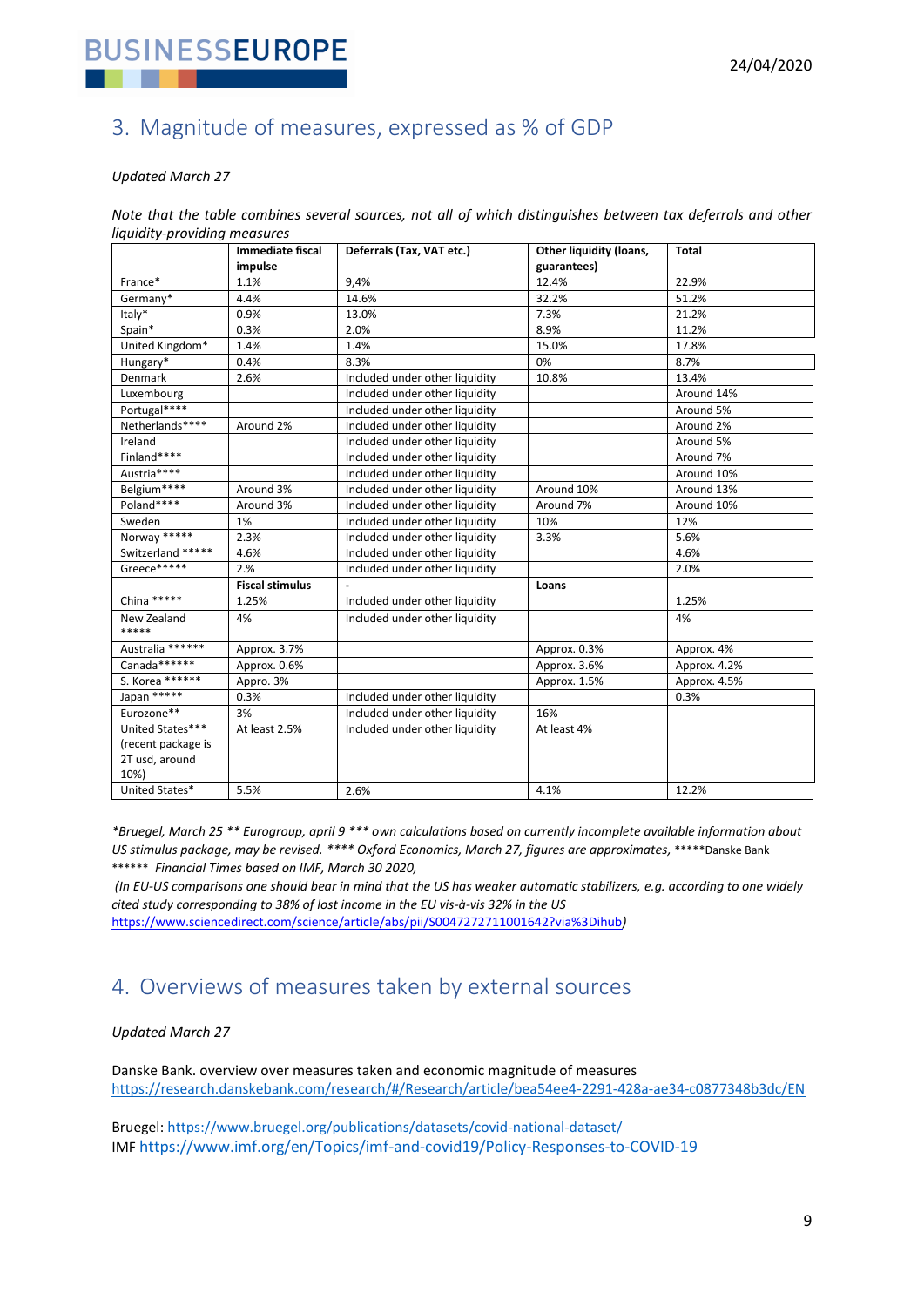## 3. Magnitude of measures, expressed as % of GDP

*Updated March 27*

*Note that the table combines several sources, not all of which distinguishes between tax deferrals and other liquidity-providing measures*

| | Immediate fiscal impulse | Deferrals (Tax, VAT etc.) | Other liquidity (loans, guarantees) | Total |
|---|---|---|---|---|
| France* | 1.1% | 9,4% | 12.4% | 22.9% |
| Germany* | 4.4% | 14.6% | 32.2% | 51.2% |
| Italy* | 0.9% | 13.0% | 7.3% | 21.2% |
| Spain* | 0.3% | 2.0% | 8.9% | 11.2% |
| United Kingdom* | 1.4% | 1.4% | 15.0% | 17.8% |
| Hungary* | 0.4% | 8.3% | 0% | 8.7% |
| Denmark | 2.6% | Included under other liquidity | 10.8% | 13.4% |
| Luxembourg | | Included under other liquidity | | Around 14% |
| Portugal**** | | Included under other liquidity | | Around 5% |
| Netherlands**** | Around 2% | Included under other liquidity | | Around 2% |
| Ireland | | Included under other liquidity | | Around 5% |
| Finland**** | | Included under other liquidity | | Around 7% |
| Austria**** | | Included under other liquidity | | Around 10% |
| Belgium**** | Around 3% | Included under other liquidity | Around 10% | Around 13% |
| Poland**** | Around 3% | Included under other liquidity | Around 7% | Around 10% |
| Sweden | 1% | Included under other liquidity | 10% | 12% |
| Norway ***** | 2.3% | Included under other liquidity | 3.3% | 5.6% |
| Switzerland ***** | 4.6% | Included under other liquidity | | 4.6% |
| Greece***** | 2.% | Included under other liquidity | | 2.0% |
| | **Fiscal stimulus** | - | **Loans** | |
| China ***** | 1.25% | Included under other liquidity | | 1.25% |
| New Zealand ***** | 4% | Included under other liquidity | | 4% |
| Australia ****** | Approx. 3.7% | | Approx. 0.3% | Approx. 4% |
| Canada****** | Approx. 0.6% | | Approx. 3.6% | Approx. 4.2% |
| S. Korea ****** | Appro. 3% | | Approx. 1.5% | Approx. 4.5% |
| Japan ***** | 0.3% | Included under other liquidity | | 0.3% |
| Eurozone** | 3% | Included under other liquidity | 16% | |
| United States*** (recent package is 2T usd, around 10%) | At least 2.5% | Included under other liquidity | At least 4% | |
| United States* | 5.5% | 2.6% | 4.1% | 12.2% |

*\*Bruegel, March 25 \*\* Eurogroup, april 9 \*\*\* own calculations based on currently incomplete available information about US stimulus package, may be revised. \*\*\*\* Oxford Economics, March 27, figures are approximates,* \*\*\*\*\*Danske Bank \*\*\*\*\*\* *Financial Times based on IMF, March 30 2020,*

*(In EU-US comparisons one should bear in mind that the US has weaker automatic stabilizers, e.g. according to one widely cited study corresponding to 38% of lost income in the EU vis-à-vis 32% in the US* https://www.sciencedirect.com/science/article/abs/pii/S0047272711001642?via%3Dihub*)*

## 4. Overviews of measures taken by external sources

*Updated March 27*

Danske Bank. overview over measures taken and economic magnitude of measures
https://research.danskebank.com/research/#/Research/article/bea54ee4-2291-428a-ae34-c0877348b3dc/EN

Bruegel: https://www.bruegel.org/publications/datasets/covid-national-dataset/
IMF https://www.imf.org/en/Topics/imf-and-covid19/Policy-Responses-to-COVID-19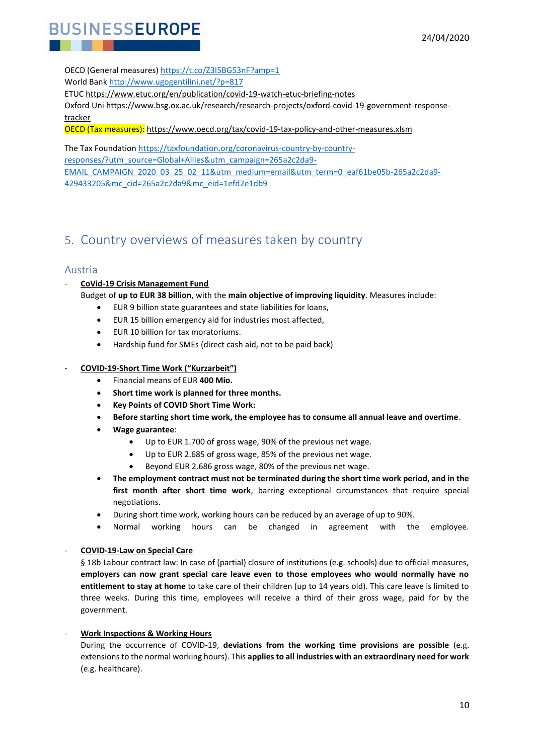OECD (General measures) https://t.co/Z3I5BG53nF?amp=1
World Bank http://www.ugogentilini.net/?p=817
ETUC https://www.etuc.org/en/publication/covid-19-watch-etuc-briefing-notes
Oxford Uni https://www.bsg.ox.ac.uk/research/research-projects/oxford-covid-19-government-response-tracker
OECD (Tax measures): https://www.oecd.org/tax/covid-19-tax-policy-and-other-measures.xlsm

The Tax Foundation https://taxfoundation.org/coronavirus-country-by-country-responses/?utm_source=Global+Allies&utm_campaign=265a2c2da9-EMAIL_CAMPAIGN_2020_03_25_02_11&utm_medium=email&utm_term=0_eaf61be05b-265a2c2da9-429433205&mc_cid=265a2c2da9&mc_eid=1efd2e1db9

# 5. Country overviews of measures taken by country

## Austria

- **CoVid-19 Crisis Management Fund**
  Budget of **up to EUR 38 billion**, with the **main objective of improving liquidity**. Measures include:
  - EUR 9 billion state guarantees and state liabilities for loans,
  - EUR 15 billion emergency aid for industries most affected,
  - EUR 10 billion for tax moratoriums.
  - Hardship fund for SMEs (direct cash aid, not to be paid back)

- **COVID-19-Short Time Work ("Kurzarbeit")**
  - Financial means of EUR **400 Mio.**
  - **Short time work is planned for three months.**
  - **Key Points of COVID Short Time Work:**
  - **Before starting short time work, the employee has to consume all annual leave and overtime**.
  - **Wage guarantee**:
    - Up to EUR 1.700 of gross wage, 90% of the previous net wage.
    - Up to EUR 2.685 of gross wage, 85% of the previous net wage.
    - Beyond EUR 2.686 gross wage, 80% of the previous net wage.
  - **The employment contract must not be terminated during the short time work period, and in the first month after short time work**, barring exceptional circumstances that require special negotiations.
  - During short time work, working hours can be reduced by an average of up to 90%.
  - Normal working hours can be changed in agreement with the employee.

- **COVID-19-Law on Special Care**
  § 18b Labour contract law: In case of (partial) closure of institutions (e.g. schools) due to official measures, **employers can now grant special care leave even to those employees who would normally have no entitlement to stay at home** to take care of their children (up to 14 years old). This care leave is limited to three weeks. During this time, employees will receive a third of their gross wage, paid for by the government.

- **Work Inspections & Working Hours**
  During the occurrence of COVID-19, **deviations from the working time provisions are possible** (e.g. extensions to the normal working hours). This **applies to all industries with an extraordinary need for work** (e.g. healthcare).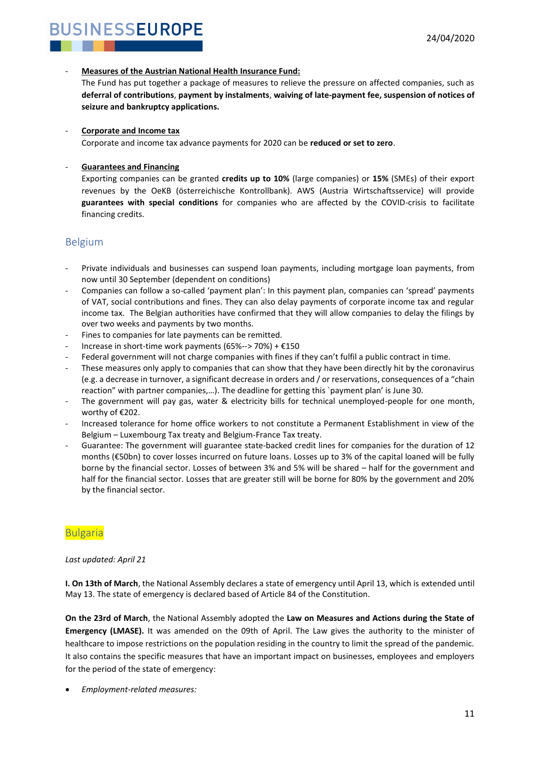- **Measures of the Austrian National Health Insurance Fund:**
  The Fund has put together a package of measures to relieve the pressure on affected companies, such as **deferral of contributions**, **payment by instalments**, **waiving of late-payment fee, suspension of notices of seizure and bankruptcy applications.**

- **Corporate and Income tax**
  Corporate and income tax advance payments for 2020 can be **reduced or set to zero**.

- **Guarantees and Financing**
  Exporting companies can be granted **credits up to 10%** (large companies) or **15%** (SMEs) of their export revenues by the OeKB (österreichische Kontrollbank). AWS (Austria Wirtschaftsservice) will provide **guarantees with special conditions** for companies who are affected by the COVID-crisis to facilitate financing credits.

## Belgium

- Private individuals and businesses can suspend loan payments, including mortgage loan payments, from now until 30 September (dependent on conditions)
- Companies can follow a so-called 'payment plan': In this payment plan, companies can 'spread' payments of VAT, social contributions and fines. They can also delay payments of corporate income tax and regular income tax. The Belgian authorities have confirmed that they will allow companies to delay the filings by over two weeks and payments by two months.
- Fines to companies for late payments can be remitted.
- Increase in short-time work payments (65%--> 70%) + €150
- Federal government will not charge companies with fines if they can't fulfil a public contract in time.
- These measures only apply to companies that can show that they have been directly hit by the coronavirus (e.g. a decrease in turnover, a significant decrease in orders and / or reservations, consequences of a "chain reaction" with partner companies,…). The deadline for getting this `payment plan' is June 30.
- The government will pay gas, water & electricity bills for technical unemployed-people for one month, worthy of €202.
- Increased tolerance for home office workers to not constitute a Permanent Establishment in view of the Belgium – Luxembourg Tax treaty and Belgium-France Tax treaty.
- Guarantee: The government will guarantee state-backed credit lines for companies for the duration of 12 months (€50bn) to cover losses incurred on future loans. Losses up to 3% of the capital loaned will be fully borne by the financial sector. Losses of between 3% and 5% will be shared – half for the government and half for the financial sector. Losses that are greater still will be borne for 80% by the government and 20% by the financial sector.

## Bulgaria

*Last updated: April 21*

**I. On 13th of March**, the National Assembly declares a state of emergency until April 13, which is extended until May 13. The state of emergency is declared based of Article 84 of the Constitution.

**On the 23rd of March**, the National Assembly adopted the **Law on Measures and Actions during the State of Emergency (LMASE).** It was amended on the 09th of April. The Law gives the authority to the minister of healthcare to impose restrictions on the population residing in the country to limit the spread of the pandemic. It also contains the specific measures that have an important impact on businesses, employees and employers for the period of the state of emergency:

- *Employment-related measures:*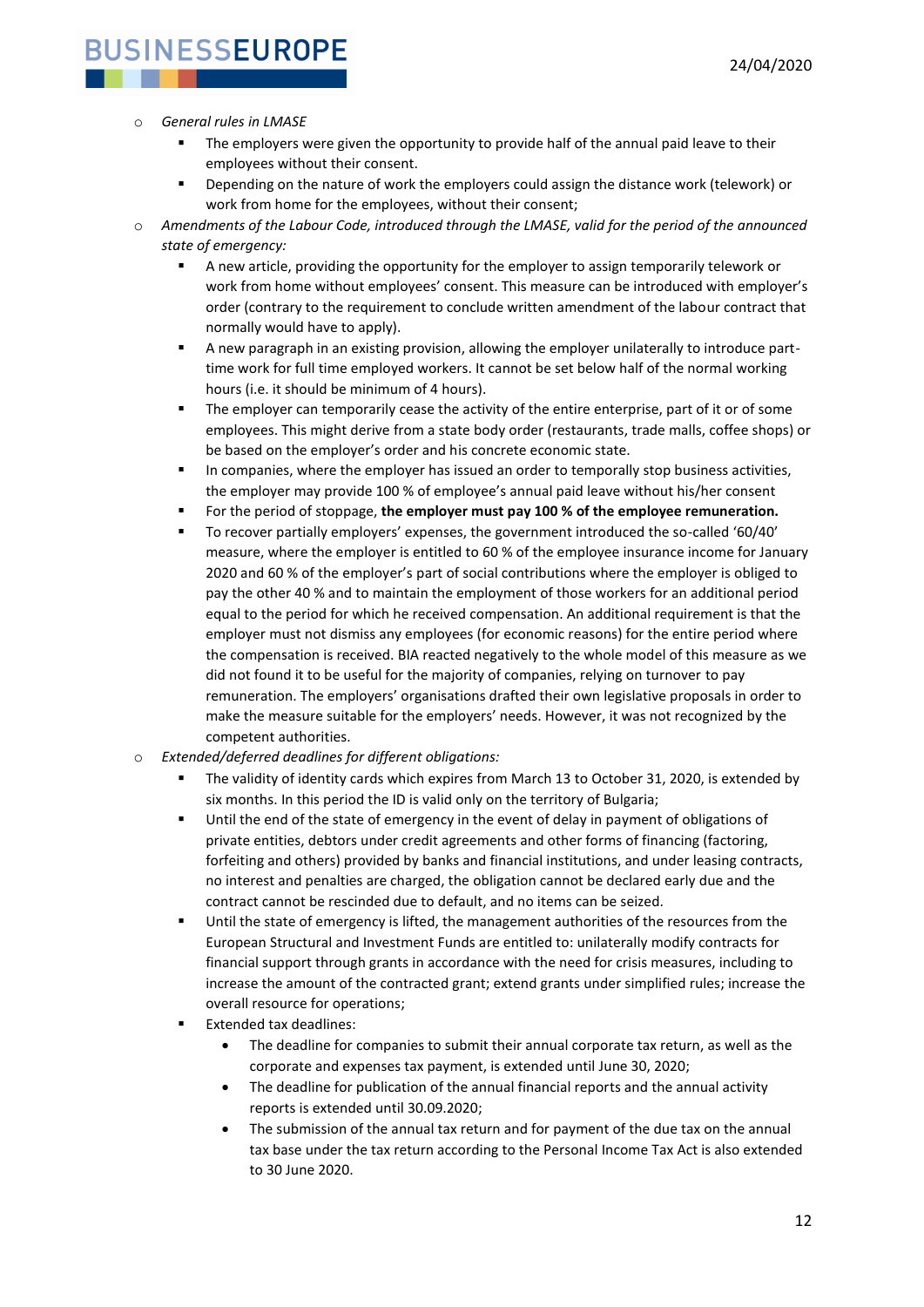- *General rules in LMASE*
    - The employers were given the opportunity to provide half of the annual paid leave to their employees without their consent.
    - Depending on the nature of work the employers could assign the distance work (telework) or work from home for the employees, without their consent;
- *Amendments of the Labour Code, introduced through the LMASE, valid for the period of the announced state of emergency:*
    - A new article, providing the opportunity for the employer to assign temporarily telework or work from home without employees' consent. This measure can be introduced with employer's order (contrary to the requirement to conclude written amendment of the labour contract that normally would have to apply).
    - A new paragraph in an existing provision, allowing the employer unilaterally to introduce part-time work for full time employed workers. It cannot be set below half of the normal working hours (i.e. it should be minimum of 4 hours).
    - The employer can temporarily cease the activity of the entire enterprise, part of it or of some employees. This might derive from a state body order (restaurants, trade malls, coffee shops) or be based on the employer's order and his concrete economic state.
    - In companies, where the employer has issued an order to temporally stop business activities, the employer may provide 100 % of employee's annual paid leave without his/her consent
    - For the period of stoppage, **the employer must pay 100 % of the employee remuneration.**
    - To recover partially employers' expenses, the government introduced the so-called '60/40' measure, where the employer is entitled to 60 % of the employee insurance income for January 2020 and 60 % of the employer's part of social contributions where the employer is obliged to pay the other 40 % and to maintain the employment of those workers for an additional period equal to the period for which he received compensation. An additional requirement is that the employer must not dismiss any employees (for economic reasons) for the entire period where the compensation is received. BIA reacted negatively to the whole model of this measure as we did not found it to be useful for the majority of companies, relying on turnover to pay remuneration. The employers' organisations drafted their own legislative proposals in order to make the measure suitable for the employers' needs. However, it was not recognized by the competent authorities.
- *Extended/deferred deadlines for different obligations:*
    - The validity of identity cards which expires from March 13 to October 31, 2020, is extended by six months. In this period the ID is valid only on the territory of Bulgaria;
    - Until the end of the state of emergency in the event of delay in payment of obligations of private entities, debtors under credit agreements and other forms of financing (factoring, forfeiting and others) provided by banks and financial institutions, and under leasing contracts, no interest and penalties are charged, the obligation cannot be declared early due and the contract cannot be rescinded due to default, and no items can be seized.
    - Until the state of emergency is lifted, the management authorities of the resources from the European Structural and Investment Funds are entitled to: unilaterally modify contracts for financial support through grants in accordance with the need for crisis measures, including to increase the amount of the contracted grant; extend grants under simplified rules; increase the overall resource for operations;
    - Extended tax deadlines:
        - The deadline for companies to submit their annual corporate tax return, as well as the corporate and expenses tax payment, is extended until June 30, 2020;
        - The deadline for publication of the annual financial reports and the annual activity reports is extended until 30.09.2020;
        - The submission of the annual tax return and for payment of the due tax on the annual tax base under the tax return according to the Personal Income Tax Act is also extended to 30 June 2020.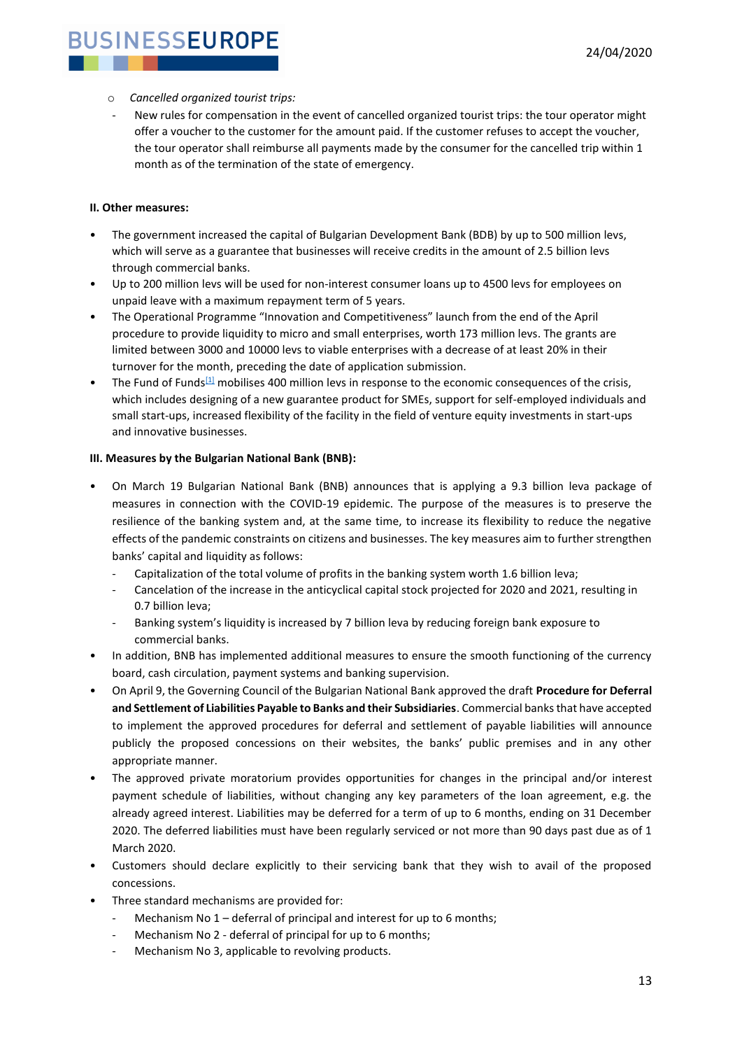- *Cancelled organized tourist trips:*
    - New rules for compensation in the event of cancelled organized tourist trips: the tour operator might offer a voucher to the customer for the amount paid. If the customer refuses to accept the voucher, the tour operator shall reimburse all payments made by the consumer for the cancelled trip within 1 month as of the termination of the state of emergency.

**II. Other measures:**

- The government increased the capital of Bulgarian Development Bank (BDB) by up to 500 million levs, which will serve as a guarantee that businesses will receive credits in the amount of 2.5 billion levs through commercial banks.
- Up to 200 million levs will be used for non-interest consumer loans up to 4500 levs for employees on unpaid leave with a maximum repayment term of 5 years.
- The Operational Programme "Innovation and Competitiveness" launch from the end of the April procedure to provide liquidity to micro and small enterprises, worth 173 million levs. The grants are limited between 3000 and 10000 levs to viable enterprises with a decrease of at least 20% in their turnover for the month, preceding the date of application submission.
- The Fund of Funds[1] mobilises 400 million levs in response to the economic consequences of the crisis, which includes designing of a new guarantee product for SMEs, support for self-employed individuals and small start-ups, increased flexibility of the facility in the field of venture equity investments in start-ups and innovative businesses.

**III. Measures by the Bulgarian National Bank (BNB):**

- On March 19 Bulgarian National Bank (BNB) announces that is applying a 9.3 billion leva package of measures in connection with the COVID-19 epidemic. The purpose of the measures is to preserve the resilience of the banking system and, at the same time, to increase its flexibility to reduce the negative effects of the pandemic constraints on citizens and businesses. The key measures aim to further strengthen banks' capital and liquidity as follows:
    - Capitalization of the total volume of profits in the banking system worth 1.6 billion leva;
    - Cancelation of the increase in the anticyclical capital stock projected for 2020 and 2021, resulting in 0.7 billion leva;
    - Banking system's liquidity is increased by 7 billion leva by reducing foreign bank exposure to commercial banks.
- In addition, BNB has implemented additional measures to ensure the smooth functioning of the currency board, cash circulation, payment systems and banking supervision.
- On April 9, the Governing Council of the Bulgarian National Bank approved the draft **Procedure for Deferral and Settlement of Liabilities Payable to Banks and their Subsidiaries**. Commercial banks that have accepted to implement the approved procedures for deferral and settlement of payable liabilities will announce publicly the proposed concessions on their websites, the banks' public premises and in any other appropriate manner.
- The approved private moratorium provides opportunities for changes in the principal and/or interest payment schedule of liabilities, without changing any key parameters of the loan agreement, e.g. the already agreed interest. Liabilities may be deferred for a term of up to 6 months, ending on 31 December 2020. The deferred liabilities must have been regularly serviced or not more than 90 days past due as of 1 March 2020.
- Customers should declare explicitly to their servicing bank that they wish to avail of the proposed concessions.
- Three standard mechanisms are provided for:
    - Mechanism No 1 – deferral of principal and interest for up to 6 months;
    - Mechanism No 2 - deferral of principal for up to 6 months;
    - Mechanism No 3, applicable to revolving products.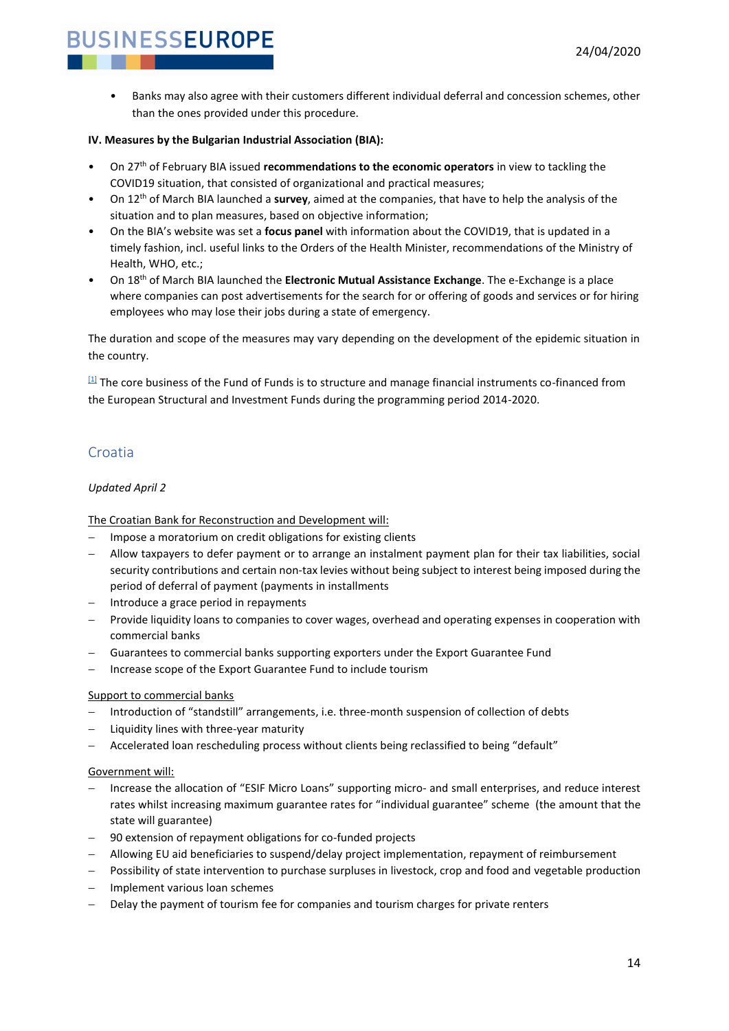- Banks may also agree with their customers different individual deferral and concession schemes, other than the ones provided under this procedure.

**IV. Measures by the Bulgarian Industrial Association (BIA):**

- On 27th of February BIA issued **recommendations to the economic operators** in view to tackling the COVID19 situation, that consisted of organizational and practical measures;
- On 12th of March BIA launched a **survey**, aimed at the companies, that have to help the analysis of the situation and to plan measures, based on objective information;
- On the BIA's website was set a **focus panel** with information about the COVID19, that is updated in a timely fashion, incl. useful links to the Orders of the Health Minister, recommendations of the Ministry of Health, WHO, etc.;
- On 18th of March BIA launched the **Electronic Mutual Assistance Exchange**. The e-Exchange is a place where companies can post advertisements for the search for or offering of goods and services or for hiring employees who may lose their jobs during a state of emergency.

The duration and scope of the measures may vary depending on the development of the epidemic situation in the country.

[1] The core business of the Fund of Funds is to structure and manage financial instruments co-financed from the European Structural and Investment Funds during the programming period 2014-2020.

## Croatia

*Updated April 2*

The Croatian Bank for Reconstruction and Development will:

- Impose a moratorium on credit obligations for existing clients
- Allow taxpayers to defer payment or to arrange an instalment payment plan for their tax liabilities, social security contributions and certain non-tax levies without being subject to interest being imposed during the period of deferral of payment (payments in installments
- Introduce a grace period in repayments
- Provide liquidity loans to companies to cover wages, overhead and operating expenses in cooperation with commercial banks
- Guarantees to commercial banks supporting exporters under the Export Guarantee Fund
- Increase scope of the Export Guarantee Fund to include tourism

Support to commercial banks

- Introduction of "standstill" arrangements, i.e. three-month suspension of collection of debts
- Liquidity lines with three-year maturity
- Accelerated loan rescheduling process without clients being reclassified to being "default"

Government will:

- Increase the allocation of "ESIF Micro Loans" supporting micro- and small enterprises, and reduce interest rates whilst increasing maximum guarantee rates for "individual guarantee" scheme (the amount that the state will guarantee)
- 90 extension of repayment obligations for co-funded projects
- Allowing EU aid beneficiaries to suspend/delay project implementation, repayment of reimbursement
- Possibility of state intervention to purchase surpluses in livestock, crop and food and vegetable production
- Implement various loan schemes
- Delay the payment of tourism fee for companies and tourism charges for private renters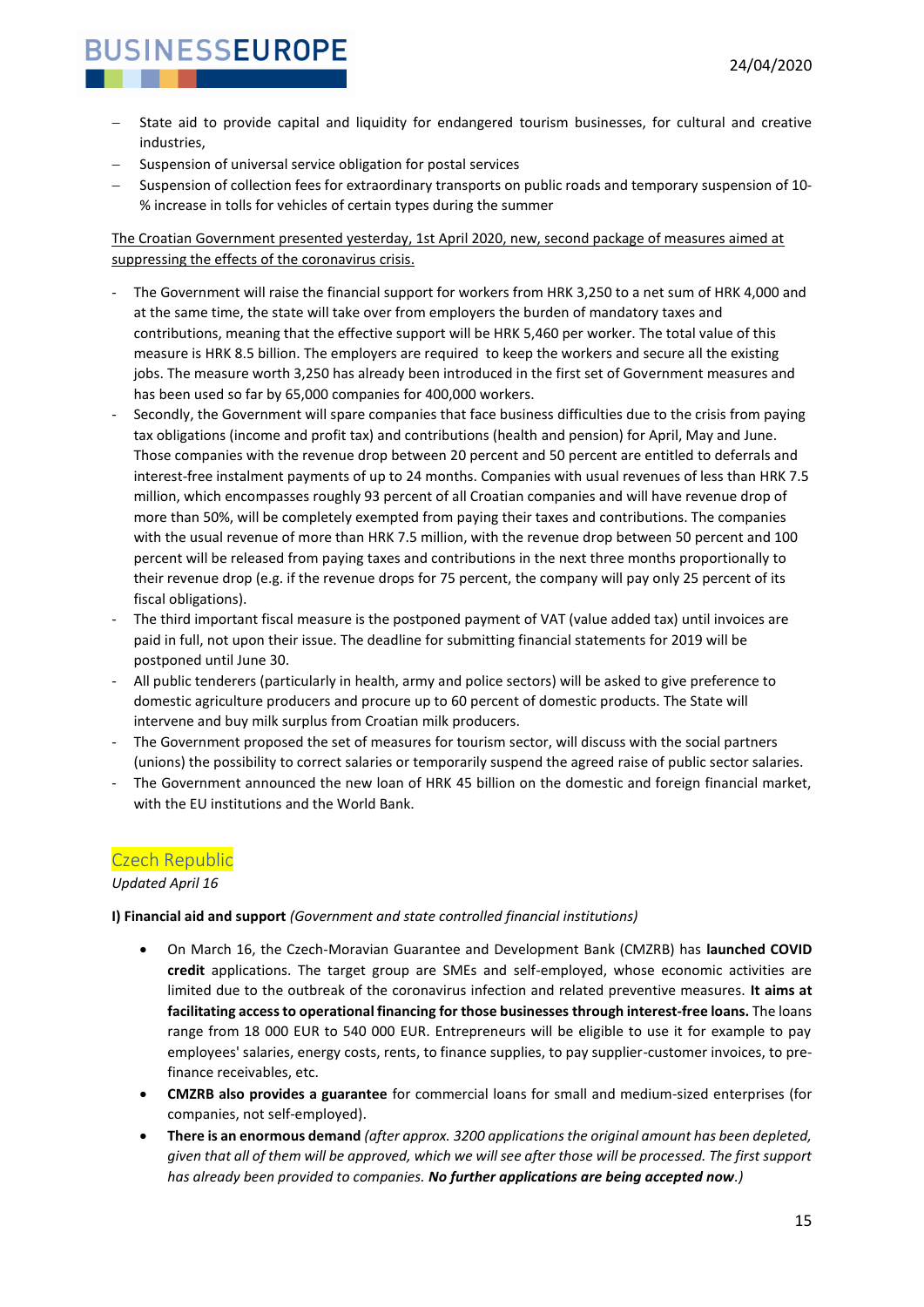- State aid to provide capital and liquidity for endangered tourism businesses, for cultural and creative industries,
- Suspension of universal service obligation for postal services
- Suspension of collection fees for extraordinary transports on public roads and temporary suspension of 10-% increase in tolls for vehicles of certain types during the summer

The Croatian Government presented yesterday, 1st April 2020, new, second package of measures aimed at suppressing the effects of the coronavirus crisis.

- The Government will raise the financial support for workers from HRK 3,250 to a net sum of HRK 4,000 and at the same time, the state will take over from employers the burden of mandatory taxes and contributions, meaning that the effective support will be HRK 5,460 per worker. The total value of this measure is HRK 8.5 billion. The employers are required to keep the workers and secure all the existing jobs. The measure worth 3,250 has already been introduced in the first set of Government measures and has been used so far by 65,000 companies for 400,000 workers.
- Secondly, the Government will spare companies that face business difficulties due to the crisis from paying tax obligations (income and profit tax) and contributions (health and pension) for April, May and June. Those companies with the revenue drop between 20 percent and 50 percent are entitled to deferrals and interest-free instalment payments of up to 24 months. Companies with usual revenues of less than HRK 7.5 million, which encompasses roughly 93 percent of all Croatian companies and will have revenue drop of more than 50%, will be completely exempted from paying their taxes and contributions. The companies with the usual revenue of more than HRK 7.5 million, with the revenue drop between 50 percent and 100 percent will be released from paying taxes and contributions in the next three months proportionally to their revenue drop (e.g. if the revenue drops for 75 percent, the company will pay only 25 percent of its fiscal obligations).
- The third important fiscal measure is the postponed payment of VAT (value added tax) until invoices are paid in full, not upon their issue. The deadline for submitting financial statements for 2019 will be postponed until June 30.
- All public tenderers (particularly in health, army and police sectors) will be asked to give preference to domestic agriculture producers and procure up to 60 percent of domestic products. The State will intervene and buy milk surplus from Croatian milk producers.
- The Government proposed the set of measures for tourism sector, will discuss with the social partners (unions) the possibility to correct salaries or temporarily suspend the agreed raise of public sector salaries.
- The Government announced the new loan of HRK 45 billion on the domestic and foreign financial market, with the EU institutions and the World Bank.

## Czech Republic

*Updated April 16*

**I) Financial aid and support** *(Government and state controlled financial institutions)*

- On March 16, the Czech-Moravian Guarantee and Development Bank (CMZRB) has **launched COVID credit** applications. The target group are SMEs and self-employed, whose economic activities are limited due to the outbreak of the coronavirus infection and related preventive measures. **It aims at facilitating access to operational financing for those businesses through interest-free loans.** The loans range from 18 000 EUR to 540 000 EUR. Entrepreneurs will be eligible to use it for example to pay employees' salaries, energy costs, rents, to finance supplies, to pay supplier-customer invoices, to pre-finance receivables, etc.
- **CMZRB also provides a guarantee** for commercial loans for small and medium-sized enterprises (for companies, not self-employed).
- **There is an enormous demand** *(after approx. 3200 applications the original amount has been depleted, given that all of them will be approved, which we will see after those will be processed. The first support has already been provided to companies.* ***No further applications are being accepted now****.)*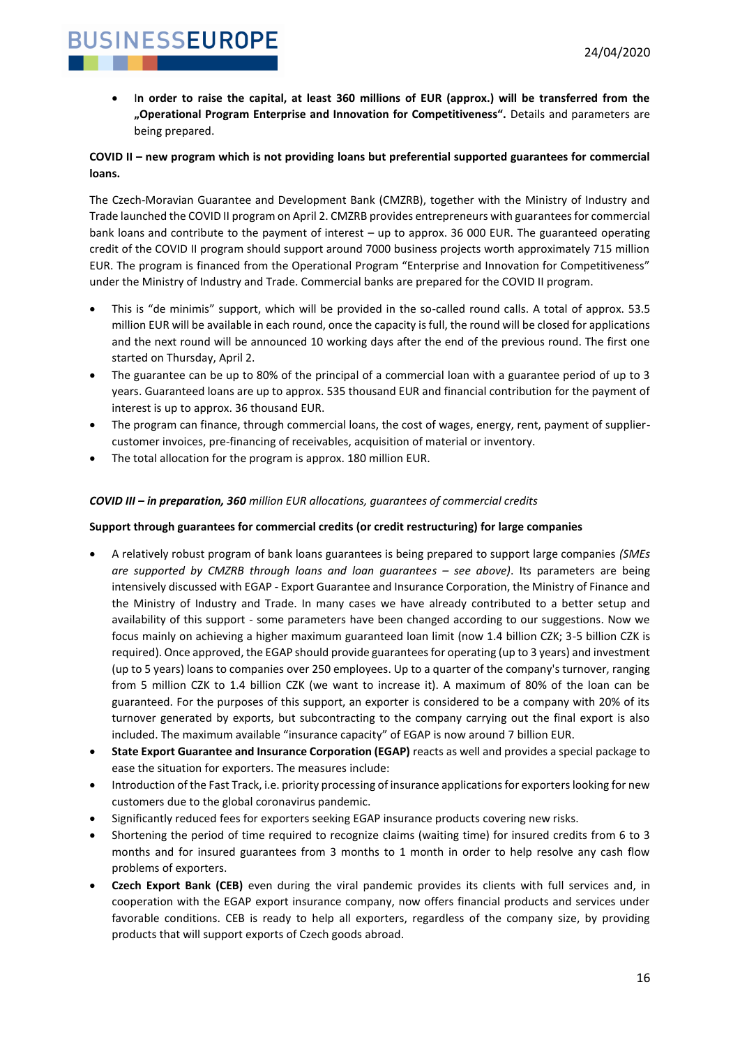- I**n order to raise the capital, at least 360 millions of EUR (approx.) will be transferred from the „Operational Program Enterprise and Innovation for Competitiveness".** Details and parameters are being prepared.

**COVID II – new program which is not providing loans but preferential supported guarantees for commercial loans.**

The Czech-Moravian Guarantee and Development Bank (CMZRB), together with the Ministry of Industry and Trade launched the COVID II program on April 2. CMZRB provides entrepreneurs with guarantees for commercial bank loans and contribute to the payment of interest – up to approx. 36 000 EUR. The guaranteed operating credit of the COVID II program should support around 7000 business projects worth approximately 715 million EUR. The program is financed from the Operational Program "Enterprise and Innovation for Competitiveness" under the Ministry of Industry and Trade. Commercial banks are prepared for the COVID II program.

- This is "de minimis" support, which will be provided in the so-called round calls. A total of approx. 53.5 million EUR will be available in each round, once the capacity is full, the round will be closed for applications and the next round will be announced 10 working days after the end of the previous round. The first one started on Thursday, April 2.
- The guarantee can be up to 80% of the principal of a commercial loan with a guarantee period of up to 3 years. Guaranteed loans are up to approx. 535 thousand EUR and financial contribution for the payment of interest is up to approx. 36 thousand EUR.
- The program can finance, through commercial loans, the cost of wages, energy, rent, payment of supplier-customer invoices, pre-financing of receivables, acquisition of material or inventory.
- The total allocation for the program is approx. 180 million EUR.

***COVID III – in preparation, 360** million EUR allocations, guarantees of commercial credits*

**Support through guarantees for commercial credits (or credit restructuring) for large companies**

- A relatively robust program of bank loans guarantees is being prepared to support large companies *(SMEs are supported by CMZRB through loans and loan guarantees – see above)*. Its parameters are being intensively discussed with EGAP - Export Guarantee and Insurance Corporation, the Ministry of Finance and the Ministry of Industry and Trade. In many cases we have already contributed to a better setup and availability of this support - some parameters have been changed according to our suggestions. Now we focus mainly on achieving a higher maximum guaranteed loan limit (now 1.4 billion CZK; 3-5 billion CZK is required). Once approved, the EGAP should provide guarantees for operating (up to 3 years) and investment (up to 5 years) loans to companies over 250 employees. Up to a quarter of the company's turnover, ranging from 5 million CZK to 1.4 billion CZK (we want to increase it). A maximum of 80% of the loan can be guaranteed. For the purposes of this support, an exporter is considered to be a company with 20% of its turnover generated by exports, but subcontracting to the company carrying out the final export is also included. The maximum available "insurance capacity" of EGAP is now around 7 billion EUR.
- **State Export Guarantee and Insurance Corporation (EGAP)** reacts as well and provides a special package to ease the situation for exporters. The measures include:
- Introduction of the Fast Track, i.e. priority processing of insurance applications for exporters looking for new customers due to the global coronavirus pandemic.
- Significantly reduced fees for exporters seeking EGAP insurance products covering new risks.
- Shortening the period of time required to recognize claims (waiting time) for insured credits from 6 to 3 months and for insured guarantees from 3 months to 1 month in order to help resolve any cash flow problems of exporters.
- **Czech Export Bank (CEB)** even during the viral pandemic provides its clients with full services and, in cooperation with the EGAP export insurance company, now offers financial products and services under favorable conditions. CEB is ready to help all exporters, regardless of the company size, by providing products that will support exports of Czech goods abroad.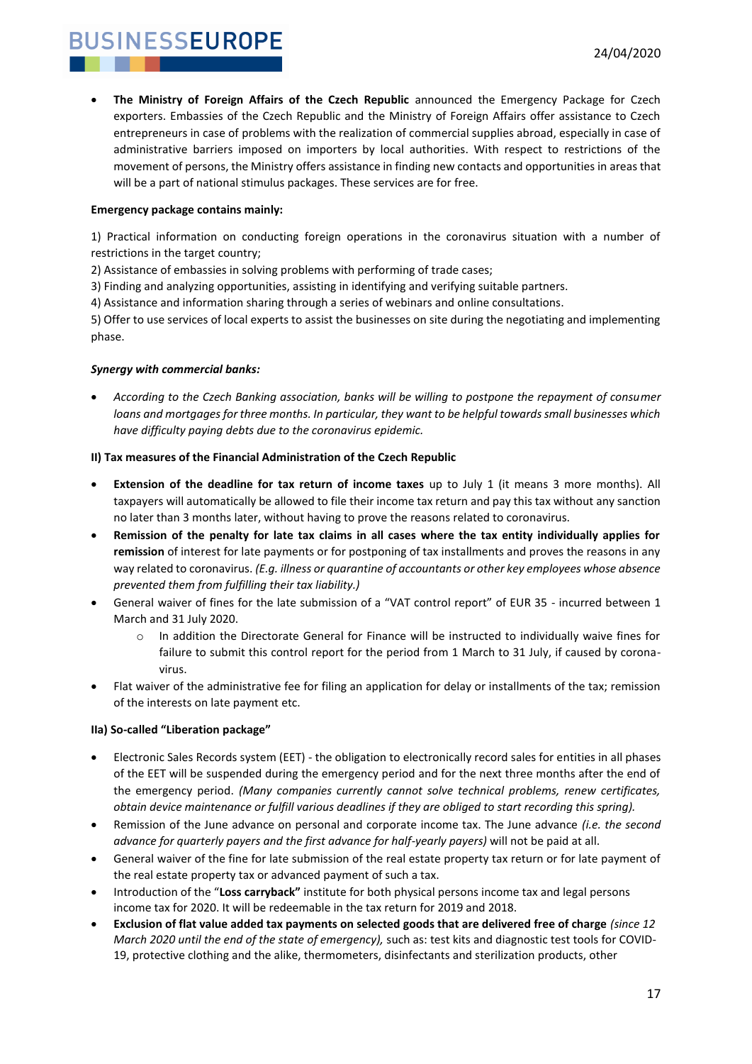- **The Ministry of Foreign Affairs of the Czech Republic** announced the Emergency Package for Czech exporters. Embassies of the Czech Republic and the Ministry of Foreign Affairs offer assistance to Czech entrepreneurs in case of problems with the realization of commercial supplies abroad, especially in case of administrative barriers imposed on importers by local authorities. With respect to restrictions of the movement of persons, the Ministry offers assistance in finding new contacts and opportunities in areas that will be a part of national stimulus packages. These services are for free.

**Emergency package contains mainly:**

1) Practical information on conducting foreign operations in the coronavirus situation with a number of restrictions in the target country;
2) Assistance of embassies in solving problems with performing of trade cases;
3) Finding and analyzing opportunities, assisting in identifying and verifying suitable partners.
4) Assistance and information sharing through a series of webinars and online consultations.
5) Offer to use services of local experts to assist the businesses on site during the negotiating and implementing phase.

***Synergy with commercial banks:***

- *According to the Czech Banking association, banks will be willing to postpone the repayment of consumer loans and mortgages for three months. In particular, they want to be helpful towards small businesses which have difficulty paying debts due to the coronavirus epidemic.*

**II) Tax measures of the Financial Administration of the Czech Republic**

- **Extension of the deadline for tax return of income taxes** up to July 1 (it means 3 more months). All taxpayers will automatically be allowed to file their income tax return and pay this tax without any sanction no later than 3 months later, without having to prove the reasons related to coronavirus.
- **Remission of the penalty for late tax claims in all cases where the tax entity individually applies for remission** of interest for late payments or for postponing of tax installments and proves the reasons in any way related to coronavirus. *(E.g. illness or quarantine of accountants or other key employees whose absence prevented them from fulfilling their tax liability.)*
- General waiver of fines for the late submission of a "VAT control report" of EUR 35 - incurred between 1 March and 31 July 2020.
  - In addition the Directorate General for Finance will be instructed to individually waive fines for failure to submit this control report for the period from 1 March to 31 July, if caused by corona-virus.
- Flat waiver of the administrative fee for filing an application for delay or installments of the tax; remission of the interests on late payment etc.

**IIa) So-called "Liberation package"**

- Electronic Sales Records system (EET) - the obligation to electronically record sales for entities in all phases of the EET will be suspended during the emergency period and for the next three months after the end of the emergency period. *(Many companies currently cannot solve technical problems, renew certificates, obtain device maintenance or fulfill various deadlines if they are obliged to start recording this spring).*
- Remission of the June advance on personal and corporate income tax. The June advance *(i.e. the second advance for quarterly payers and the first advance for half-yearly payers)* will not be paid at all.
- General waiver of the fine for late submission of the real estate property tax return or for late payment of the real estate property tax or advanced payment of such a tax.
- Introduction of the "**Loss carryback"** institute for both physical persons income tax and legal persons income tax for 2020. It will be redeemable in the tax return for 2019 and 2018.
- **Exclusion of flat value added tax payments on selected goods that are delivered free of charge** *(since 12 March 2020 until the end of the state of emergency),* such as: test kits and diagnostic test tools for COVID-19, protective clothing and the alike, thermometers, disinfectants and sterilization products, other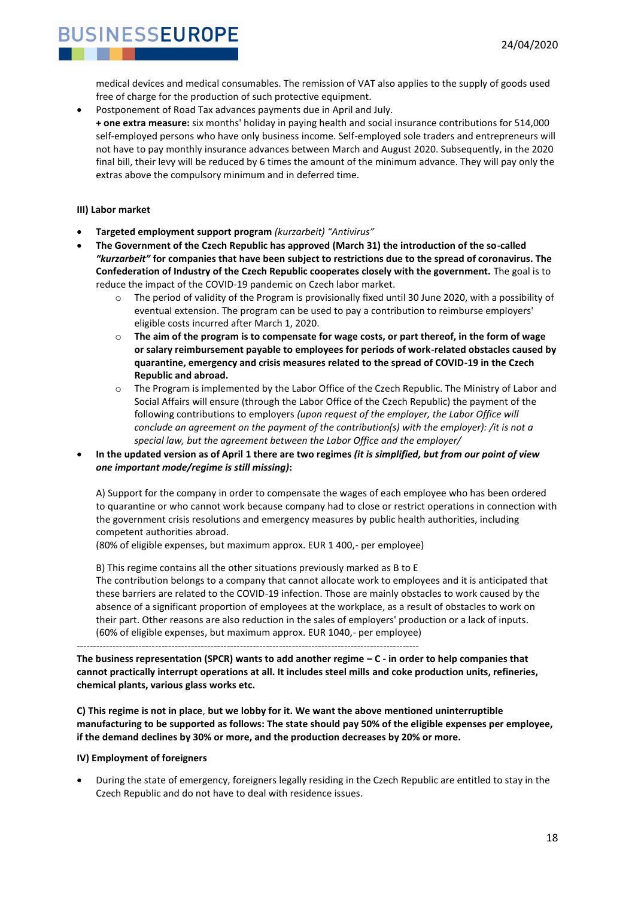medical devices and medical consumables. The remission of VAT also applies to the supply of goods used free of charge for the production of such protective equipment.

- Postponement of Road Tax advances payments due in April and July.
  **+ one extra measure:** six months' holiday in paying health and social insurance contributions for 514,000 self-employed persons who have only business income. Self-employed sole traders and entrepreneurs will not have to pay monthly insurance advances between March and August 2020. Subsequently, in the 2020 final bill, their levy will be reduced by 6 times the amount of the minimum advance. They will pay only the extras above the compulsory minimum and in deferred time.

**III) Labor market**

- **Targeted employment support program** *(kurzarbeit) "Antivirus"*
- **The Government of the Czech Republic has approved (March 31) the introduction of the so-called *"kurzarbeit"* for companies that have been subject to restrictions due to the spread of coronavirus. The Confederation of Industry of the Czech Republic cooperates closely with the government.** The goal is to reduce the impact of the COVID-19 pandemic on Czech labor market.
  - The period of validity of the Program is provisionally fixed until 30 June 2020, with a possibility of eventual extension. The program can be used to pay a contribution to reimburse employers' eligible costs incurred after March 1, 2020.
  - **The aim of the program is to compensate for wage costs, or part thereof, in the form of wage or salary reimbursement payable to employees for periods of work-related obstacles caused by quarantine, emergency and crisis measures related to the spread of COVID-19 in the Czech Republic and abroad.**
  - The Program is implemented by the Labor Office of the Czech Republic. The Ministry of Labor and Social Affairs will ensure (through the Labor Office of the Czech Republic) the payment of the following contributions to employers *(upon request of the employer, the Labor Office will conclude an agreement on the payment of the contribution(s) with the employer): /it is not a special law, but the agreement between the Labor Office and the employer/*
- **In the updated version as of April 1 there are two regimes *(it is simplified, but from our point of view one important mode/regime is still missing)*:**

  A) Support for the company in order to compensate the wages of each employee who has been ordered to quarantine or who cannot work because company had to close or restrict operations in connection with the government crisis resolutions and emergency measures by public health authorities, including competent authorities abroad.
  (80% of eligible expenses, but maximum approx. EUR 1 400,- per employee)

  B) This regime contains all the other situations previously marked as B to E
  The contribution belongs to a company that cannot allocate work to employees and it is anticipated that these barriers are related to the COVID-19 infection. Those are mainly obstacles to work caused by the absence of a significant proportion of employees at the workplace, as a result of obstacles to work on their part. Other reasons are also reduction in the sales of employers' production or a lack of inputs.
  (60% of eligible expenses, but maximum approx. EUR 1040,- per employee)

---

**The business representation (SPCR) wants to add another regime – C - in order to help companies that cannot practically interrupt operations at all. It includes steel mills and coke production units, refineries, chemical plants, various glass works etc.**

**C) This regime is not in place**, **but we lobby for it. We want the above mentioned uninterruptible manufacturing to be supported as follows: The state should pay 50% of the eligible expenses per employee, if the demand declines by 30% or more, and the production decreases by 20% or more.**

**IV) Employment of foreigners**

- During the state of emergency, foreigners legally residing in the Czech Republic are entitled to stay in the Czech Republic and do not have to deal with residence issues.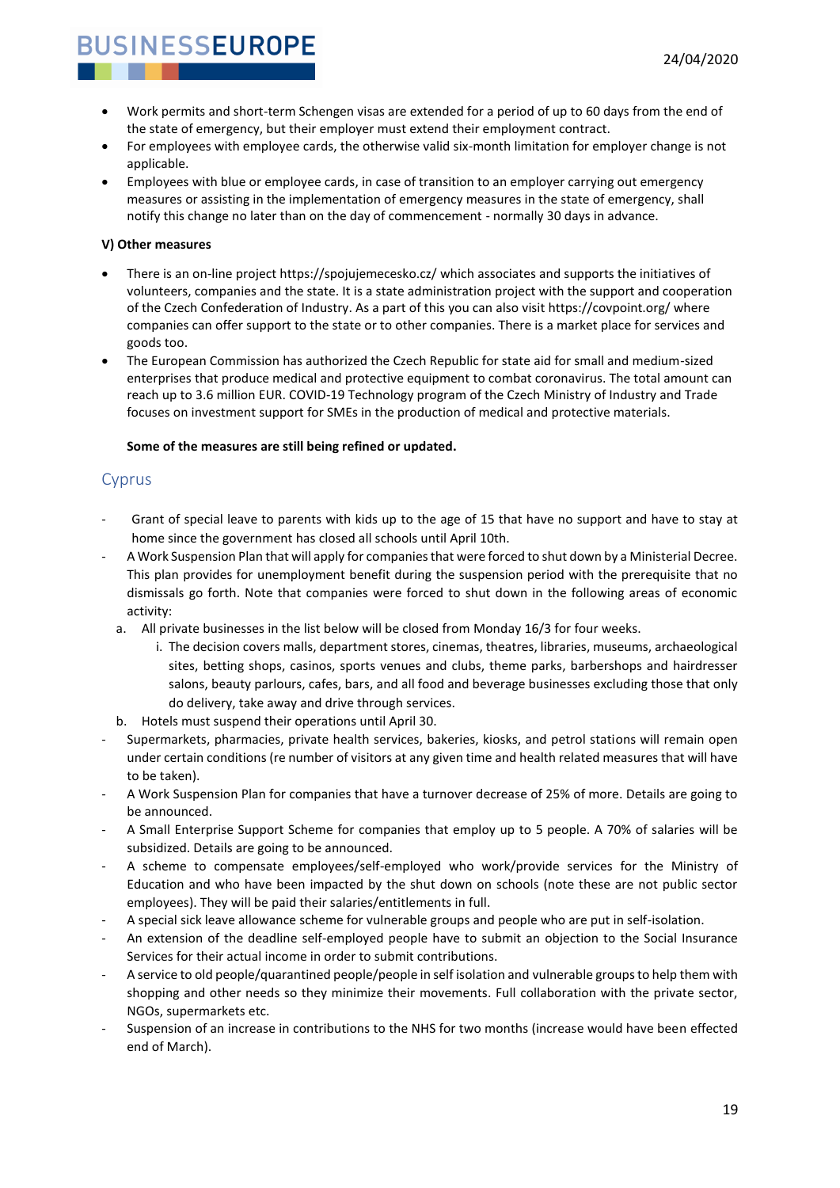- Work permits and short-term Schengen visas are extended for a period of up to 60 days from the end of the state of emergency, but their employer must extend their employment contract.
- For employees with employee cards, the otherwise valid six-month limitation for employer change is not applicable.
- Employees with blue or employee cards, in case of transition to an employer carrying out emergency measures or assisting in the implementation of emergency measures in the state of emergency, shall notify this change no later than on the day of commencement - normally 30 days in advance.

**V) Other measures**

- There is an on-line project https://spojujemecesko.cz/ which associates and supports the initiatives of volunteers, companies and the state. It is a state administration project with the support and cooperation of the Czech Confederation of Industry. As a part of this you can also visit https://covpoint.org/ where companies can offer support to the state or to other companies. There is a market place for services and goods too.
- The European Commission has authorized the Czech Republic for state aid for small and medium-sized enterprises that produce medical and protective equipment to combat coronavirus. The total amount can reach up to 3.6 million EUR. COVID-19 Technology program of the Czech Ministry of Industry and Trade focuses on investment support for SMEs in the production of medical and protective materials.

**Some of the measures are still being refined or updated.**

## Cyprus

- Grant of special leave to parents with kids up to the age of 15 that have no support and have to stay at home since the government has closed all schools until April 10th.
- A Work Suspension Plan that will apply for companies that were forced to shut down by a Ministerial Decree. This plan provides for unemployment benefit during the suspension period with the prerequisite that no dismissals go forth. Note that companies were forced to shut down in the following areas of economic activity:
  a. All private businesses in the list below will be closed from Monday 16/3 for four weeks.
     i. The decision covers malls, department stores, cinemas, theatres, libraries, museums, archaeological sites, betting shops, casinos, sports venues and clubs, theme parks, barbershops and hairdresser salons, beauty parlours, cafes, bars, and all food and beverage businesses excluding those that only do delivery, take away and drive through services.
  b. Hotels must suspend their operations until April 30.
- Supermarkets, pharmacies, private health services, bakeries, kiosks, and petrol stations will remain open under certain conditions (re number of visitors at any given time and health related measures that will have to be taken).
- A Work Suspension Plan for companies that have a turnover decrease of 25% of more. Details are going to be announced.
- A Small Enterprise Support Scheme for companies that employ up to 5 people. A 70% of salaries will be subsidized. Details are going to be announced.
- A scheme to compensate employees/self-employed who work/provide services for the Ministry of Education and who have been impacted by the shut down on schools (note these are not public sector employees). They will be paid their salaries/entitlements in full.
- A special sick leave allowance scheme for vulnerable groups and people who are put in self-isolation.
- An extension of the deadline self-employed people have to submit an objection to the Social Insurance Services for their actual income in order to submit contributions.
- A service to old people/quarantined people/people in self isolation and vulnerable groups to help them with shopping and other needs so they minimize their movements. Full collaboration with the private sector, NGOs, supermarkets etc.
- Suspension of an increase in contributions to the NHS for two months (increase would have been effected end of March).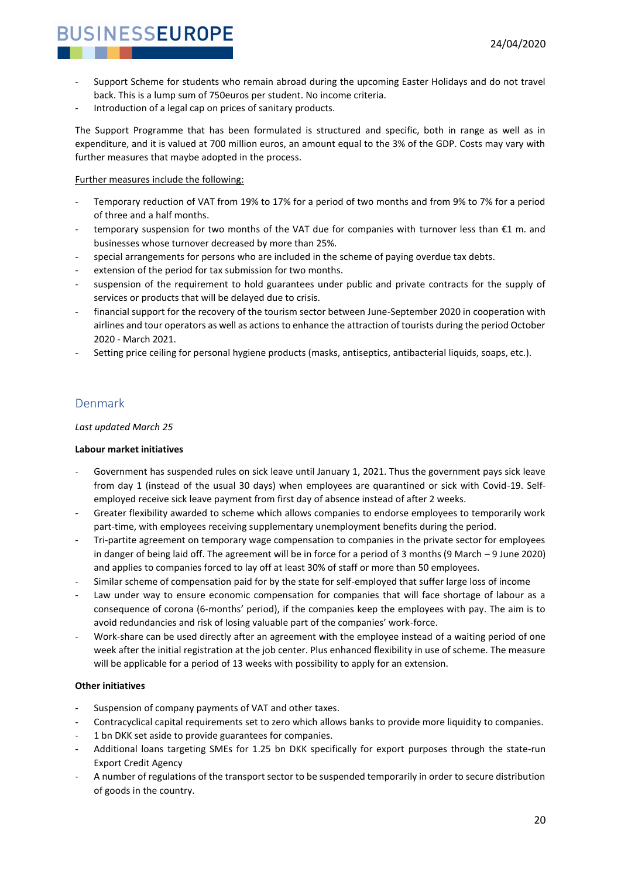- Support Scheme for students who remain abroad during the upcoming Easter Holidays and do not travel back. This is a lump sum of 750euros per student. No income criteria.
- Introduction of a legal cap on prices of sanitary products.

The Support Programme that has been formulated is structured and specific, both in range as well as in expenditure, and it is valued at 700 million euros, an amount equal to the 3% of the GDP. Costs may vary with further measures that maybe adopted in the process.

<u>Further measures include the following:</u>

- Temporary reduction of VAT from 19% to 17% for a period of two months and from 9% to 7% for a period of three and a half months.
- temporary suspension for two months of the VAT due for companies with turnover less than €1 m. and businesses whose turnover decreased by more than 25%.
- special arrangements for persons who are included in the scheme of paying overdue tax debts.
- extension of the period for tax submission for two months.
- suspension of the requirement to hold guarantees under public and private contracts for the supply of services or products that will be delayed due to crisis.
- financial support for the recovery of the tourism sector between June-September 2020 in cooperation with airlines and tour operators as well as actions to enhance the attraction of tourists during the period October 2020 - March 2021.
- Setting price ceiling for personal hygiene products (masks, antiseptics, antibacterial liquids, soaps, etc.).

## Denmark

*Last updated March 25*

**Labour market initiatives**

- Government has suspended rules on sick leave until January 1, 2021. Thus the government pays sick leave from day 1 (instead of the usual 30 days) when employees are quarantined or sick with Covid-19. Self-employed receive sick leave payment from first day of absence instead of after 2 weeks.
- Greater flexibility awarded to scheme which allows companies to endorse employees to temporarily work part-time, with employees receiving supplementary unemployment benefits during the period.
- Tri-partite agreement on temporary wage compensation to companies in the private sector for employees in danger of being laid off. The agreement will be in force for a period of 3 months (9 March – 9 June 2020) and applies to companies forced to lay off at least 30% of staff or more than 50 employees.
- Similar scheme of compensation paid for by the state for self-employed that suffer large loss of income
- Law under way to ensure economic compensation for companies that will face shortage of labour as a consequence of corona (6-months' period), if the companies keep the employees with pay. The aim is to avoid redundancies and risk of losing valuable part of the companies' work-force.
- Work-share can be used directly after an agreement with the employee instead of a waiting period of one week after the initial registration at the job center. Plus enhanced flexibility in use of scheme. The measure will be applicable for a period of 13 weeks with possibility to apply for an extension.

**Other initiatives**

- Suspension of company payments of VAT and other taxes.
- Contracyclical capital requirements set to zero which allows banks to provide more liquidity to companies.
- 1 bn DKK set aside to provide guarantees for companies.
- Additional loans targeting SMEs for 1.25 bn DKK specifically for export purposes through the state-run Export Credit Agency
- A number of regulations of the transport sector to be suspended temporarily in order to secure distribution of goods in the country.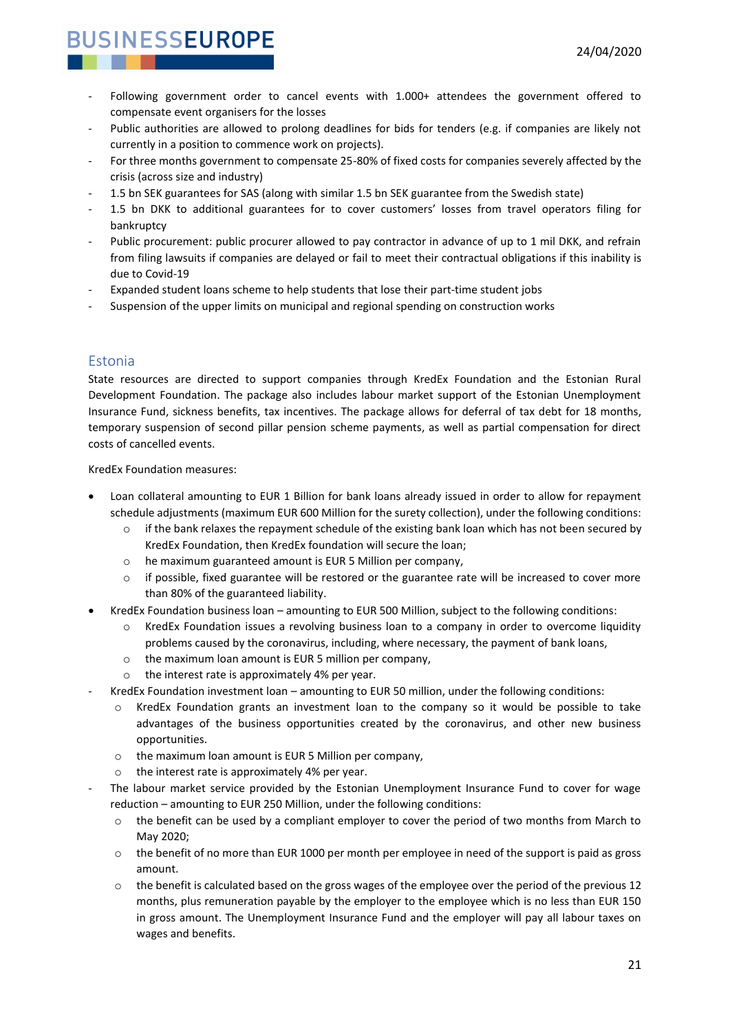- Following government order to cancel events with 1.000+ attendees the government offered to compensate event organisers for the losses
- Public authorities are allowed to prolong deadlines for bids for tenders (e.g. if companies are likely not currently in a position to commence work on projects).
- For three months government to compensate 25-80% of fixed costs for companies severely affected by the crisis (across size and industry)
- 1.5 bn SEK guarantees for SAS (along with similar 1.5 bn SEK guarantee from the Swedish state)
- 1.5 bn DKK to additional guarantees for to cover customers' losses from travel operators filing for bankruptcy
- Public procurement: public procurer allowed to pay contractor in advance of up to 1 mil DKK, and refrain from filing lawsuits if companies are delayed or fail to meet their contractual obligations if this inability is due to Covid-19
- Expanded student loans scheme to help students that lose their part-time student jobs
- Suspension of the upper limits on municipal and regional spending on construction works

## Estonia

State resources are directed to support companies through KredEx Foundation and the Estonian Rural Development Foundation. The package also includes labour market support of the Estonian Unemployment Insurance Fund, sickness benefits, tax incentives. The package allows for deferral of tax debt for 18 months, temporary suspension of second pillar pension scheme payments, as well as partial compensation for direct costs of cancelled events.

KredEx Foundation measures:

- Loan collateral amounting to EUR 1 Billion for bank loans already issued in order to allow for repayment schedule adjustments (maximum EUR 600 Million for the surety collection), under the following conditions:
  - if the bank relaxes the repayment schedule of the existing bank loan which has not been secured by KredEx Foundation, then KredEx foundation will secure the loan;
  - he maximum guaranteed amount is EUR 5 Million per company,
  - if possible, fixed guarantee will be restored or the guarantee rate will be increased to cover more than 80% of the guaranteed liability.
- KredEx Foundation business loan – amounting to EUR 500 Million, subject to the following conditions:
  - KredEx Foundation issues a revolving business loan to a company in order to overcome liquidity problems caused by the coronavirus, including, where necessary, the payment of bank loans,
  - the maximum loan amount is EUR 5 million per company,
  - the interest rate is approximately 4% per year.
- KredEx Foundation investment loan – amounting to EUR 50 million, under the following conditions:
  - KredEx Foundation grants an investment loan to the company so it would be possible to take advantages of the business opportunities created by the coronavirus, and other new business opportunities.
  - the maximum loan amount is EUR 5 Million per company,
  - the interest rate is approximately 4% per year.
- The labour market service provided by the Estonian Unemployment Insurance Fund to cover for wage reduction – amounting to EUR 250 Million, under the following conditions:
  - the benefit can be used by a compliant employer to cover the period of two months from March to May 2020;
  - the benefit of no more than EUR 1000 per month per employee in need of the support is paid as gross amount.
  - the benefit is calculated based on the gross wages of the employee over the period of the previous 12 months, plus remuneration payable by the employer to the employee which is no less than EUR 150 in gross amount. The Unemployment Insurance Fund and the employer will pay all labour taxes on wages and benefits.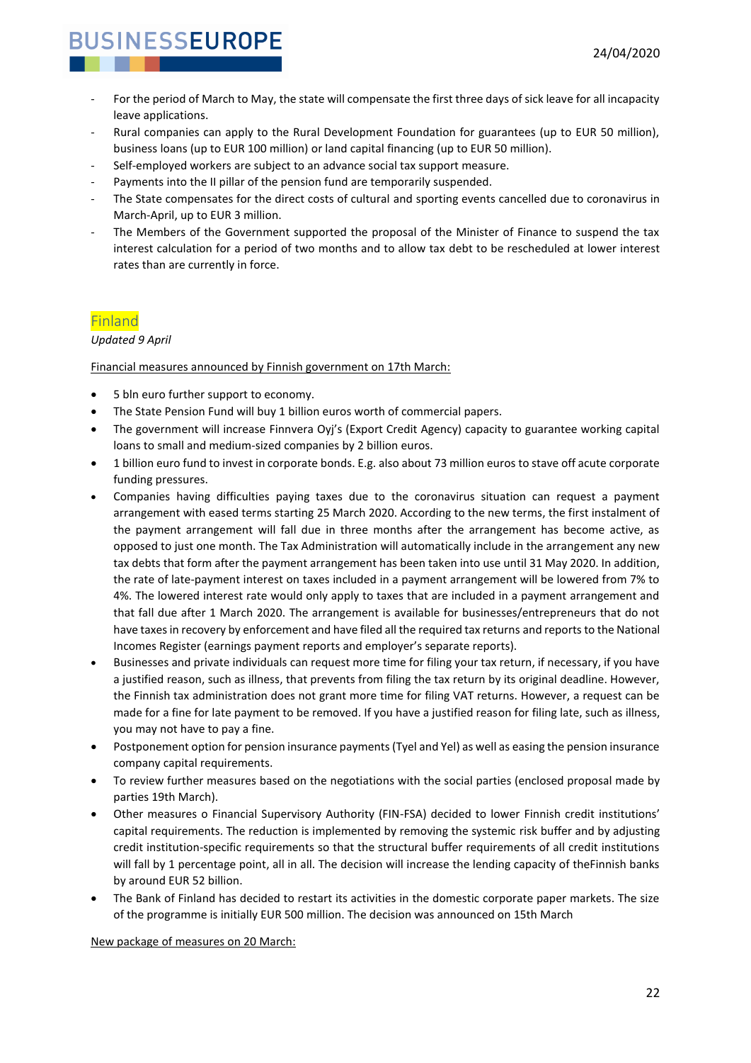- For the period of March to May, the state will compensate the first three days of sick leave for all incapacity leave applications.
- Rural companies can apply to the Rural Development Foundation for guarantees (up to EUR 50 million), business loans (up to EUR 100 million) or land capital financing (up to EUR 50 million).
- Self-employed workers are subject to an advance social tax support measure.
- Payments into the II pillar of the pension fund are temporarily suspended.
- The State compensates for the direct costs of cultural and sporting events cancelled due to coronavirus in March-April, up to EUR 3 million.
- The Members of the Government supported the proposal of the Minister of Finance to suspend the tax interest calculation for a period of two months and to allow tax debt to be rescheduled at lower interest rates than are currently in force.

## Finland

*Updated 9 April*

Financial measures announced by Finnish government on 17th March:

- 5 bln euro further support to economy.
- The State Pension Fund will buy 1 billion euros worth of commercial papers.
- The government will increase Finnvera Oyj's (Export Credit Agency) capacity to guarantee working capital loans to small and medium-sized companies by 2 billion euros.
- 1 billion euro fund to invest in corporate bonds. E.g. also about 73 million euros to stave off acute corporate funding pressures.
- Companies having difficulties paying taxes due to the coronavirus situation can request a payment arrangement with eased terms starting 25 March 2020. According to the new terms, the first instalment of the payment arrangement will fall due in three months after the arrangement has become active, as opposed to just one month. The Tax Administration will automatically include in the arrangement any new tax debts that form after the payment arrangement has been taken into use until 31 May 2020. In addition, the rate of late-payment interest on taxes included in a payment arrangement will be lowered from 7% to 4%. The lowered interest rate would only apply to taxes that are included in a payment arrangement and that fall due after 1 March 2020. The arrangement is available for businesses/entrepreneurs that do not have taxes in recovery by enforcement and have filed all the required tax returns and reports to the National Incomes Register (earnings payment reports and employer's separate reports).
- Businesses and private individuals can request more time for filing your tax return, if necessary, if you have a justified reason, such as illness, that prevents from filing the tax return by its original deadline. However, the Finnish tax administration does not grant more time for filing VAT returns. However, a request can be made for a fine for late payment to be removed. If you have a justified reason for filing late, such as illness, you may not have to pay a fine.
- Postponement option for pension insurance payments (Tyel and Yel) as well as easing the pension insurance company capital requirements.
- To review further measures based on the negotiations with the social parties (enclosed proposal made by parties 19th March).
- Other measures o Financial Supervisory Authority (FIN-FSA) decided to lower Finnish credit institutions' capital requirements. The reduction is implemented by removing the systemic risk buffer and by adjusting credit institution-specific requirements so that the structural buffer requirements of all credit institutions will fall by 1 percentage point, all in all. The decision will increase the lending capacity of theFinnish banks by around EUR 52 billion.
- The Bank of Finland has decided to restart its activities in the domestic corporate paper markets. The size of the programme is initially EUR 500 million. The decision was announced on 15th March

New package of measures on 20 March: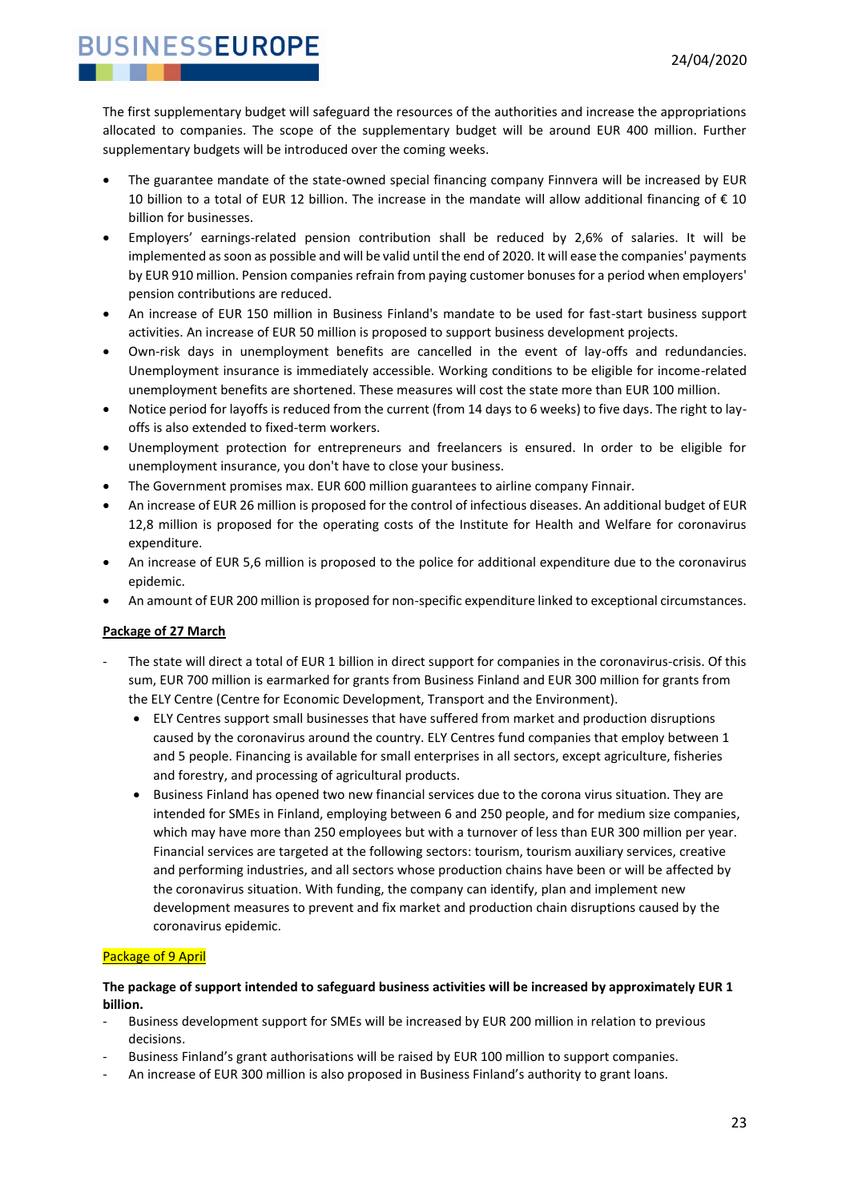The first supplementary budget will safeguard the resources of the authorities and increase the appropriations allocated to companies. The scope of the supplementary budget will be around EUR 400 million. Further supplementary budgets will be introduced over the coming weeks.

- The guarantee mandate of the state-owned special financing company Finnvera will be increased by EUR 10 billion to a total of EUR 12 billion. The increase in the mandate will allow additional financing of € 10 billion for businesses.
- Employers' earnings-related pension contribution shall be reduced by 2,6% of salaries. It will be implemented as soon as possible and will be valid until the end of 2020. It will ease the companies' payments by EUR 910 million. Pension companies refrain from paying customer bonuses for a period when employers' pension contributions are reduced.
- An increase of EUR 150 million in Business Finland's mandate to be used for fast-start business support activities. An increase of EUR 50 million is proposed to support business development projects.
- Own-risk days in unemployment benefits are cancelled in the event of lay-offs and redundancies. Unemployment insurance is immediately accessible. Working conditions to be eligible for income-related unemployment benefits are shortened. These measures will cost the state more than EUR 100 million.
- Notice period for layoffs is reduced from the current (from 14 days to 6 weeks) to five days. The right to lay-offs is also extended to fixed-term workers.
- Unemployment protection for entrepreneurs and freelancers is ensured. In order to be eligible for unemployment insurance, you don't have to close your business.
- The Government promises max. EUR 600 million guarantees to airline company Finnair.
- An increase of EUR 26 million is proposed for the control of infectious diseases. An additional budget of EUR 12,8 million is proposed for the operating costs of the Institute for Health and Welfare for coronavirus expenditure.
- An increase of EUR 5,6 million is proposed to the police for additional expenditure due to the coronavirus epidemic.
- An amount of EUR 200 million is proposed for non-specific expenditure linked to exceptional circumstances.

**Package of 27 March**

- The state will direct a total of EUR 1 billion in direct support for companies in the coronavirus-crisis. Of this sum, EUR 700 million is earmarked for grants from Business Finland and EUR 300 million for grants from the ELY Centre (Centre for Economic Development, Transport and the Environment).
  - ELY Centres support small businesses that have suffered from market and production disruptions caused by the coronavirus around the country. ELY Centres fund companies that employ between 1 and 5 people. Financing is available for small enterprises in all sectors, except agriculture, fisheries and forestry, and processing of agricultural products.
  - Business Finland has opened two new financial services due to the corona virus situation. They are intended for SMEs in Finland, employing between 6 and 250 people, and for medium size companies, which may have more than 250 employees but with a turnover of less than EUR 300 million per year. Financial services are targeted at the following sectors: tourism, tourism auxiliary services, creative and performing industries, and all sectors whose production chains have been or will be affected by the coronavirus situation. With funding, the company can identify, plan and implement new development measures to prevent and fix market and production chain disruptions caused by the coronavirus epidemic.

**Package of 9 April**

**The package of support intended to safeguard business activities will be increased by approximately EUR 1 billion.**

- Business development support for SMEs will be increased by EUR 200 million in relation to previous decisions.
- Business Finland's grant authorisations will be raised by EUR 100 million to support companies.
- An increase of EUR 300 million is also proposed in Business Finland's authority to grant loans.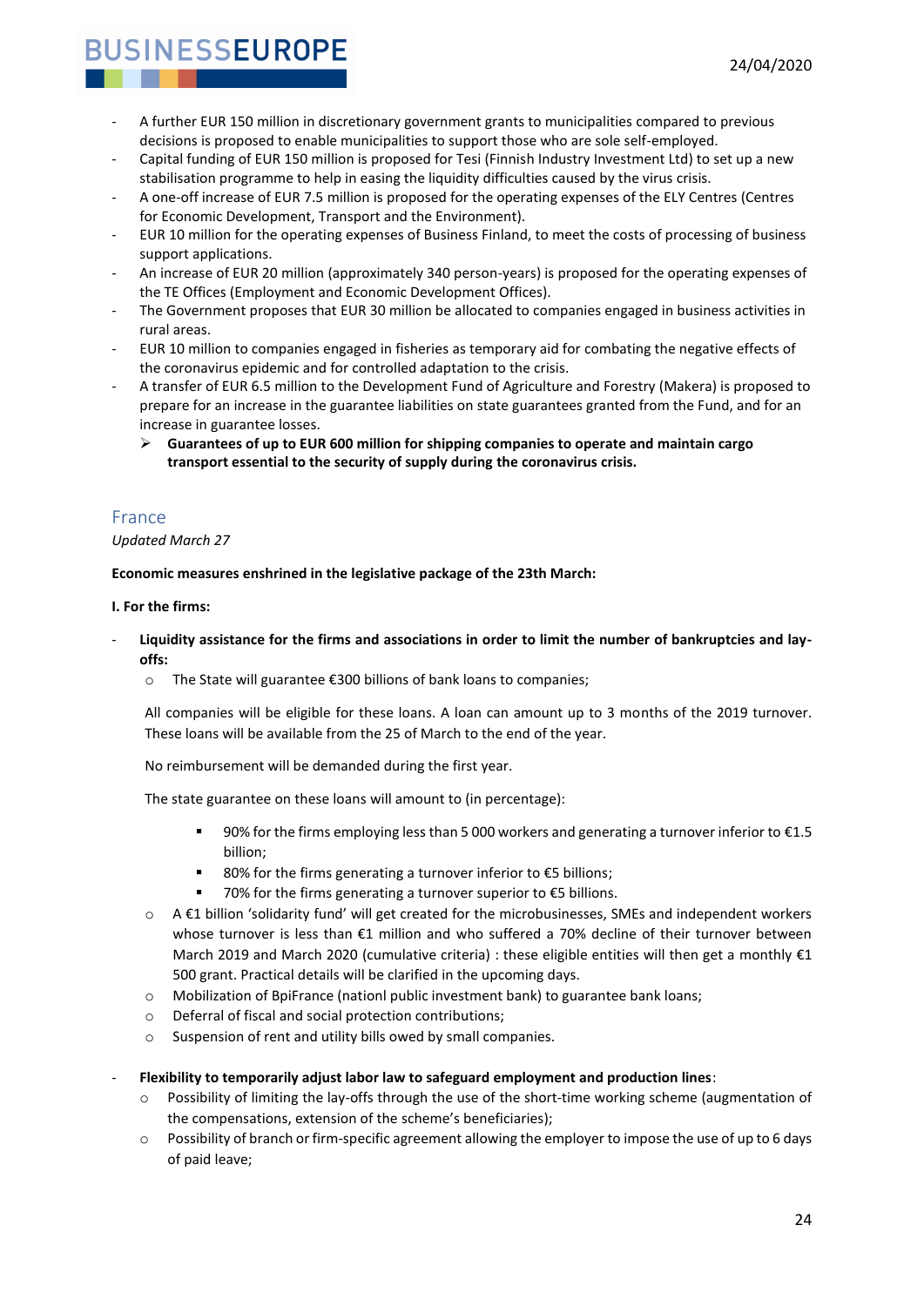- A further EUR 150 million in discretionary government grants to municipalities compared to previous decisions is proposed to enable municipalities to support those who are sole self-employed.
- Capital funding of EUR 150 million is proposed for Tesi (Finnish Industry Investment Ltd) to set up a new stabilisation programme to help in easing the liquidity difficulties caused by the virus crisis.
- A one-off increase of EUR 7.5 million is proposed for the operating expenses of the ELY Centres (Centres for Economic Development, Transport and the Environment).
- EUR 10 million for the operating expenses of Business Finland, to meet the costs of processing of business support applications.
- An increase of EUR 20 million (approximately 340 person-years) is proposed for the operating expenses of the TE Offices (Employment and Economic Development Offices).
- The Government proposes that EUR 30 million be allocated to companies engaged in business activities in rural areas.
- EUR 10 million to companies engaged in fisheries as temporary aid for combating the negative effects of the coronavirus epidemic and for controlled adaptation to the crisis.
- A transfer of EUR 6.5 million to the Development Fund of Agriculture and Forestry (Makera) is proposed to prepare for an increase in the guarantee liabilities on state guarantees granted from the Fund, and for an increase in guarantee losses.
  - **Guarantees of up to EUR 600 million for shipping companies to operate and maintain cargo transport essential to the security of supply during the coronavirus crisis.**

## France

*Updated March 27*

**Economic measures enshrined in the legislative package of the 23th March:**

**I. For the firms:**

- **Liquidity assistance for the firms and associations in order to limit the number of bankruptcies and lay-offs:**
  - The State will guarantee €300 billions of bank loans to companies;

    All companies will be eligible for these loans. A loan can amount up to 3 months of the 2019 turnover. These loans will be available from the 25 of March to the end of the year.

    No reimbursement will be demanded during the first year.

    The state guarantee on these loans will amount to (in percentage):

    - 90% for the firms employing less than 5 000 workers and generating a turnover inferior to €1.5 billion;
    - 80% for the firms generating a turnover inferior to €5 billions;
    - 70% for the firms generating a turnover superior to €5 billions.
  - A €1 billion 'solidarity fund' will get created for the microbusinesses, SMEs and independent workers whose turnover is less than €1 million and who suffered a 70% decline of their turnover between March 2019 and March 2020 (cumulative criteria) : these eligible entities will then get a monthly €1 500 grant. Practical details will be clarified in the upcoming days.
  - Mobilization of BpiFrance (nationl public investment bank) to guarantee bank loans;
  - Deferral of fiscal and social protection contributions;
  - Suspension of rent and utility bills owed by small companies.

- **Flexibility to temporarily adjust labor law to safeguard employment and production lines**:
  - Possibility of limiting the lay-offs through the use of the short-time working scheme (augmentation of the compensations, extension of the scheme's beneficiaries);
  - Possibility of branch or firm-specific agreement allowing the employer to impose the use of up to 6 days of paid leave;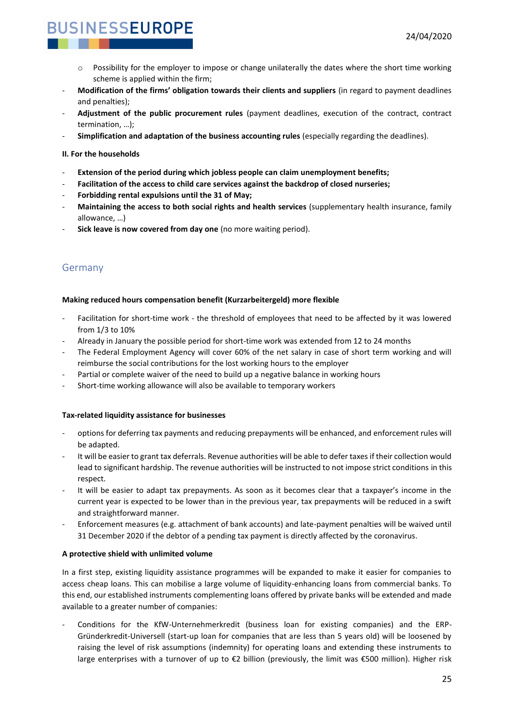- Possibility for the employer to impose or change unilaterally the dates where the short time working scheme is applied within the firm;
- **Modification of the firms' obligation towards their clients and suppliers** (in regard to payment deadlines and penalties);
- **Adjustment of the public procurement rules** (payment deadlines, execution of the contract, contract termination, …);
- **Simplification and adaptation of the business accounting rules** (especially regarding the deadlines).

**II. For the households**

- **Extension of the period during which jobless people can claim unemployment benefits;**
- **Facilitation of the access to child care services against the backdrop of closed nurseries;**
- **Forbidding rental expulsions until the 31 of May;**
- **Maintaining the access to both social rights and health services** (supplementary health insurance, family allowance, …)
- **Sick leave is now covered from day one** (no more waiting period).

## Germany

**Making reduced hours compensation benefit (Kurzarbeitergeld) more flexible**

- Facilitation for short-time work - the threshold of employees that need to be affected by it was lowered from 1/3 to 10%
- Already in January the possible period for short-time work was extended from 12 to 24 months
- The Federal Employment Agency will cover 60% of the net salary in case of short term working and will reimburse the social contributions for the lost working hours to the employer
- Partial or complete waiver of the need to build up a negative balance in working hours
- Short-time working allowance will also be available to temporary workers

**Tax-related liquidity assistance for businesses**

- options for deferring tax payments and reducing prepayments will be enhanced, and enforcement rules will be adapted.
- It will be easier to grant tax deferrals. Revenue authorities will be able to defer taxes if their collection would lead to significant hardship. The revenue authorities will be instructed to not impose strict conditions in this respect.
- It will be easier to adapt tax prepayments. As soon as it becomes clear that a taxpayer's income in the current year is expected to be lower than in the previous year, tax prepayments will be reduced in a swift and straightforward manner.
- Enforcement measures (e.g. attachment of bank accounts) and late-payment penalties will be waived until 31 December 2020 if the debtor of a pending tax payment is directly affected by the coronavirus.

**A protective shield with unlimited volume**

In a first step, existing liquidity assistance programmes will be expanded to make it easier for companies to access cheap loans. This can mobilise a large volume of liquidity-enhancing loans from commercial banks. To this end, our established instruments complementing loans offered by private banks will be extended and made available to a greater number of companies:

- Conditions for the KfW-Unternehmerkredit (business loan for existing companies) and the ERP-Gründerkredit-Universell (start-up loan for companies that are less than 5 years old) will be loosened by raising the level of risk assumptions (indemnity) for operating loans and extending these instruments to large enterprises with a turnover of up to €2 billion (previously, the limit was €500 million). Higher risk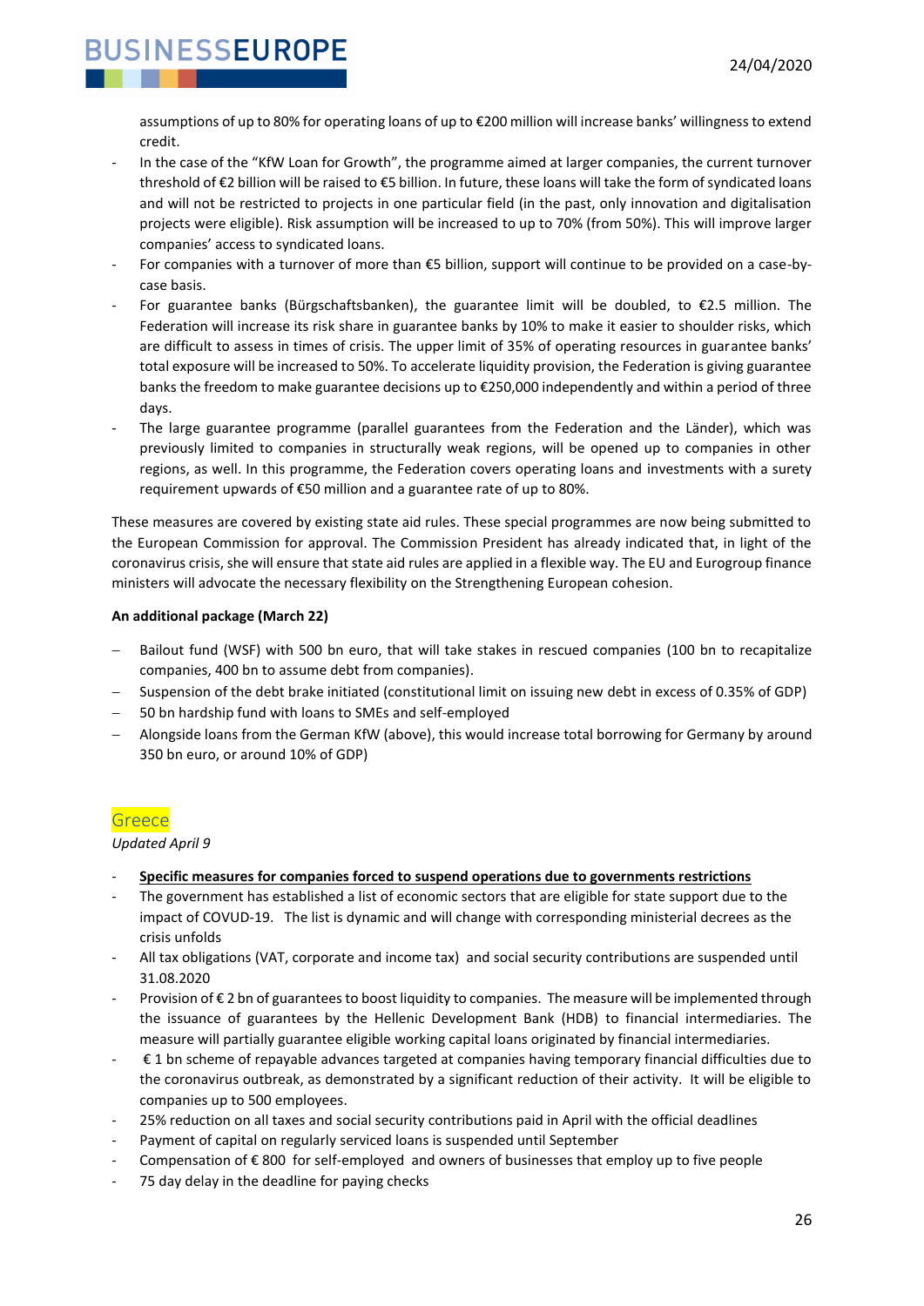assumptions of up to 80% for operating loans of up to €200 million will increase banks' willingness to extend credit.

- In the case of the "KfW Loan for Growth", the programme aimed at larger companies, the current turnover threshold of €2 billion will be raised to €5 billion. In future, these loans will take the form of syndicated loans and will not be restricted to projects in one particular field (in the past, only innovation and digitalisation projects were eligible). Risk assumption will be increased to up to 70% (from 50%). This will improve larger companies' access to syndicated loans.
- For companies with a turnover of more than €5 billion, support will continue to be provided on a case-by-case basis.
- For guarantee banks (Bürgschaftsbanken), the guarantee limit will be doubled, to €2.5 million. The Federation will increase its risk share in guarantee banks by 10% to make it easier to shoulder risks, which are difficult to assess in times of crisis. The upper limit of 35% of operating resources in guarantee banks' total exposure will be increased to 50%. To accelerate liquidity provision, the Federation is giving guarantee banks the freedom to make guarantee decisions up to €250,000 independently and within a period of three days.
- The large guarantee programme (parallel guarantees from the Federation and the Länder), which was previously limited to companies in structurally weak regions, will be opened up to companies in other regions, as well. In this programme, the Federation covers operating loans and investments with a surety requirement upwards of €50 million and a guarantee rate of up to 80%.

These measures are covered by existing state aid rules. These special programmes are now being submitted to the European Commission for approval. The Commission President has already indicated that, in light of the coronavirus crisis, she will ensure that state aid rules are applied in a flexible way. The EU and Eurogroup finance ministers will advocate the necessary flexibility on the Strengthening European cohesion.

**An additional package (March 22)**

- Bailout fund (WSF) with 500 bn euro, that will take stakes in rescued companies (100 bn to recapitalize companies, 400 bn to assume debt from companies).
- Suspension of the debt brake initiated (constitutional limit on issuing new debt in excess of 0.35% of GDP)
- 50 bn hardship fund with loans to SMEs and self-employed
- Alongside loans from the German KfW (above), this would increase total borrowing for Germany by around 350 bn euro, or around 10% of GDP)

## Greece

*Updated April 9*

- **Specific measures for companies forced to suspend operations due to governments restrictions**
- The government has established a list of economic sectors that are eligible for state support due to the impact of COVUD-19. The list is dynamic and will change with corresponding ministerial decrees as the crisis unfolds
- All tax obligations (VAT, corporate and income tax) and social security contributions are suspended until 31.08.2020
- Provision of € 2 bn of guarantees to boost liquidity to companies. The measure will be implemented through the issuance of guarantees by the Hellenic Development Bank (HDB) to financial intermediaries. The measure will partially guarantee eligible working capital loans originated by financial intermediaries.
- € 1 bn scheme of repayable advances targeted at companies having temporary financial difficulties due to the coronavirus outbreak, as demonstrated by a significant reduction of their activity. It will be eligible to companies up to 500 employees.
- 25% reduction on all taxes and social security contributions paid in April with the official deadlines
- Payment of capital on regularly serviced loans is suspended until September
- Compensation of € 800 for self-employed and owners of businesses that employ up to five people
- 75 day delay in the deadline for paying checks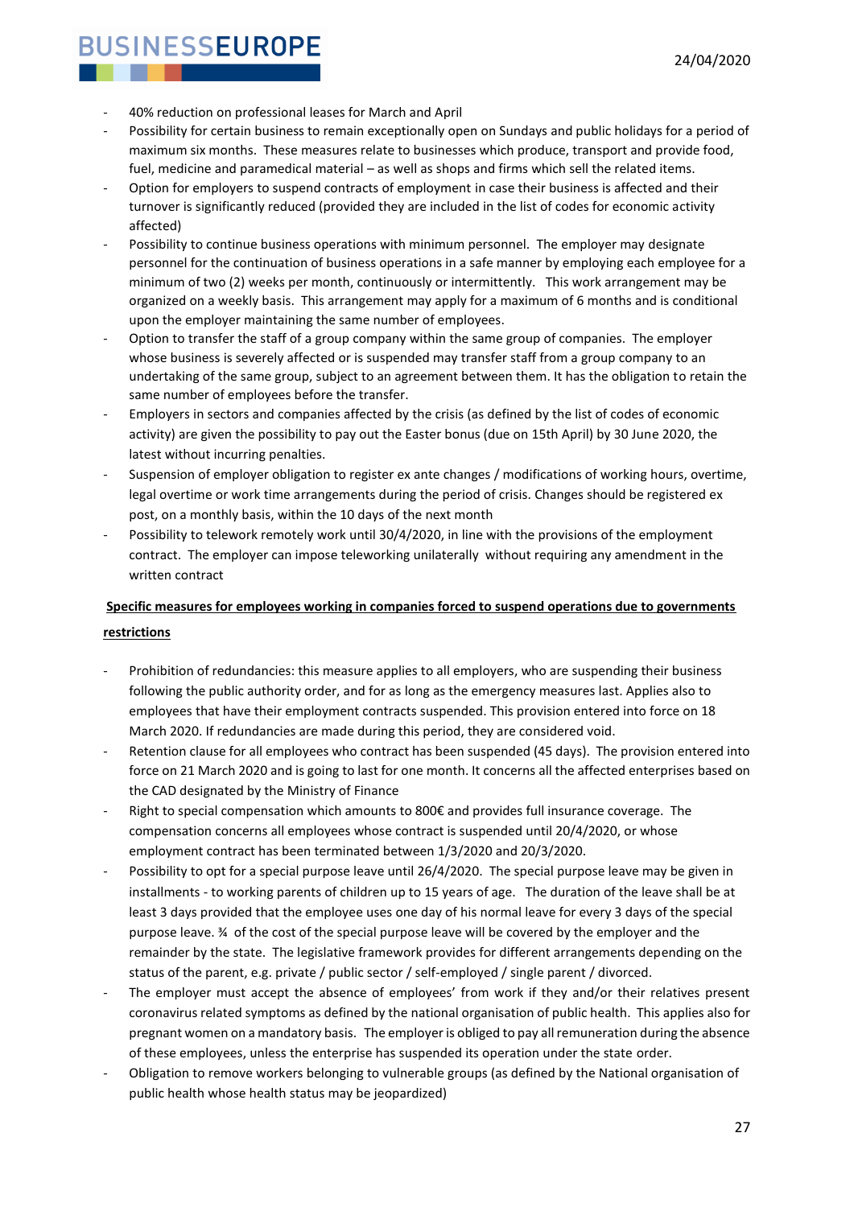- 40% reduction on professional leases for March and April
- Possibility for certain business to remain exceptionally open on Sundays and public holidays for a period of maximum six months. These measures relate to businesses which produce, transport and provide food, fuel, medicine and paramedical material – as well as shops and firms which sell the related items.
- Option for employers to suspend contracts of employment in case their business is affected and their turnover is significantly reduced (provided they are included in the list of codes for economic activity affected)
- Possibility to continue business operations with minimum personnel. The employer may designate personnel for the continuation of business operations in a safe manner by employing each employee for a minimum of two (2) weeks per month, continuously or intermittently. This work arrangement may be organized on a weekly basis. This arrangement may apply for a maximum of 6 months and is conditional upon the employer maintaining the same number of employees.
- Option to transfer the staff of a group company within the same group of companies. The employer whose business is severely affected or is suspended may transfer staff from a group company to an undertaking of the same group, subject to an agreement between them. It has the obligation to retain the same number of employees before the transfer.
- Employers in sectors and companies affected by the crisis (as defined by the list of codes of economic activity) are given the possibility to pay out the Easter bonus (due on 15th April) by 30 June 2020, the latest without incurring penalties.
- Suspension of employer obligation to register ex ante changes / modifications of working hours, overtime, legal overtime or work time arrangements during the period of crisis. Changes should be registered ex post, on a monthly basis, within the 10 days of the next month
- Possibility to telework remotely work until 30/4/2020, in line with the provisions of the employment contract. The employer can impose teleworking unilaterally without requiring any amendment in the written contract

**<u>Specific measures for employees working in companies forced to suspend operations due to governments restrictions</u>**

- Prohibition of redundancies: this measure applies to all employers, who are suspending their business following the public authority order, and for as long as the emergency measures last. Applies also to employees that have their employment contracts suspended. This provision entered into force on 18 March 2020. If redundancies are made during this period, they are considered void.
- Retention clause for all employees who contract has been suspended (45 days). The provision entered into force on 21 March 2020 and is going to last for one month. It concerns all the affected enterprises based on the CAD designated by the Ministry of Finance
- Right to special compensation which amounts to 800€ and provides full insurance coverage. The compensation concerns all employees whose contract is suspended until 20/4/2020, or whose employment contract has been terminated between 1/3/2020 and 20/3/2020.
- Possibility to opt for a special purpose leave until 26/4/2020. The special purpose leave may be given in installments - to working parents of children up to 15 years of age. The duration of the leave shall be at least 3 days provided that the employee uses one day of his normal leave for every 3 days of the special purpose leave. ¾ of the cost of the special purpose leave will be covered by the employer and the remainder by the state. The legislative framework provides for different arrangements depending on the status of the parent, e.g. private / public sector / self-employed / single parent / divorced.
- The employer must accept the absence of employees' from work if they and/or their relatives present coronavirus related symptoms as defined by the national organisation of public health. This applies also for pregnant women on a mandatory basis. The employer is obliged to pay all remuneration during the absence of these employees, unless the enterprise has suspended its operation under the state order.
- Obligation to remove workers belonging to vulnerable groups (as defined by the National organisation of public health whose health status may be jeopardized)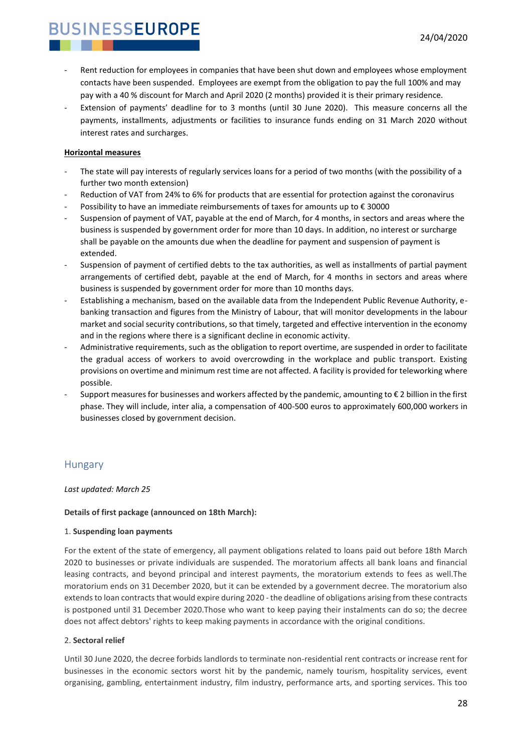- Rent reduction for employees in companies that have been shut down and employees whose employment contacts have been suspended. Employees are exempt from the obligation to pay the full 100% and may pay with a 40 % discount for March and April 2020 (2 months) provided it is their primary residence.
- Extension of payments' deadline for to 3 months (until 30 June 2020). This measure concerns all the payments, installments, adjustments or facilities to insurance funds ending on 31 March 2020 without interest rates and surcharges.

**Horizontal measures**

- The state will pay interests of regularly services loans for a period of two months (with the possibility of a further two month extension)
- Reduction of VAT from 24% to 6% for products that are essential for protection against the coronavirus
- Possibility to have an immediate reimbursements of taxes for amounts up to € 30000
- Suspension of payment of VAT, payable at the end of March, for 4 months, in sectors and areas where the business is suspended by government order for more than 10 days. In addition, no interest or surcharge shall be payable on the amounts due when the deadline for payment and suspension of payment is extended.
- Suspension of payment of certified debts to the tax authorities, as well as installments of partial payment arrangements of certified debt, payable at the end of March, for 4 months in sectors and areas where business is suspended by government order for more than 10 months days.
- Establishing a mechanism, based on the available data from the Independent Public Revenue Authority, e-banking transaction and figures from the Ministry of Labour, that will monitor developments in the labour market and social security contributions, so that timely, targeted and effective intervention in the economy and in the regions where there is a significant decline in economic activity.
- Administrative requirements, such as the obligation to report overtime, are suspended in order to facilitate the gradual access of workers to avoid overcrowding in the workplace and public transport. Existing provisions on overtime and minimum rest time are not affected. A facility is provided for teleworking where possible.
- Support measures for businesses and workers affected by the pandemic, amounting to € 2 billion in the first phase. They will include, inter alia, a compensation of 400-500 euros to approximately 600,000 workers in businesses closed by government decision.

## Hungary

*Last updated: March 25*

**Details of first package (announced on 18th March):**

1. **Suspending loan payments**

For the extent of the state of emergency, all payment obligations related to loans paid out before 18th March 2020 to businesses or private individuals are suspended. The moratorium affects all bank loans and financial leasing contracts, and beyond principal and interest payments, the moratorium extends to fees as well.The moratorium ends on 31 December 2020, but it can be extended by a government decree. The moratorium also extends to loan contracts that would expire during 2020 - the deadline of obligations arising from these contracts is postponed until 31 December 2020.Those who want to keep paying their instalments can do so; the decree does not affect debtors' rights to keep making payments in accordance with the original conditions.

2. **Sectoral relief**

Until 30 June 2020, the decree forbids landlords to terminate non-residential rent contracts or increase rent for businesses in the economic sectors worst hit by the pandemic, namely tourism, hospitality services, event organising, gambling, entertainment industry, film industry, performance arts, and sporting services. This too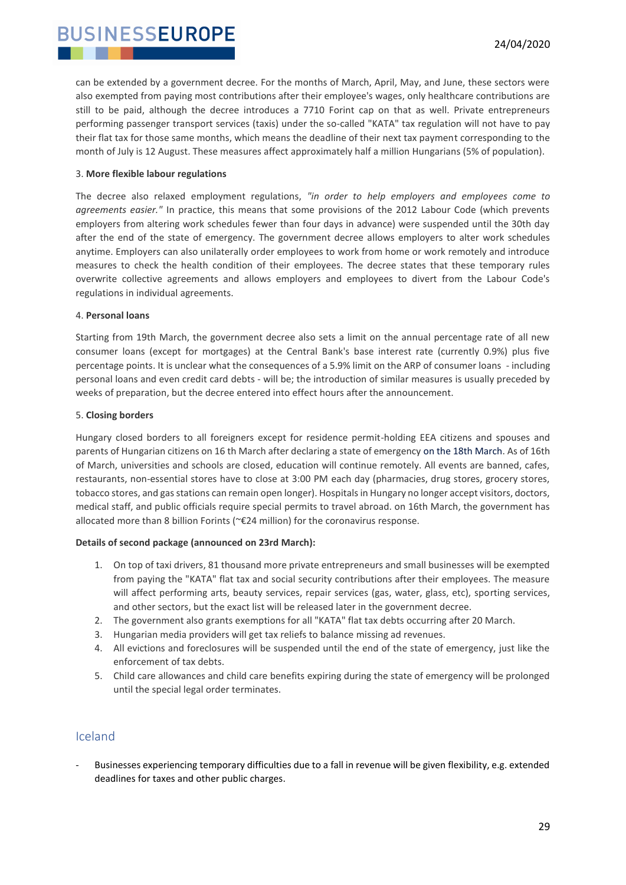can be extended by a government decree. For the months of March, April, May, and June, these sectors were also exempted from paying most contributions after their employee's wages, only healthcare contributions are still to be paid, although the decree introduces a 7710 Forint cap on that as well. Private entrepreneurs performing passenger transport services (taxis) under the so-called "KATA" tax regulation will not have to pay their flat tax for those same months, which means the deadline of their next tax payment corresponding to the month of July is 12 August. These measures affect approximately half a million Hungarians (5% of population).

3. **More flexible labour regulations**

The decree also relaxed employment regulations, *"in order to help employers and employees come to agreements easier."* In practice, this means that some provisions of the 2012 Labour Code (which prevents employers from altering work schedules fewer than four days in advance) were suspended until the 30th day after the end of the state of emergency. The government decree allows employers to alter work schedules anytime. Employers can also unilaterally order employees to work from home or work remotely and introduce measures to check the health condition of their employees. The decree states that these temporary rules overwrite collective agreements and allows employers and employees to divert from the Labour Code's regulations in individual agreements.

4. **Personal loans**

Starting from 19th March, the government decree also sets a limit on the annual percentage rate of all new consumer loans (except for mortgages) at the Central Bank's base interest rate (currently 0.9%) plus five percentage points. It is unclear what the consequences of a 5.9% limit on the ARP of consumer loans - including personal loans and even credit card debts - will be; the introduction of similar measures is usually preceded by weeks of preparation, but the decree entered into effect hours after the announcement.

5. **Closing borders**

Hungary closed borders to all foreigners except for residence permit-holding EEA citizens and spouses and parents of Hungarian citizens on 16 th March after declaring a state of emergency on the 18th March. As of 16th of March, universities and schools are closed, education will continue remotely. All events are banned, cafes, restaurants, non-essential stores have to close at 3:00 PM each day (pharmacies, drug stores, grocery stores, tobacco stores, and gas stations can remain open longer). Hospitals in Hungary no longer accept visitors, doctors, medical staff, and public officials require special permits to travel abroad. on 16th March, the government has allocated more than 8 billion Forints (~€24 million) for the coronavirus response.

**Details of second package (announced on 23rd March):**

1. On top of taxi drivers, 81 thousand more private entrepreneurs and small businesses will be exempted from paying the "KATA" flat tax and social security contributions after their employees. The measure will affect performing arts, beauty services, repair services (gas, water, glass, etc), sporting services, and other sectors, but the exact list will be released later in the government decree.
2. The government also grants exemptions for all "KATA" flat tax debts occurring after 20 March.
3. Hungarian media providers will get tax reliefs to balance missing ad revenues.
4. All evictions and foreclosures will be suspended until the end of the state of emergency, just like the enforcement of tax debts.
5. Child care allowances and child care benefits expiring during the state of emergency will be prolonged until the special legal order terminates.

## Iceland

- Businesses experiencing temporary difficulties due to a fall in revenue will be given flexibility, e.g. extended deadlines for taxes and other public charges.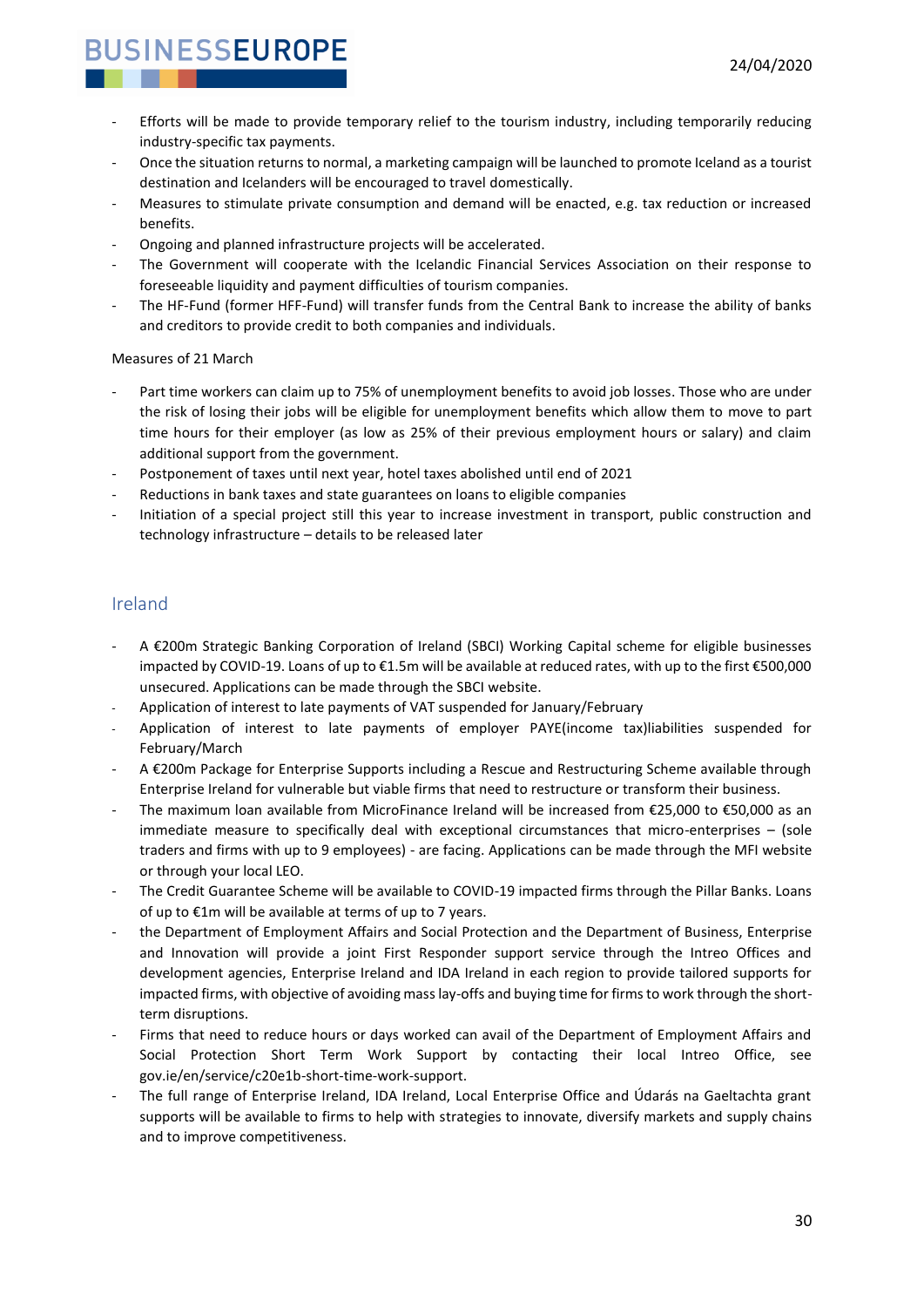- Efforts will be made to provide temporary relief to the tourism industry, including temporarily reducing industry-specific tax payments.
- Once the situation returns to normal, a marketing campaign will be launched to promote Iceland as a tourist destination and Icelanders will be encouraged to travel domestically.
- Measures to stimulate private consumption and demand will be enacted, e.g. tax reduction or increased benefits.
- Ongoing and planned infrastructure projects will be accelerated.
- The Government will cooperate with the Icelandic Financial Services Association on their response to foreseeable liquidity and payment difficulties of tourism companies.
- The HF-Fund (former HFF-Fund) will transfer funds from the Central Bank to increase the ability of banks and creditors to provide credit to both companies and individuals.

Measures of 21 March

- Part time workers can claim up to 75% of unemployment benefits to avoid job losses. Those who are under the risk of losing their jobs will be eligible for unemployment benefits which allow them to move to part time hours for their employer (as low as 25% of their previous employment hours or salary) and claim additional support from the government.
- Postponement of taxes until next year, hotel taxes abolished until end of 2021
- Reductions in bank taxes and state guarantees on loans to eligible companies
- Initiation of a special project still this year to increase investment in transport, public construction and technology infrastructure – details to be released later

## Ireland

- A €200m Strategic Banking Corporation of Ireland (SBCI) Working Capital scheme for eligible businesses impacted by COVID-19. Loans of up to €1.5m will be available at reduced rates, with up to the first €500,000 unsecured. Applications can be made through the SBCI website.
- Application of interest to late payments of VAT suspended for January/February
- Application of interest to late payments of employer PAYE(income tax)liabilities suspended for February/March
- A €200m Package for Enterprise Supports including a Rescue and Restructuring Scheme available through Enterprise Ireland for vulnerable but viable firms that need to restructure or transform their business.
- The maximum loan available from MicroFinance Ireland will be increased from €25,000 to €50,000 as an immediate measure to specifically deal with exceptional circumstances that micro-enterprises – (sole traders and firms with up to 9 employees) - are facing. Applications can be made through the MFI website or through your local LEO.
- The Credit Guarantee Scheme will be available to COVID-19 impacted firms through the Pillar Banks. Loans of up to €1m will be available at terms of up to 7 years.
- the Department of Employment Affairs and Social Protection and the Department of Business, Enterprise and Innovation will provide a joint First Responder support service through the Intreo Offices and development agencies, Enterprise Ireland and IDA Ireland in each region to provide tailored supports for impacted firms, with objective of avoiding mass lay-offs and buying time for firms to work through the short-term disruptions.
- Firms that need to reduce hours or days worked can avail of the Department of Employment Affairs and Social Protection Short Term Work Support by contacting their local Intreo Office, see gov.ie/en/service/c20e1b-short-time-work-support.
- The full range of Enterprise Ireland, IDA Ireland, Local Enterprise Office and Údarás na Gaeltachta grant supports will be available to firms to help with strategies to innovate, diversify markets and supply chains and to improve competitiveness.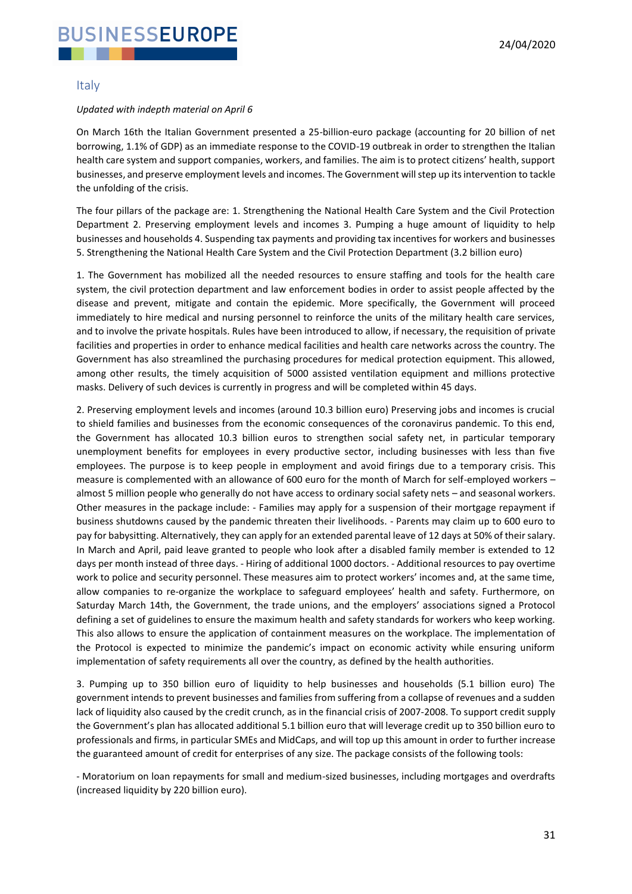## Italy

*Updated with indepth material on April 6*

On March 16th the Italian Government presented a 25-billion-euro package (accounting for 20 billion of net borrowing, 1.1% of GDP) as an immediate response to the COVID-19 outbreak in order to strengthen the Italian health care system and support companies, workers, and families. The aim is to protect citizens' health, support businesses, and preserve employment levels and incomes. The Government will step up its intervention to tackle the unfolding of the crisis.

The four pillars of the package are: 1. Strengthening the National Health Care System and the Civil Protection Department 2. Preserving employment levels and incomes 3. Pumping a huge amount of liquidity to help businesses and households 4. Suspending tax payments and providing tax incentives for workers and businesses 5. Strengthening the National Health Care System and the Civil Protection Department (3.2 billion euro)

1. The Government has mobilized all the needed resources to ensure staffing and tools for the health care system, the civil protection department and law enforcement bodies in order to assist people affected by the disease and prevent, mitigate and contain the epidemic. More specifically, the Government will proceed immediately to hire medical and nursing personnel to reinforce the units of the military health care services, and to involve the private hospitals. Rules have been introduced to allow, if necessary, the requisition of private facilities and properties in order to enhance medical facilities and health care networks across the country. The Government has also streamlined the purchasing procedures for medical protection equipment. This allowed, among other results, the timely acquisition of 5000 assisted ventilation equipment and millions protective masks. Delivery of such devices is currently in progress and will be completed within 45 days.

2. Preserving employment levels and incomes (around 10.3 billion euro) Preserving jobs and incomes is crucial to shield families and businesses from the economic consequences of the coronavirus pandemic. To this end, the Government has allocated 10.3 billion euros to strengthen social safety net, in particular temporary unemployment benefits for employees in every productive sector, including businesses with less than five employees. The purpose is to keep people in employment and avoid firings due to a temporary crisis. This measure is complemented with an allowance of 600 euro for the month of March for self-employed workers – almost 5 million people who generally do not have access to ordinary social safety nets – and seasonal workers. Other measures in the package include: - Families may apply for a suspension of their mortgage repayment if business shutdowns caused by the pandemic threaten their livelihoods. - Parents may claim up to 600 euro to pay for babysitting. Alternatively, they can apply for an extended parental leave of 12 days at 50% of their salary. In March and April, paid leave granted to people who look after a disabled family member is extended to 12 days per month instead of three days. - Hiring of additional 1000 doctors. - Additional resources to pay overtime work to police and security personnel. These measures aim to protect workers' incomes and, at the same time, allow companies to re-organize the workplace to safeguard employees' health and safety. Furthermore, on Saturday March 14th, the Government, the trade unions, and the employers' associations signed a Protocol defining a set of guidelines to ensure the maximum health and safety standards for workers who keep working. This also allows to ensure the application of containment measures on the workplace. The implementation of the Protocol is expected to minimize the pandemic's impact on economic activity while ensuring uniform implementation of safety requirements all over the country, as defined by the health authorities.

3. Pumping up to 350 billion euro of liquidity to help businesses and households (5.1 billion euro) The government intends to prevent businesses and families from suffering from a collapse of revenues and a sudden lack of liquidity also caused by the credit crunch, as in the financial crisis of 2007-2008. To support credit supply the Government's plan has allocated additional 5.1 billion euro that will leverage credit up to 350 billion euro to professionals and firms, in particular SMEs and MidCaps, and will top up this amount in order to further increase the guaranteed amount of credit for enterprises of any size. The package consists of the following tools:

- Moratorium on loan repayments for small and medium-sized businesses, including mortgages and overdrafts (increased liquidity by 220 billion euro).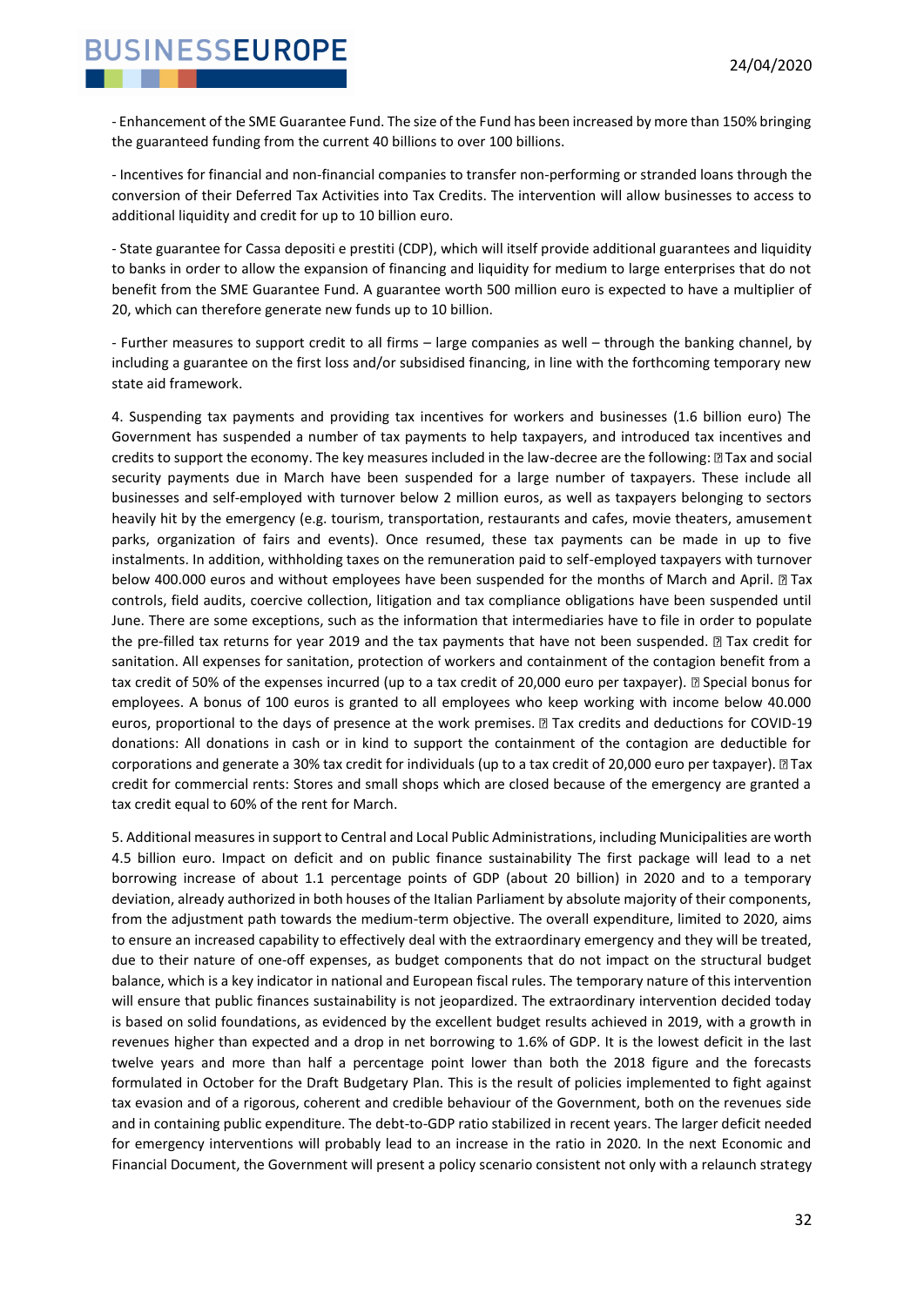- Enhancement of the SME Guarantee Fund. The size of the Fund has been increased by more than 150% bringing the guaranteed funding from the current 40 billions to over 100 billions.

- Incentives for financial and non-financial companies to transfer non-performing or stranded loans through the conversion of their Deferred Tax Activities into Tax Credits. The intervention will allow businesses to access to additional liquidity and credit for up to 10 billion euro.

- State guarantee for Cassa depositi e prestiti (CDP), which will itself provide additional guarantees and liquidity to banks in order to allow the expansion of financing and liquidity for medium to large enterprises that do not benefit from the SME Guarantee Fund. A guarantee worth 500 million euro is expected to have a multiplier of 20, which can therefore generate new funds up to 10 billion.

- Further measures to support credit to all firms – large companies as well – through the banking channel, by including a guarantee on the first loss and/or subsidised financing, in line with the forthcoming temporary new state aid framework.

4. Suspending tax payments and providing tax incentives for workers and businesses (1.6 billion euro) The Government has suspended a number of tax payments to help taxpayers, and introduced tax incentives and credits to support the economy. The key measures included in the law-decree are the following: ▯ Tax and social security payments due in March have been suspended for a large number of taxpayers. These include all businesses and self-employed with turnover below 2 million euros, as well as taxpayers belonging to sectors heavily hit by the emergency (e.g. tourism, transportation, restaurants and cafes, movie theaters, amusement parks, organization of fairs and events). Once resumed, these tax payments can be made in up to five instalments. In addition, withholding taxes on the remuneration paid to self-employed taxpayers with turnover below 400.000 euros and without employees have been suspended for the months of March and April. ▯ Tax controls, field audits, coercive collection, litigation and tax compliance obligations have been suspended until June. There are some exceptions, such as the information that intermediaries have to file in order to populate the pre-filled tax returns for year 2019 and the tax payments that have not been suspended. ▯ Tax credit for sanitation. All expenses for sanitation, protection of workers and containment of the contagion benefit from a tax credit of 50% of the expenses incurred (up to a tax credit of 20,000 euro per taxpayer). ▯ Special bonus for employees. A bonus of 100 euros is granted to all employees who keep working with income below 40.000 euros, proportional to the days of presence at the work premises. ▯ Tax credits and deductions for COVID-19 donations: All donations in cash or in kind to support the containment of the contagion are deductible for corporations and generate a 30% tax credit for individuals (up to a tax credit of 20,000 euro per taxpayer). ▯ Tax credit for commercial rents: Stores and small shops which are closed because of the emergency are granted a tax credit equal to 60% of the rent for March.

5. Additional measures in support to Central and Local Public Administrations, including Municipalities are worth 4.5 billion euro. Impact on deficit and on public finance sustainability The first package will lead to a net borrowing increase of about 1.1 percentage points of GDP (about 20 billion) in 2020 and to a temporary deviation, already authorized in both houses of the Italian Parliament by absolute majority of their components, from the adjustment path towards the medium-term objective. The overall expenditure, limited to 2020, aims to ensure an increased capability to effectively deal with the extraordinary emergency and they will be treated, due to their nature of one-off expenses, as budget components that do not impact on the structural budget balance, which is a key indicator in national and European fiscal rules. The temporary nature of this intervention will ensure that public finances sustainability is not jeopardized. The extraordinary intervention decided today is based on solid foundations, as evidenced by the excellent budget results achieved in 2019, with a growth in revenues higher than expected and a drop in net borrowing to 1.6% of GDP. It is the lowest deficit in the last twelve years and more than half a percentage point lower than both the 2018 figure and the forecasts formulated in October for the Draft Budgetary Plan. This is the result of policies implemented to fight against tax evasion and of a rigorous, coherent and credible behaviour of the Government, both on the revenues side and in containing public expenditure. The debt-to-GDP ratio stabilized in recent years. The larger deficit needed for emergency interventions will probably lead to an increase in the ratio in 2020. In the next Economic and Financial Document, the Government will present a policy scenario consistent not only with a relaunch strategy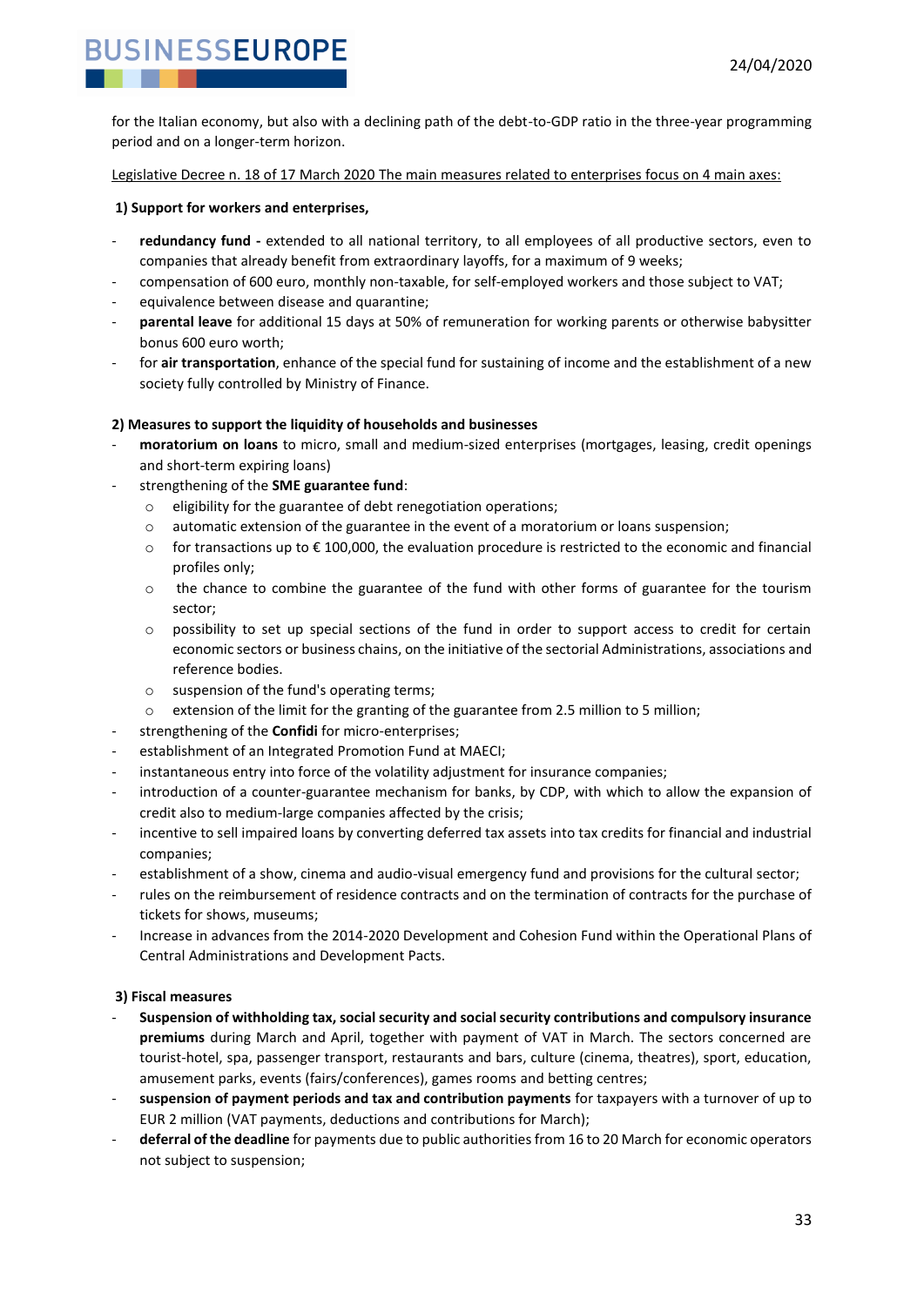for the Italian economy, but also with a declining path of the debt-to-GDP ratio in the three-year programming period and on a longer-term horizon.

<u>Legislative Decree n. 18 of 17 March 2020 The main measures related to enterprises focus on 4 main axes:</u>

**1) Support for workers and enterprises,**

- **redundancy fund -** extended to all national territory, to all employees of all productive sectors, even to companies that already benefit from extraordinary layoffs, for a maximum of 9 weeks;
- compensation of 600 euro, monthly non-taxable, for self-employed workers and those subject to VAT;
- equivalence between disease and quarantine;
- **parental leave** for additional 15 days at 50% of remuneration for working parents or otherwise babysitter bonus 600 euro worth;
- for **air transportation**, enhance of the special fund for sustaining of income and the establishment of a new society fully controlled by Ministry of Finance.

**2) Measures to support the liquidity of households and businesses**

- **moratorium on loans** to micro, small and medium-sized enterprises (mortgages, leasing, credit openings and short-term expiring loans)
- strengthening of the **SME guarantee fund**:
  - eligibility for the guarantee of debt renegotiation operations;
  - automatic extension of the guarantee in the event of a moratorium or loans suspension;
  - for transactions up to € 100,000, the evaluation procedure is restricted to the economic and financial profiles only;
  - the chance to combine the guarantee of the fund with other forms of guarantee for the tourism sector;
  - possibility to set up special sections of the fund in order to support access to credit for certain economic sectors or business chains, on the initiative of the sectorial Administrations, associations and reference bodies.
  - suspension of the fund's operating terms;
  - extension of the limit for the granting of the guarantee from 2.5 million to 5 million;
- strengthening of the **Confidi** for micro-enterprises;
- establishment of an Integrated Promotion Fund at MAECI;
- instantaneous entry into force of the volatility adjustment for insurance companies;
- introduction of a counter-guarantee mechanism for banks, by CDP, with which to allow the expansion of credit also to medium-large companies affected by the crisis;
- incentive to sell impaired loans by converting deferred tax assets into tax credits for financial and industrial companies;
- establishment of a show, cinema and audio-visual emergency fund and provisions for the cultural sector;
- rules on the reimbursement of residence contracts and on the termination of contracts for the purchase of tickets for shows, museums;
- Increase in advances from the 2014-2020 Development and Cohesion Fund within the Operational Plans of Central Administrations and Development Pacts.

**3) Fiscal measures**

- **Suspension of withholding tax, social security and social security contributions and compulsory insurance premiums** during March and April, together with payment of VAT in March. The sectors concerned are tourist-hotel, spa, passenger transport, restaurants and bars, culture (cinema, theatres), sport, education, amusement parks, events (fairs/conferences), games rooms and betting centres;
- **suspension of payment periods and tax and contribution payments** for taxpayers with a turnover of up to EUR 2 million (VAT payments, deductions and contributions for March);
- **deferral of the deadline** for payments due to public authorities from 16 to 20 March for economic operators not subject to suspension;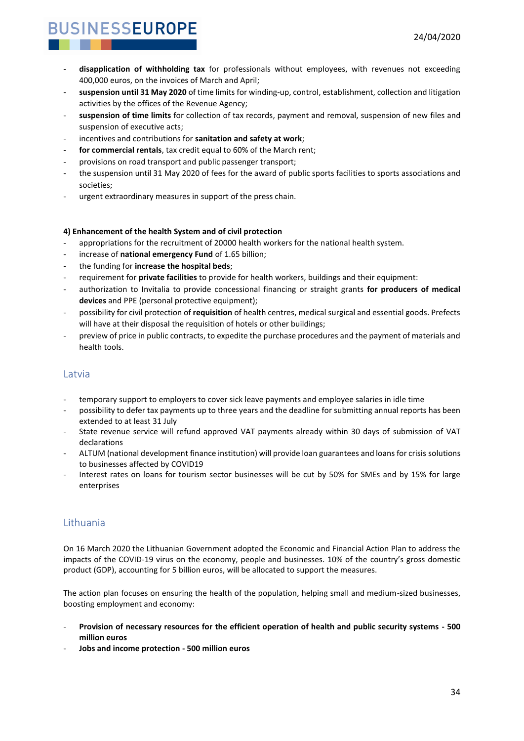- **disapplication of withholding tax** for professionals without employees, with revenues not exceeding 400,000 euros, on the invoices of March and April;
- **suspension until 31 May 2020** of time limits for winding-up, control, establishment, collection and litigation activities by the offices of the Revenue Agency;
- **suspension of time limits** for collection of tax records, payment and removal, suspension of new files and suspension of executive acts;
- incentives and contributions for **sanitation and safety at work**;
- **for commercial rentals**, tax credit equal to 60% of the March rent;
- provisions on road transport and public passenger transport;
- the suspension until 31 May 2020 of fees for the award of public sports facilities to sports associations and societies;
- urgent extraordinary measures in support of the press chain.

**4) Enhancement of the health System and of civil protection**

- appropriations for the recruitment of 20000 health workers for the national health system.
- increase of **national emergency Fund** of 1.65 billion;
- the funding for **increase the hospital beds**;
- requirement for **private facilities** to provide for health workers, buildings and their equipment:
- authorization to Invitalia to provide concessional financing or straight grants **for producers of medical devices** and PPE (personal protective equipment);
- possibility for civil protection of **requisition** of health centres, medical surgical and essential goods. Prefects will have at their disposal the requisition of hotels or other buildings;
- preview of price in public contracts, to expedite the purchase procedures and the payment of materials and health tools.

## Latvia

- temporary support to employers to cover sick leave payments and employee salaries in idle time
- possibility to defer tax payments up to three years and the deadline for submitting annual reports has been extended to at least 31 July
- State revenue service will refund approved VAT payments already within 30 days of submission of VAT declarations
- ALTUM (national development finance institution) will provide loan guarantees and loans for crisis solutions to businesses affected by COVID19
- Interest rates on loans for tourism sector businesses will be cut by 50% for SMEs and by 15% for large enterprises

## Lithuania

On 16 March 2020 the Lithuanian Government adopted the Economic and Financial Action Plan to address the impacts of the COVID-19 virus on the economy, people and businesses. 10% of the country's gross domestic product (GDP), accounting for 5 billion euros, will be allocated to support the measures.

The action plan focuses on ensuring the health of the population, helping small and medium-sized businesses, boosting employment and economy:

- **Provision of necessary resources for the efficient operation of health and public security systems - 500 million euros**
- **Jobs and income protection - 500 million euros**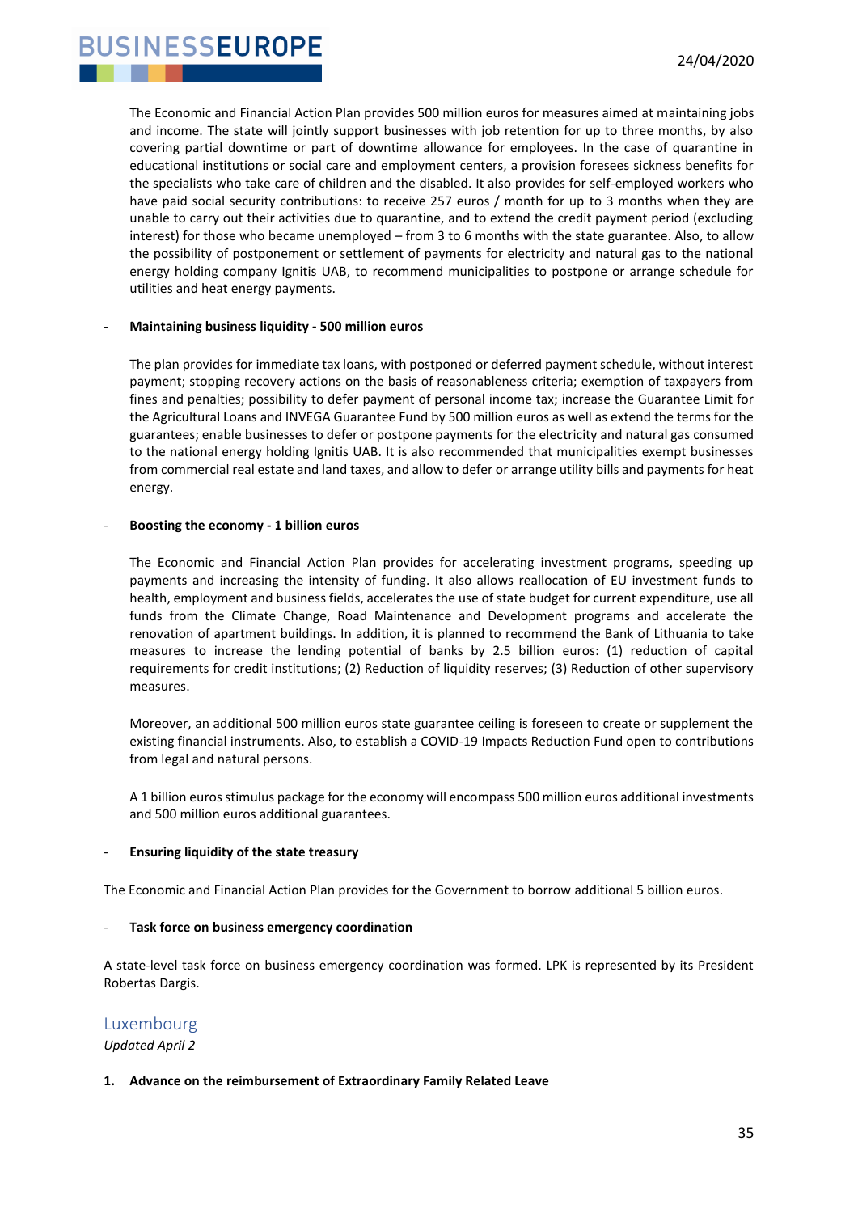The Economic and Financial Action Plan provides 500 million euros for measures aimed at maintaining jobs and income. The state will jointly support businesses with job retention for up to three months, by also covering partial downtime or part of downtime allowance for employees. In the case of quarantine in educational institutions or social care and employment centers, a provision foresees sickness benefits for the specialists who take care of children and the disabled. It also provides for self-employed workers who have paid social security contributions: to receive 257 euros / month for up to 3 months when they are unable to carry out their activities due to quarantine, and to extend the credit payment period (excluding interest) for those who became unemployed – from 3 to 6 months with the state guarantee. Also, to allow the possibility of postponement or settlement of payments for electricity and natural gas to the national energy holding company Ignitis UAB, to recommend municipalities to postpone or arrange schedule for utilities and heat energy payments.

- **Maintaining business liquidity - 500 million euros**

The plan provides for immediate tax loans, with postponed or deferred payment schedule, without interest payment; stopping recovery actions on the basis of reasonableness criteria; exemption of taxpayers from fines and penalties; possibility to defer payment of personal income tax; increase the Guarantee Limit for the Agricultural Loans and INVEGA Guarantee Fund by 500 million euros as well as extend the terms for the guarantees; enable businesses to defer or postpone payments for the electricity and natural gas consumed to the national energy holding Ignitis UAB. It is also recommended that municipalities exempt businesses from commercial real estate and land taxes, and allow to defer or arrange utility bills and payments for heat energy.

- **Boosting the economy - 1 billion euros**

The Economic and Financial Action Plan provides for accelerating investment programs, speeding up payments and increasing the intensity of funding. It also allows reallocation of EU investment funds to health, employment and business fields, accelerates the use of state budget for current expenditure, use all funds from the Climate Change, Road Maintenance and Development programs and accelerate the renovation of apartment buildings. In addition, it is planned to recommend the Bank of Lithuania to take measures to increase the lending potential of banks by 2.5 billion euros: (1) reduction of capital requirements for credit institutions; (2) Reduction of liquidity reserves; (3) Reduction of other supervisory measures.

Moreover, an additional 500 million euros state guarantee ceiling is foreseen to create or supplement the existing financial instruments. Also, to establish a COVID-19 Impacts Reduction Fund open to contributions from legal and natural persons.

A 1 billion euros stimulus package for the economy will encompass 500 million euros additional investments and 500 million euros additional guarantees.

- **Ensuring liquidity of the state treasury**

The Economic and Financial Action Plan provides for the Government to borrow additional 5 billion euros.

- **Task force on business emergency coordination**

A state-level task force on business emergency coordination was formed. LPK is represented by its President Robertas Dargis.

## Luxembourg

*Updated April 2*

1. **Advance on the reimbursement of Extraordinary Family Related Leave**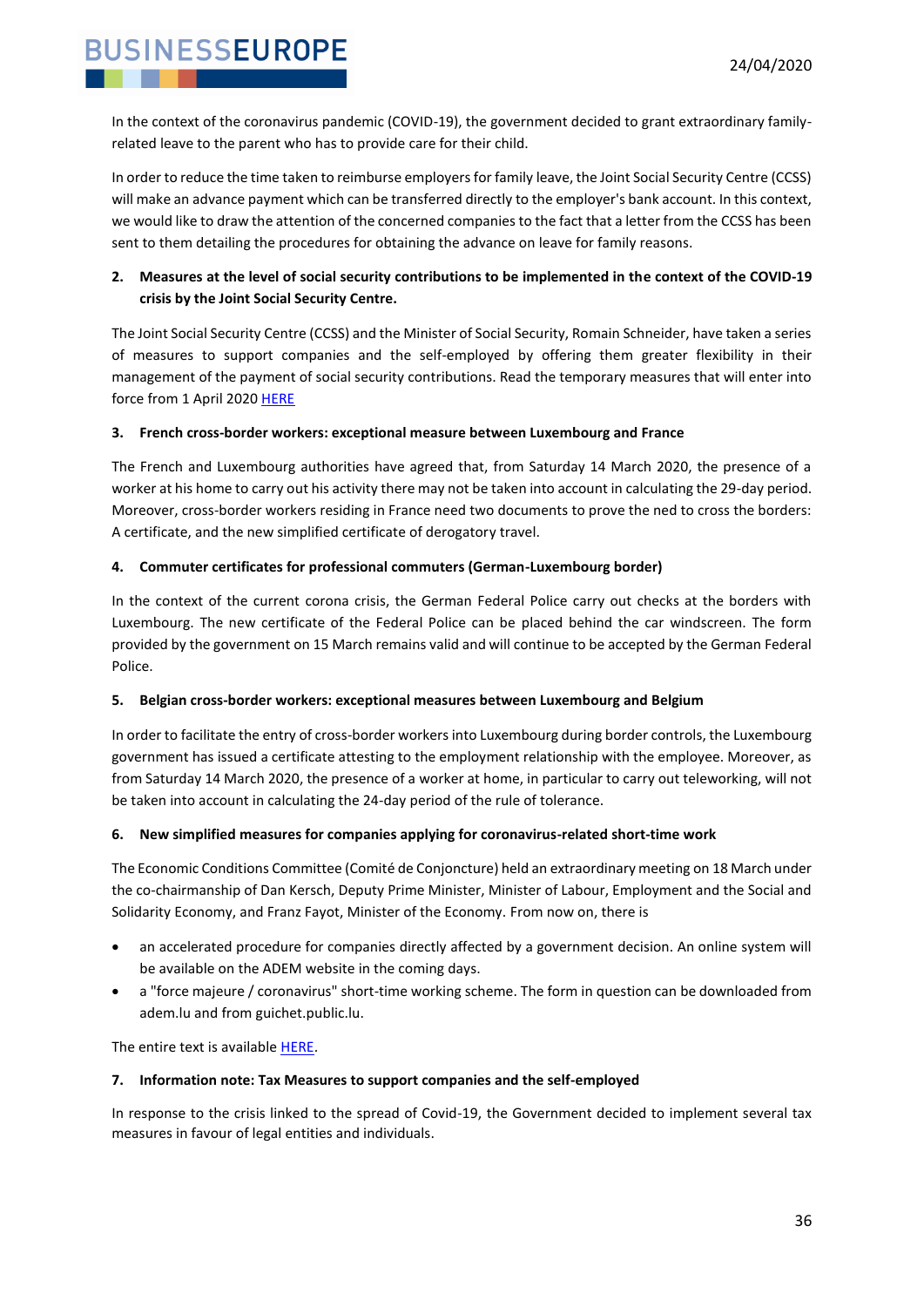In the context of the coronavirus pandemic (COVID-19), the government decided to grant extraordinary family-related leave to the parent who has to provide care for their child.

In order to reduce the time taken to reimburse employers for family leave, the Joint Social Security Centre (CCSS) will make an advance payment which can be transferred directly to the employer's bank account. In this context, we would like to draw the attention of the concerned companies to the fact that a letter from the CCSS has been sent to them detailing the procedures for obtaining the advance on leave for family reasons.

**2. Measures at the level of social security contributions to be implemented in the context of the COVID-19 crisis by the Joint Social Security Centre.**

The Joint Social Security Centre (CCSS) and the Minister of Social Security, Romain Schneider, have taken a series of measures to support companies and the self-employed by offering them greater flexibility in their management of the payment of social security contributions. Read the temporary measures that will enter into force from 1 April 2020 HERE

**3. French cross-border workers: exceptional measure between Luxembourg and France**

The French and Luxembourg authorities have agreed that, from Saturday 14 March 2020, the presence of a worker at his home to carry out his activity there may not be taken into account in calculating the 29-day period. Moreover, cross-border workers residing in France need two documents to prove the ned to cross the borders: A certificate, and the new simplified certificate of derogatory travel.

**4. Commuter certificates for professional commuters (German-Luxembourg border)**

In the context of the current corona crisis, the German Federal Police carry out checks at the borders with Luxembourg. The new certificate of the Federal Police can be placed behind the car windscreen. The form provided by the government on 15 March remains valid and will continue to be accepted by the German Federal Police.

**5. Belgian cross-border workers: exceptional measures between Luxembourg and Belgium**

In order to facilitate the entry of cross-border workers into Luxembourg during border controls, the Luxembourg government has issued a certificate attesting to the employment relationship with the employee. Moreover, as from Saturday 14 March 2020, the presence of a worker at home, in particular to carry out teleworking, will not be taken into account in calculating the 24-day period of the rule of tolerance.

**6. New simplified measures for companies applying for coronavirus-related short-time work**

The Economic Conditions Committee (Comité de Conjoncture) held an extraordinary meeting on 18 March under the co-chairmanship of Dan Kersch, Deputy Prime Minister, Minister of Labour, Employment and the Social and Solidarity Economy, and Franz Fayot, Minister of the Economy. From now on, there is

- an accelerated procedure for companies directly affected by a government decision. An online system will be available on the ADEM website in the coming days.
- a "force majeure / coronavirus" short-time working scheme. The form in question can be downloaded from adem.lu and from guichet.public.lu.

The entire text is available HERE.

**7. Information note: Tax Measures to support companies and the self-employed**

In response to the crisis linked to the spread of Covid-19, the Government decided to implement several tax measures in favour of legal entities and individuals.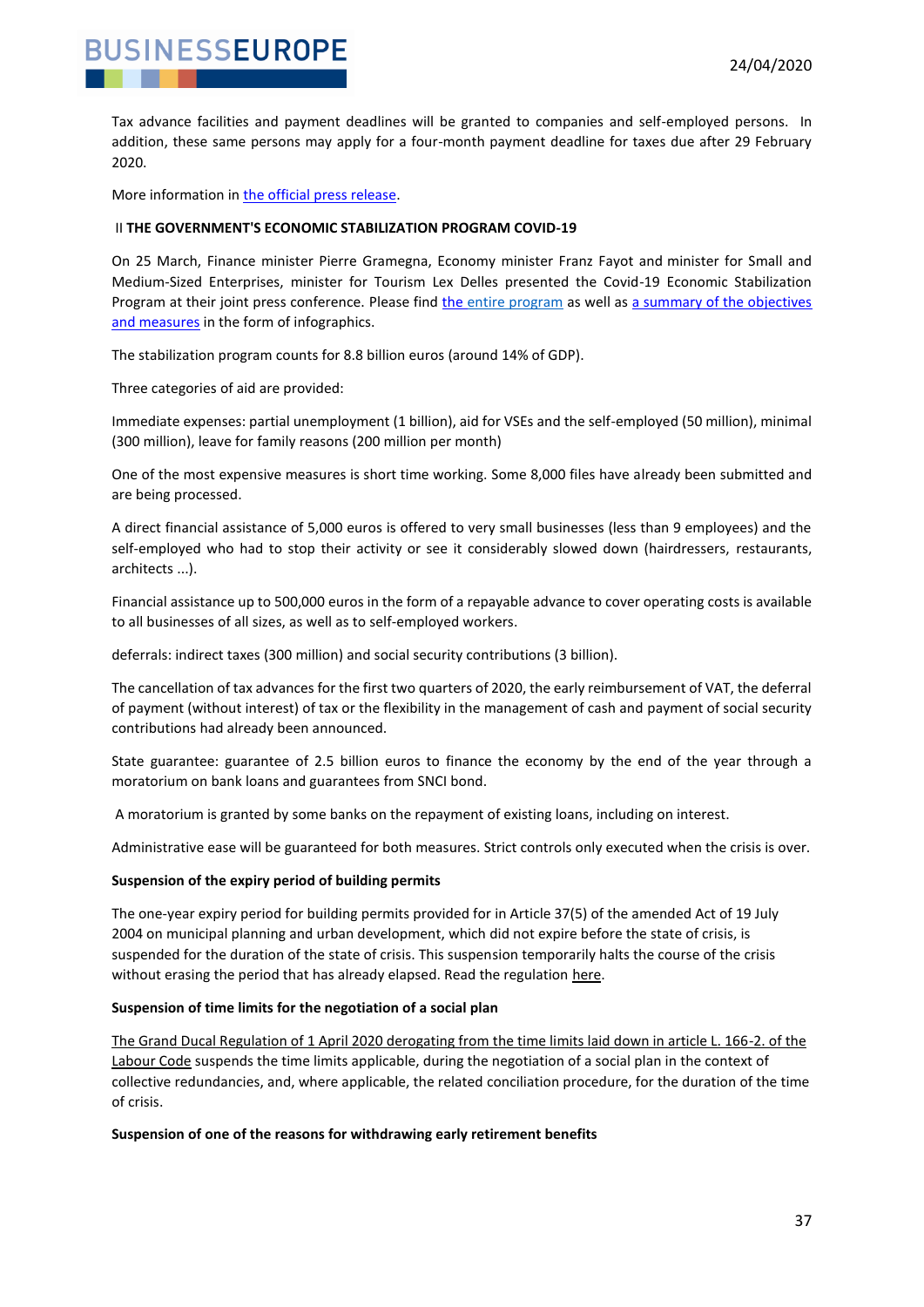Tax advance facilities and payment deadlines will be granted to companies and self-employed persons. In addition, these same persons may apply for a four-month payment deadline for taxes due after 29 February 2020.

More information in the official press release.

II **THE GOVERNMENT'S ECONOMIC STABILIZATION PROGRAM COVID-19**

On 25 March, Finance minister Pierre Gramegna, Economy minister Franz Fayot and minister for Small and Medium-Sized Enterprises, minister for Tourism Lex Delles presented the Covid-19 Economic Stabilization Program at their joint press conference. Please find the entire program as well as a summary of the objectives and measures in the form of infographics.

The stabilization program counts for 8.8 billion euros (around 14% of GDP).

Three categories of aid are provided:

Immediate expenses: partial unemployment (1 billion), aid for VSEs and the self-employed (50 million), minimal (300 million), leave for family reasons (200 million per month)

One of the most expensive measures is short time working. Some 8,000 files have already been submitted and are being processed.

A direct financial assistance of 5,000 euros is offered to very small businesses (less than 9 employees) and the self-employed who had to stop their activity or see it considerably slowed down (hairdressers, restaurants, architects ...).

Financial assistance up to 500,000 euros in the form of a repayable advance to cover operating costs is available to all businesses of all sizes, as well as to self-employed workers.

deferrals: indirect taxes (300 million) and social security contributions (3 billion).

The cancellation of tax advances for the first two quarters of 2020, the early reimbursement of VAT, the deferral of payment (without interest) of tax or the flexibility in the management of cash and payment of social security contributions had already been announced.

State guarantee: guarantee of 2.5 billion euros to finance the economy by the end of the year through a moratorium on bank loans and guarantees from SNCI bond.

A moratorium is granted by some banks on the repayment of existing loans, including on interest.

Administrative ease will be guaranteed for both measures. Strict controls only executed when the crisis is over.

**Suspension of the expiry period of building permits**

The one-year expiry period for building permits provided for in Article 37(5) of the amended Act of 19 July 2004 on municipal planning and urban development, which did not expire before the state of crisis, is suspended for the duration of the state of crisis. This suspension temporarily halts the course of the crisis without erasing the period that has already elapsed. Read the regulation here.

**Suspension of time limits for the negotiation of a social plan**

The Grand Ducal Regulation of 1 April 2020 derogating from the time limits laid down in article L. 166-2. of the Labour Code suspends the time limits applicable, during the negotiation of a social plan in the context of collective redundancies, and, where applicable, the related conciliation procedure, for the duration of the time of crisis.

**Suspension of one of the reasons for withdrawing early retirement benefits**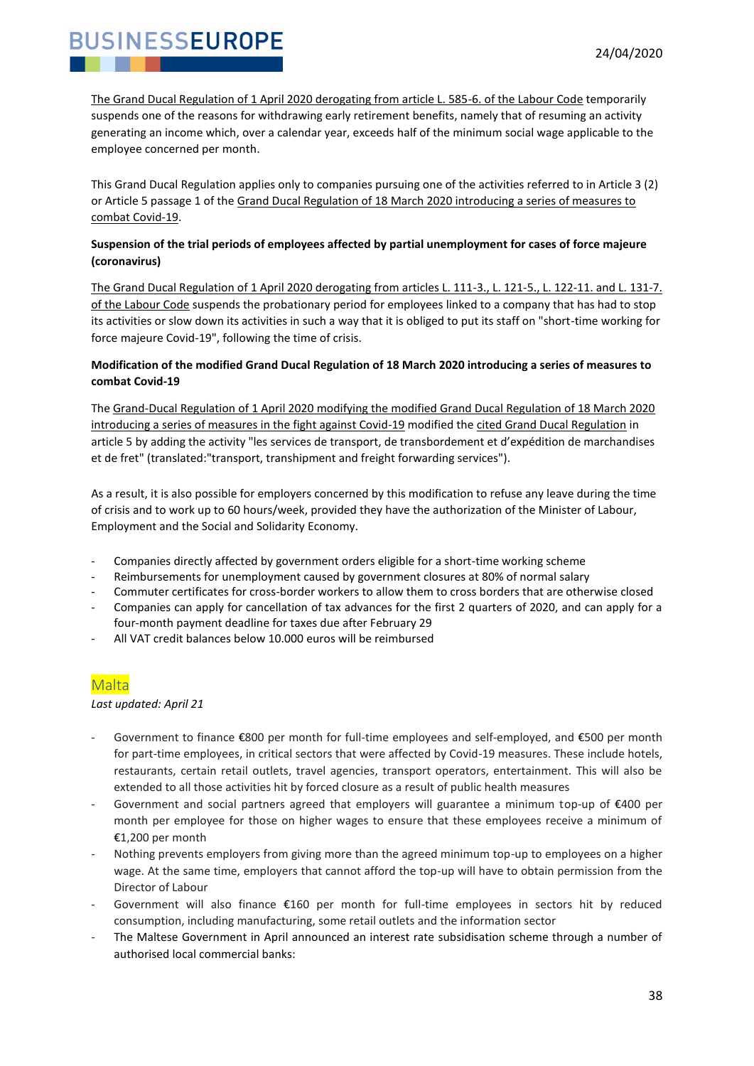The Grand Ducal Regulation of 1 April 2020 derogating from article L. 585-6. of the Labour Code temporarily suspends one of the reasons for withdrawing early retirement benefits, namely that of resuming an activity generating an income which, over a calendar year, exceeds half of the minimum social wage applicable to the employee concerned per month.

This Grand Ducal Regulation applies only to companies pursuing one of the activities referred to in Article 3 (2) or Article 5 passage 1 of the Grand Ducal Regulation of 18 March 2020 introducing a series of measures to combat Covid-19.

**Suspension of the trial periods of employees affected by partial unemployment for cases of force majeure (coronavirus)**

The Grand Ducal Regulation of 1 April 2020 derogating from articles L. 111-3., L. 121-5., L. 122-11. and L. 131-7. of the Labour Code suspends the probationary period for employees linked to a company that has had to stop its activities or slow down its activities in such a way that it is obliged to put its staff on "short-time working for force majeure Covid-19", following the time of crisis.

**Modification of the modified Grand Ducal Regulation of 18 March 2020 introducing a series of measures to combat Covid-19**

The Grand-Ducal Regulation of 1 April 2020 modifying the modified Grand Ducal Regulation of 18 March 2020 introducing a series of measures in the fight against Covid-19 modified the cited Grand Ducal Regulation in article 5 by adding the activity "les services de transport, de transbordement et d'expédition de marchandises et de fret" (translated:"transport, transhipment and freight forwarding services").

As a result, it is also possible for employers concerned by this modification to refuse any leave during the time of crisis and to work up to 60 hours/week, provided they have the authorization of the Minister of Labour, Employment and the Social and Solidarity Economy.

- Companies directly affected by government orders eligible for a short-time working scheme
- Reimbursements for unemployment caused by government closures at 80% of normal salary
- Commuter certificates for cross-border workers to allow them to cross borders that are otherwise closed
- Companies can apply for cancellation of tax advances for the first 2 quarters of 2020, and can apply for a four-month payment deadline for taxes due after February 29
- All VAT credit balances below 10.000 euros will be reimbursed

## Malta

*Last updated: April 21*

- Government to finance €800 per month for full-time employees and self-employed, and €500 per month for part-time employees, in critical sectors that were affected by Covid-19 measures. These include hotels, restaurants, certain retail outlets, travel agencies, transport operators, entertainment. This will also be extended to all those activities hit by forced closure as a result of public health measures
- Government and social partners agreed that employers will guarantee a minimum top-up of €400 per month per employee for those on higher wages to ensure that these employees receive a minimum of €1,200 per month
- Nothing prevents employers from giving more than the agreed minimum top-up to employees on a higher wage. At the same time, employers that cannot afford the top-up will have to obtain permission from the Director of Labour
- Government will also finance €160 per month for full-time employees in sectors hit by reduced consumption, including manufacturing, some retail outlets and the information sector
- The Maltese Government in April announced an interest rate subsidisation scheme through a number of authorised local commercial banks: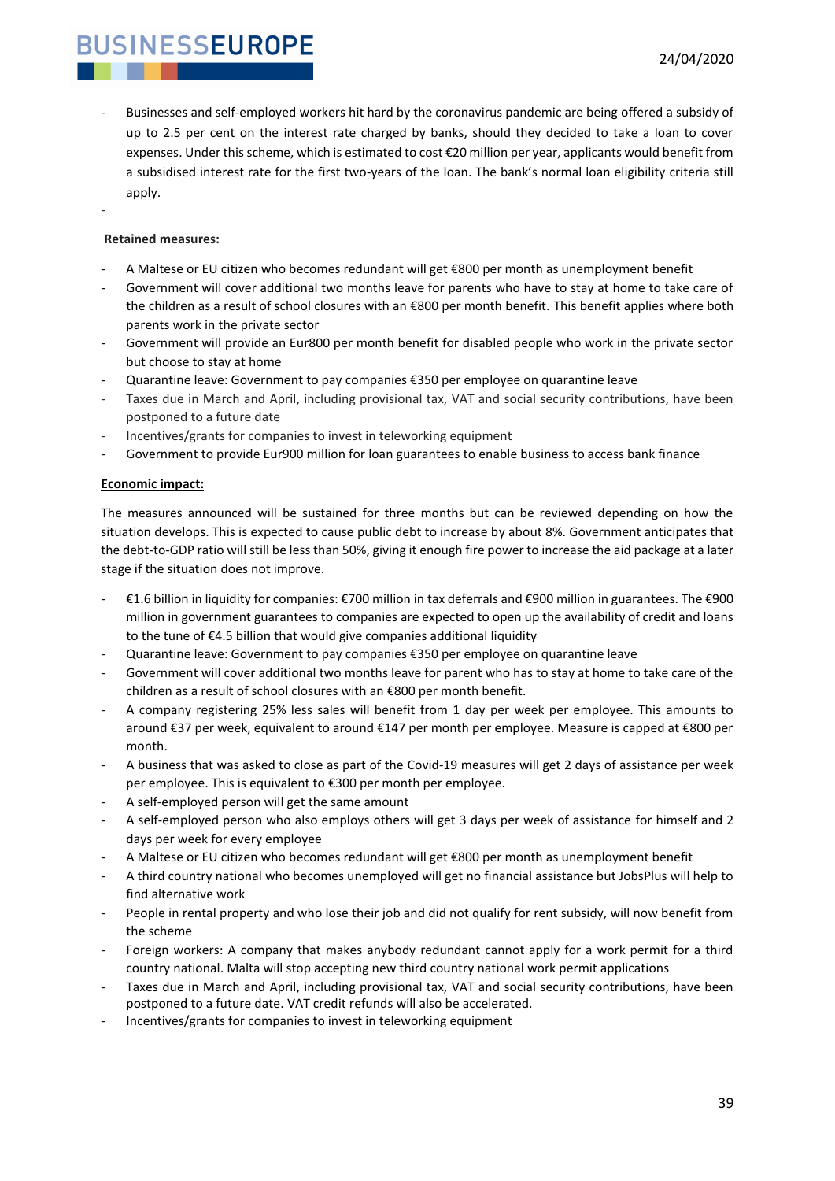- Businesses and self-employed workers hit hard by the coronavirus pandemic are being offered a subsidy of up to 2.5 per cent on the interest rate charged by banks, should they decided to take a loan to cover expenses. Under this scheme, which is estimated to cost €20 million per year, applicants would benefit from a subsidised interest rate for the first two-years of the loan. The bank's normal loan eligibility criteria still apply.

**Retained measures:**

- A Maltese or EU citizen who becomes redundant will get €800 per month as unemployment benefit
- Government will cover additional two months leave for parents who have to stay at home to take care of the children as a result of school closures with an €800 per month benefit. This benefit applies where both parents work in the private sector
- Government will provide an Eur800 per month benefit for disabled people who work in the private sector but choose to stay at home
- Quarantine leave: Government to pay companies €350 per employee on quarantine leave
- Taxes due in March and April, including provisional tax, VAT and social security contributions, have been postponed to a future date
- Incentives/grants for companies to invest in teleworking equipment
- Government to provide Eur900 million for loan guarantees to enable business to access bank finance

**Economic impact:**

The measures announced will be sustained for three months but can be reviewed depending on how the situation develops. This is expected to cause public debt to increase by about 8%. Government anticipates that the debt-to-GDP ratio will still be less than 50%, giving it enough fire power to increase the aid package at a later stage if the situation does not improve.

- €1.6 billion in liquidity for companies: €700 million in tax deferrals and €900 million in guarantees. The €900 million in government guarantees to companies are expected to open up the availability of credit and loans to the tune of €4.5 billion that would give companies additional liquidity
- Quarantine leave: Government to pay companies €350 per employee on quarantine leave
- Government will cover additional two months leave for parent who has to stay at home to take care of the children as a result of school closures with an €800 per month benefit.
- A company registering 25% less sales will benefit from 1 day per week per employee. This amounts to around €37 per week, equivalent to around €147 per month per employee. Measure is capped at €800 per month.
- A business that was asked to close as part of the Covid-19 measures will get 2 days of assistance per week per employee. This is equivalent to €300 per month per employee.
- A self-employed person will get the same amount
- A self-employed person who also employs others will get 3 days per week of assistance for himself and 2 days per week for every employee
- A Maltese or EU citizen who becomes redundant will get €800 per month as unemployment benefit
- A third country national who becomes unemployed will get no financial assistance but JobsPlus will help to find alternative work
- People in rental property and who lose their job and did not qualify for rent subsidy, will now benefit from the scheme
- Foreign workers: A company that makes anybody redundant cannot apply for a work permit for a third country national. Malta will stop accepting new third country national work permit applications
- Taxes due in March and April, including provisional tax, VAT and social security contributions, have been postponed to a future date. VAT credit refunds will also be accelerated.
- Incentives/grants for companies to invest in teleworking equipment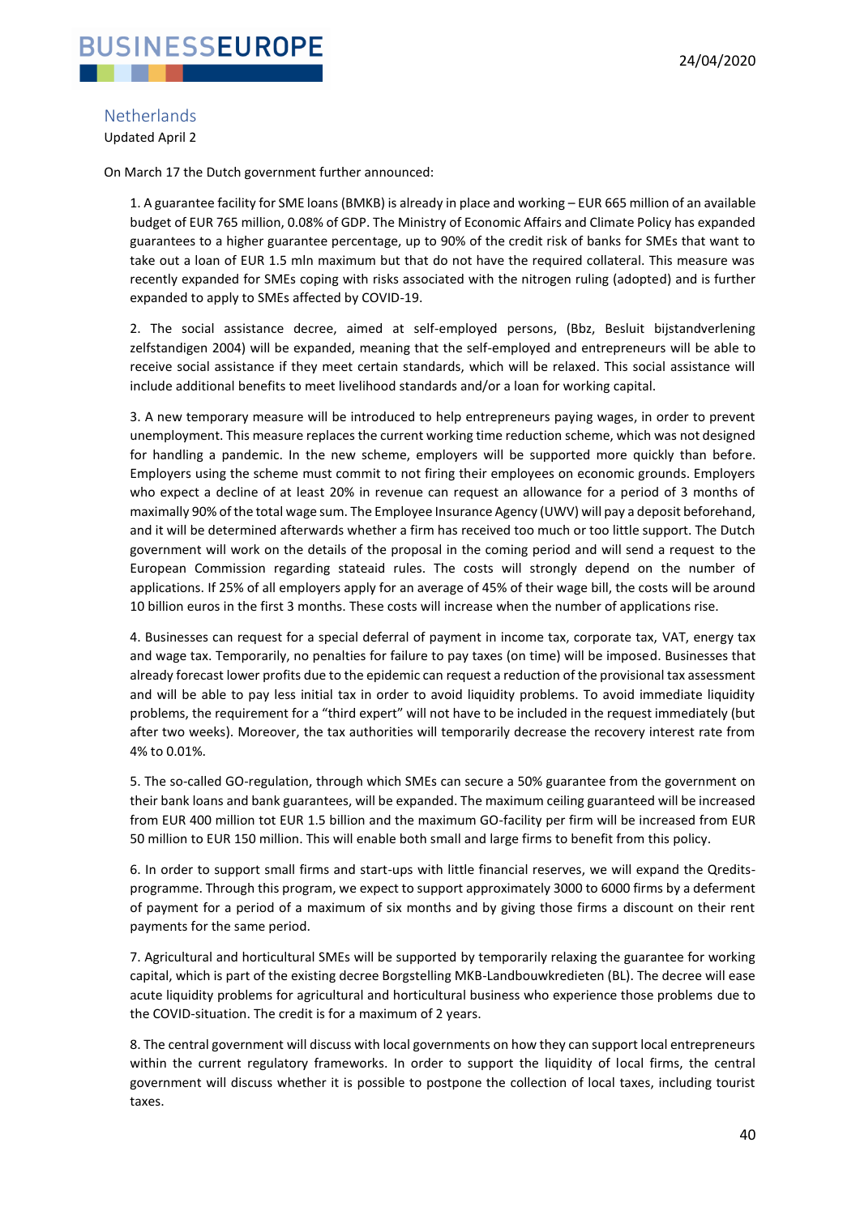## Netherlands

Updated April 2

On March 17 the Dutch government further announced:

1. A guarantee facility for SME loans (BMKB) is already in place and working – EUR 665 million of an available budget of EUR 765 million, 0.08% of GDP. The Ministry of Economic Affairs and Climate Policy has expanded guarantees to a higher guarantee percentage, up to 90% of the credit risk of banks for SMEs that want to take out a loan of EUR 1.5 mln maximum but that do not have the required collateral. This measure was recently expanded for SMEs coping with risks associated with the nitrogen ruling (adopted) and is further expanded to apply to SMEs affected by COVID-19.

2. The social assistance decree, aimed at self-employed persons, (Bbz, Besluit bijstandverlening zelfstandigen 2004) will be expanded, meaning that the self-employed and entrepreneurs will be able to receive social assistance if they meet certain standards, which will be relaxed. This social assistance will include additional benefits to meet livelihood standards and/or a loan for working capital.

3. A new temporary measure will be introduced to help entrepreneurs paying wages, in order to prevent unemployment. This measure replaces the current working time reduction scheme, which was not designed for handling a pandemic. In the new scheme, employers will be supported more quickly than before. Employers using the scheme must commit to not firing their employees on economic grounds. Employers who expect a decline of at least 20% in revenue can request an allowance for a period of 3 months of maximally 90% of the total wage sum. The Employee Insurance Agency (UWV) will pay a deposit beforehand, and it will be determined afterwards whether a firm has received too much or too little support. The Dutch government will work on the details of the proposal in the coming period and will send a request to the European Commission regarding stateaid rules. The costs will strongly depend on the number of applications. If 25% of all employers apply for an average of 45% of their wage bill, the costs will be around 10 billion euros in the first 3 months. These costs will increase when the number of applications rise.

4. Businesses can request for a special deferral of payment in income tax, corporate tax, VAT, energy tax and wage tax. Temporarily, no penalties for failure to pay taxes (on time) will be imposed. Businesses that already forecast lower profits due to the epidemic can request a reduction of the provisional tax assessment and will be able to pay less initial tax in order to avoid liquidity problems. To avoid immediate liquidity problems, the requirement for a "third expert" will not have to be included in the request immediately (but after two weeks). Moreover, the tax authorities will temporarily decrease the recovery interest rate from 4% to 0.01%.

5. The so-called GO-regulation, through which SMEs can secure a 50% guarantee from the government on their bank loans and bank guarantees, will be expanded. The maximum ceiling guaranteed will be increased from EUR 400 million tot EUR 1.5 billion and the maximum GO-facility per firm will be increased from EUR 50 million to EUR 150 million. This will enable both small and large firms to benefit from this policy.

6. In order to support small firms and start-ups with little financial reserves, we will expand the Qredits-programme. Through this program, we expect to support approximately 3000 to 6000 firms by a deferment of payment for a period of a maximum of six months and by giving those firms a discount on their rent payments for the same period.

7. Agricultural and horticultural SMEs will be supported by temporarily relaxing the guarantee for working capital, which is part of the existing decree Borgstelling MKB-Landbouwkredieten (BL). The decree will ease acute liquidity problems for agricultural and horticultural business who experience those problems due to the COVID-situation. The credit is for a maximum of 2 years.

8. The central government will discuss with local governments on how they can support local entrepreneurs within the current regulatory frameworks. In order to support the liquidity of local firms, the central government will discuss whether it is possible to postpone the collection of local taxes, including tourist taxes.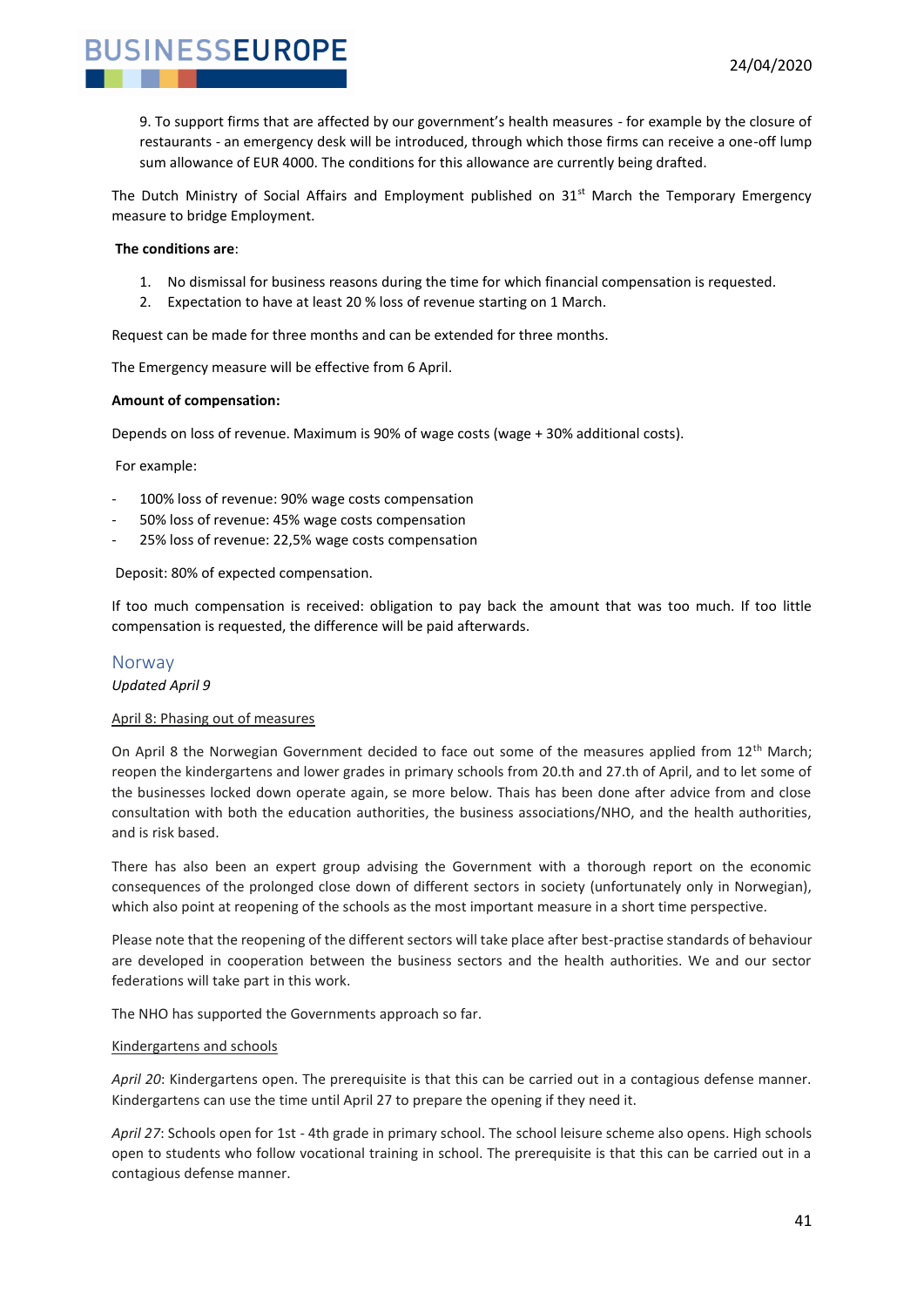9. To support firms that are affected by our government's health measures - for example by the closure of restaurants - an emergency desk will be introduced, through which those firms can receive a one-off lump sum allowance of EUR 4000. The conditions for this allowance are currently being drafted.

The Dutch Ministry of Social Affairs and Employment published on 31st March the Temporary Emergency measure to bridge Employment.

**The conditions are**:

1. No dismissal for business reasons during the time for which financial compensation is requested.
2. Expectation to have at least 20 % loss of revenue starting on 1 March.

Request can be made for three months and can be extended for three months.

The Emergency measure will be effective from 6 April.

**Amount of compensation:**

Depends on loss of revenue. Maximum is 90% of wage costs (wage + 30% additional costs).

For example:

- 100% loss of revenue: 90% wage costs compensation
- 50% loss of revenue: 45% wage costs compensation
- 25% loss of revenue: 22,5% wage costs compensation

Deposit: 80% of expected compensation.

If too much compensation is received: obligation to pay back the amount that was too much. If too little compensation is requested, the difference will be paid afterwards.

## Norway

*Updated April 9*

April 8: Phasing out of measures

On April 8 the Norwegian Government decided to face out some of the measures applied from 12th March; reopen the kindergartens and lower grades in primary schools from 20.th and 27.th of April, and to let some of the businesses locked down operate again, se more below. Thais has been done after advice from and close consultation with both the education authorities, the business associations/NHO, and the health authorities, and is risk based.

There has also been an expert group advising the Government with a thorough report on the economic consequences of the prolonged close down of different sectors in society (unfortunately only in Norwegian), which also point at reopening of the schools as the most important measure in a short time perspective.

Please note that the reopening of the different sectors will take place after best-practise standards of behaviour are developed in cooperation between the business sectors and the health authorities. We and our sector federations will take part in this work.

The NHO has supported the Governments approach so far.

Kindergartens and schools

*April 20*: Kindergartens open. The prerequisite is that this can be carried out in a contagious defense manner. Kindergartens can use the time until April 27 to prepare the opening if they need it.

*April 27*: Schools open for 1st - 4th grade in primary school. The school leisure scheme also opens. High schools open to students who follow vocational training in school. The prerequisite is that this can be carried out in a contagious defense manner.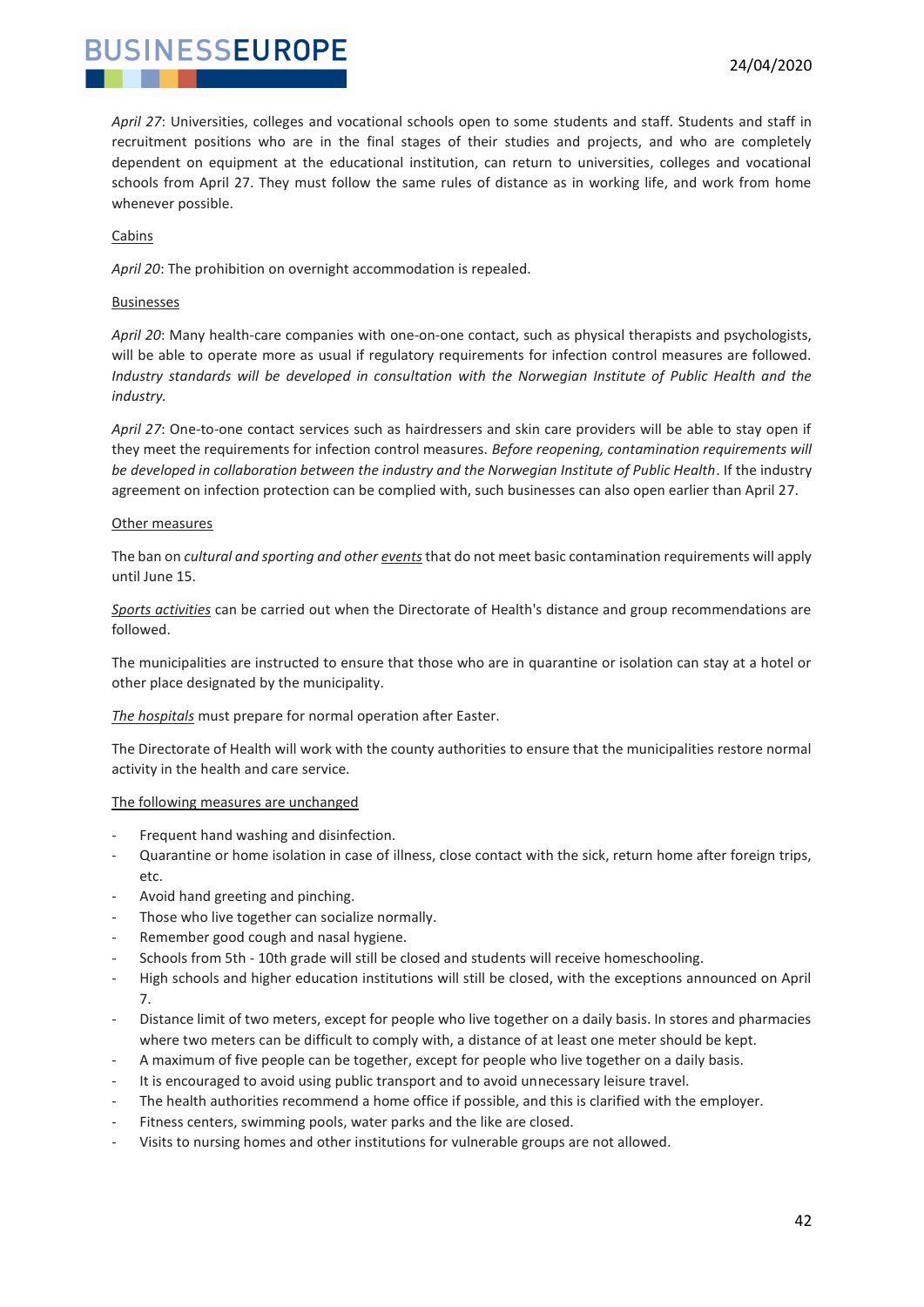*April 27*: Universities, colleges and vocational schools open to some students and staff. Students and staff in recruitment positions who are in the final stages of their studies and projects, and who are completely dependent on equipment at the educational institution, can return to universities, colleges and vocational schools from April 27. They must follow the same rules of distance as in working life, and work from home whenever possible.

<u>Cabins</u>

*April 20*: The prohibition on overnight accommodation is repealed.

<u>Businesses</u>

*April 20*: Many health-care companies with one-on-one contact, such as physical therapists and psychologists, will be able to operate more as usual if regulatory requirements for infection control measures are followed. *Industry standards will be developed in consultation with the Norwegian Institute of Public Health and the industry.*

*April 27*: One-to-one contact services such as hairdressers and skin care providers will be able to stay open if they meet the requirements for infection control measures. *Before reopening, contamination requirements will be developed in collaboration between the industry and the Norwegian Institute of Public Health*. If the industry agreement on infection protection can be complied with, such businesses can also open earlier than April 27.

<u>Other measures</u>

The ban on *cultural and sporting and other <u>events</u>* that do not meet basic contamination requirements will apply until June 15.

*<u>Sports activities</u>* can be carried out when the Directorate of Health's distance and group recommendations are followed.

The municipalities are instructed to ensure that those who are in quarantine or isolation can stay at a hotel or other place designated by the municipality.

*<u>The hospitals</u>* must prepare for normal operation after Easter.

The Directorate of Health will work with the county authorities to ensure that the municipalities restore normal activity in the health and care service.

<u>The following measures are unchanged</u>

- Frequent hand washing and disinfection.
- Quarantine or home isolation in case of illness, close contact with the sick, return home after foreign trips, etc.
- Avoid hand greeting and pinching.
- Those who live together can socialize normally.
- Remember good cough and nasal hygiene.
- Schools from 5th - 10th grade will still be closed and students will receive homeschooling.
- High schools and higher education institutions will still be closed, with the exceptions announced on April 7.
- Distance limit of two meters, except for people who live together on a daily basis. In stores and pharmacies where two meters can be difficult to comply with, a distance of at least one meter should be kept.
- A maximum of five people can be together, except for people who live together on a daily basis.
- It is encouraged to avoid using public transport and to avoid unnecessary leisure travel.
- The health authorities recommend a home office if possible, and this is clarified with the employer.
- Fitness centers, swimming pools, water parks and the like are closed.
- Visits to nursing homes and other institutions for vulnerable groups are not allowed.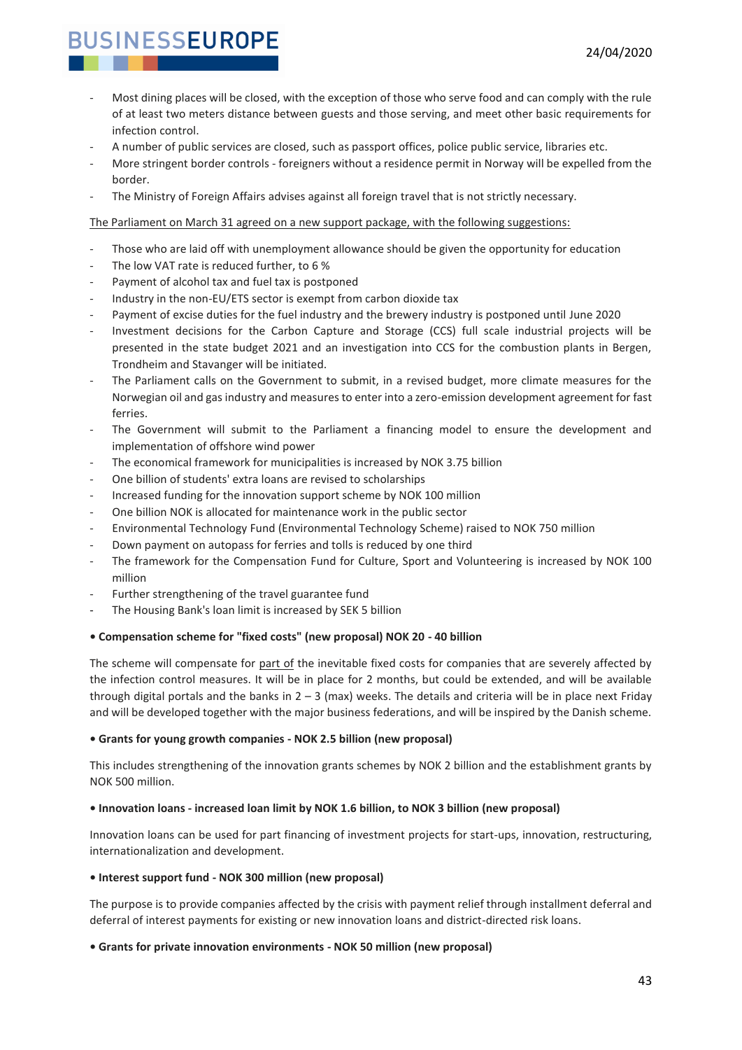- Most dining places will be closed, with the exception of those who serve food and can comply with the rule of at least two meters distance between guests and those serving, and meet other basic requirements for infection control.
- A number of public services are closed, such as passport offices, police public service, libraries etc.
- More stringent border controls - foreigners without a residence permit in Norway will be expelled from the border.
- The Ministry of Foreign Affairs advises against all foreign travel that is not strictly necessary.

<u>The Parliament on March 31 agreed on a new support package, with the following suggestions:</u>

- Those who are laid off with unemployment allowance should be given the opportunity for education
- The low VAT rate is reduced further, to 6 %
- Payment of alcohol tax and fuel tax is postponed
- Industry in the non-EU/ETS sector is exempt from carbon dioxide tax
- Payment of excise duties for the fuel industry and the brewery industry is postponed until June 2020
- Investment decisions for the Carbon Capture and Storage (CCS) full scale industrial projects will be presented in the state budget 2021 and an investigation into CCS for the combustion plants in Bergen, Trondheim and Stavanger will be initiated.
- The Parliament calls on the Government to submit, in a revised budget, more climate measures for the Norwegian oil and gas industry and measures to enter into a zero-emission development agreement for fast ferries.
- The Government will submit to the Parliament a financing model to ensure the development and implementation of offshore wind power
- The economical framework for municipalities is increased by NOK 3.75 billion
- One billion of students' extra loans are revised to scholarships
- Increased funding for the innovation support scheme by NOK 100 million
- One billion NOK is allocated for maintenance work in the public sector
- Environmental Technology Fund (Environmental Technology Scheme) raised to NOK 750 million
- Down payment on autopass for ferries and tolls is reduced by one third
- The framework for the Compensation Fund for Culture, Sport and Volunteering is increased by NOK 100 million
- Further strengthening of the travel guarantee fund
- The Housing Bank's loan limit is increased by SEK 5 billion

**• Compensation scheme for "fixed costs" (new proposal) NOK 20 - 40 billion**

The scheme will compensate for <u>part of</u> the inevitable fixed costs for companies that are severely affected by the infection control measures. It will be in place for 2 months, but could be extended, and will be available through digital portals and the banks in 2 – 3 (max) weeks. The details and criteria will be in place next Friday and will be developed together with the major business federations, and will be inspired by the Danish scheme.

**• Grants for young growth companies - NOK 2.5 billion (new proposal)**

This includes strengthening of the innovation grants schemes by NOK 2 billion and the establishment grants by NOK 500 million.

**• Innovation loans - increased loan limit by NOK 1.6 billion, to NOK 3 billion (new proposal)**

Innovation loans can be used for part financing of investment projects for start-ups, innovation, restructuring, internationalization and development.

**• Interest support fund - NOK 300 million (new proposal)**

The purpose is to provide companies affected by the crisis with payment relief through installment deferral and deferral of interest payments for existing or new innovation loans and district-directed risk loans.

**• Grants for private innovation environments - NOK 50 million (new proposal)**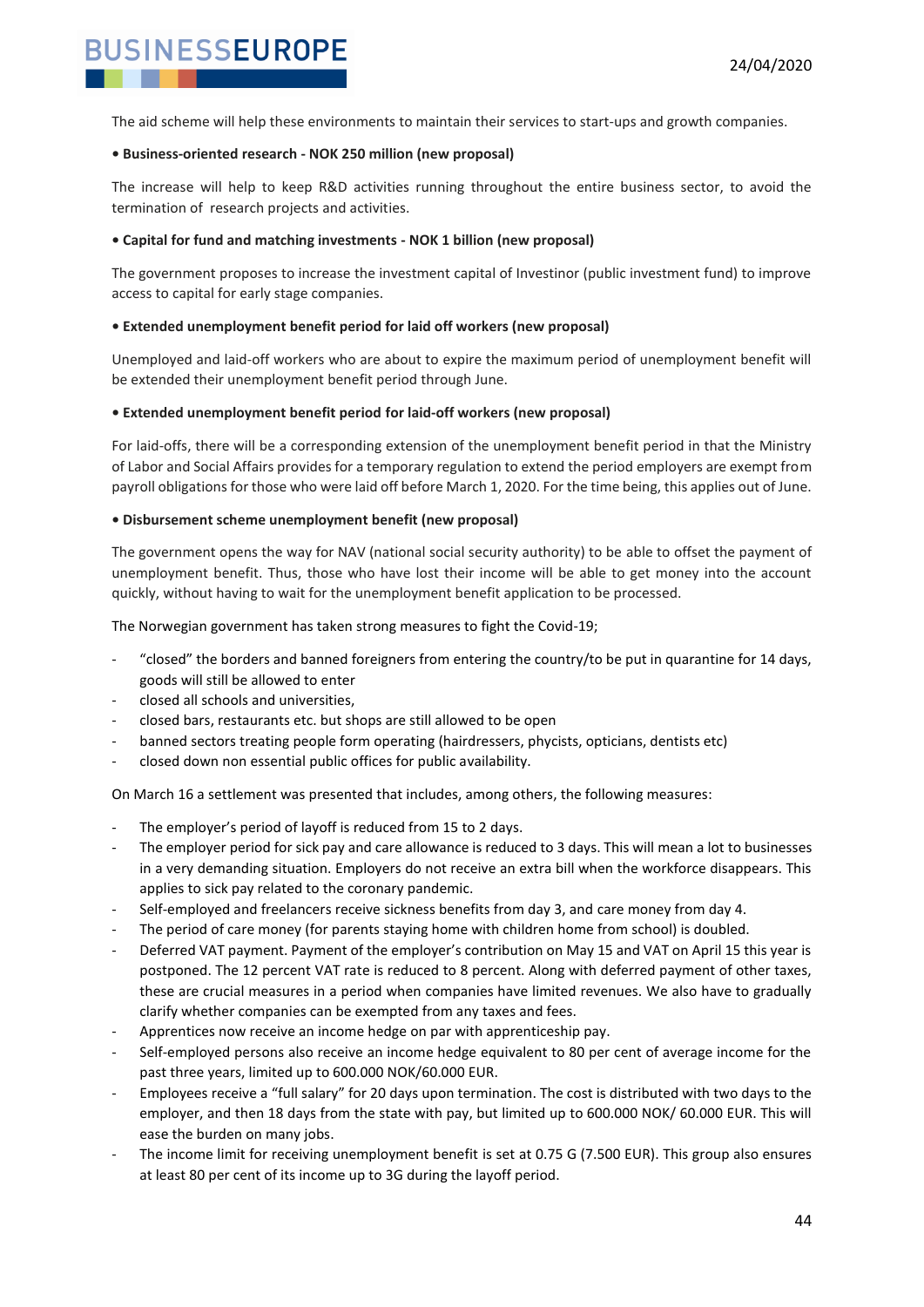The aid scheme will help these environments to maintain their services to start-ups and growth companies.

**• Business-oriented research - NOK 250 million (new proposal)**

The increase will help to keep R&D activities running throughout the entire business sector, to avoid the termination of research projects and activities.

**• Capital for fund and matching investments - NOK 1 billion (new proposal)**

The government proposes to increase the investment capital of Investinor (public investment fund) to improve access to capital for early stage companies.

**• Extended unemployment benefit period for laid off workers (new proposal)**

Unemployed and laid-off workers who are about to expire the maximum period of unemployment benefit will be extended their unemployment benefit period through June.

**• Extended unemployment benefit period for laid-off workers (new proposal)**

For laid-offs, there will be a corresponding extension of the unemployment benefit period in that the Ministry of Labor and Social Affairs provides for a temporary regulation to extend the period employers are exempt from payroll obligations for those who were laid off before March 1, 2020. For the time being, this applies out of June.

**• Disbursement scheme unemployment benefit (new proposal)**

The government opens the way for NAV (national social security authority) to be able to offset the payment of unemployment benefit. Thus, those who have lost their income will be able to get money into the account quickly, without having to wait for the unemployment benefit application to be processed.

The Norwegian government has taken strong measures to fight the Covid-19;

- "closed" the borders and banned foreigners from entering the country/to be put in quarantine for 14 days, goods will still be allowed to enter
- closed all schools and universities,
- closed bars, restaurants etc. but shops are still allowed to be open
- banned sectors treating people form operating (hairdressers, phycists, opticians, dentists etc)
- closed down non essential public offices for public availability.

On March 16 a settlement was presented that includes, among others, the following measures:

- The employer's period of layoff is reduced from 15 to 2 days.
- The employer period for sick pay and care allowance is reduced to 3 days. This will mean a lot to businesses in a very demanding situation. Employers do not receive an extra bill when the workforce disappears. This applies to sick pay related to the coronary pandemic.
- Self-employed and freelancers receive sickness benefits from day 3, and care money from day 4.
- The period of care money (for parents staying home with children home from school) is doubled.
- Deferred VAT payment. Payment of the employer's contribution on May 15 and VAT on April 15 this year is postponed. The 12 percent VAT rate is reduced to 8 percent. Along with deferred payment of other taxes, these are crucial measures in a period when companies have limited revenues. We also have to gradually clarify whether companies can be exempted from any taxes and fees.
- Apprentices now receive an income hedge on par with apprenticeship pay.
- Self-employed persons also receive an income hedge equivalent to 80 per cent of average income for the past three years, limited up to 600.000 NOK/60.000 EUR.
- Employees receive a "full salary" for 20 days upon termination. The cost is distributed with two days to the employer, and then 18 days from the state with pay, but limited up to 600.000 NOK/ 60.000 EUR. This will ease the burden on many jobs.
- The income limit for receiving unemployment benefit is set at 0.75 G (7.500 EUR). This group also ensures at least 80 per cent of its income up to 3G during the layoff period.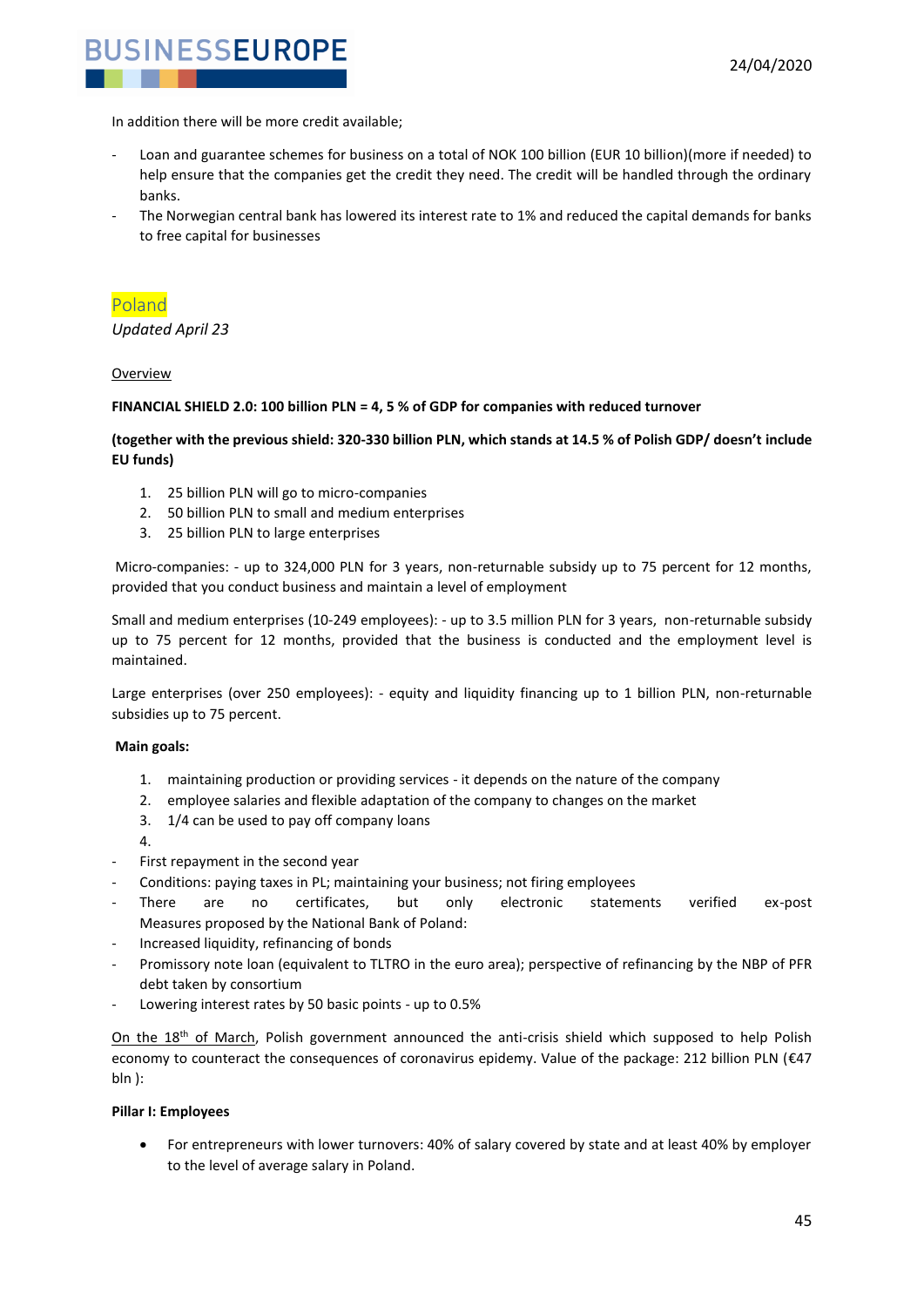In addition there will be more credit available;

- Loan and guarantee schemes for business on a total of NOK 100 billion (EUR 10 billion)(more if needed) to help ensure that the companies get the credit they need. The credit will be handled through the ordinary banks.
- The Norwegian central bank has lowered its interest rate to 1% and reduced the capital demands for banks to free capital for businesses

## Poland

*Updated April 23*

Overview

**FINANCIAL SHIELD 2.0: 100 billion PLN = 4, 5 % of GDP for companies with reduced turnover**

**(together with the previous shield: 320-330 billion PLN, which stands at 14.5 % of Polish GDP/ doesn't include EU funds)**

1. 25 billion PLN will go to micro-companies
2. 50 billion PLN to small and medium enterprises
3. 25 billion PLN to large enterprises

Micro-companies: - up to 324,000 PLN for 3 years, non-returnable subsidy up to 75 percent for 12 months, provided that you conduct business and maintain a level of employment

Small and medium enterprises (10-249 employees): - up to 3.5 million PLN for 3 years, non-returnable subsidy up to 75 percent for 12 months, provided that the business is conducted and the employment level is maintained.

Large enterprises (over 250 employees): - equity and liquidity financing up to 1 billion PLN, non-returnable subsidies up to 75 percent.

**Main goals:**

1. maintaining production or providing services - it depends on the nature of the company
2. employee salaries and flexible adaptation of the company to changes on the market
3. 1/4 can be used to pay off company loans
4.

- First repayment in the second year
- Conditions: paying taxes in PL; maintaining your business; not firing employees
- There are no certificates, but only electronic statements verified ex-post Measures proposed by the National Bank of Poland:
- Increased liquidity, refinancing of bonds
- Promissory note loan (equivalent to TLTRO in the euro area); perspective of refinancing by the NBP of PFR debt taken by consortium
- Lowering interest rates by 50 basic points - up to 0.5%

On the 18th of March, Polish government announced the anti-crisis shield which supposed to help Polish economy to counteract the consequences of coronavirus epidemy. Value of the package: 212 billion PLN (€47 bln ):

**Pillar I: Employees**

- For entrepreneurs with lower turnovers: 40% of salary covered by state and at least 40% by employer to the level of average salary in Poland.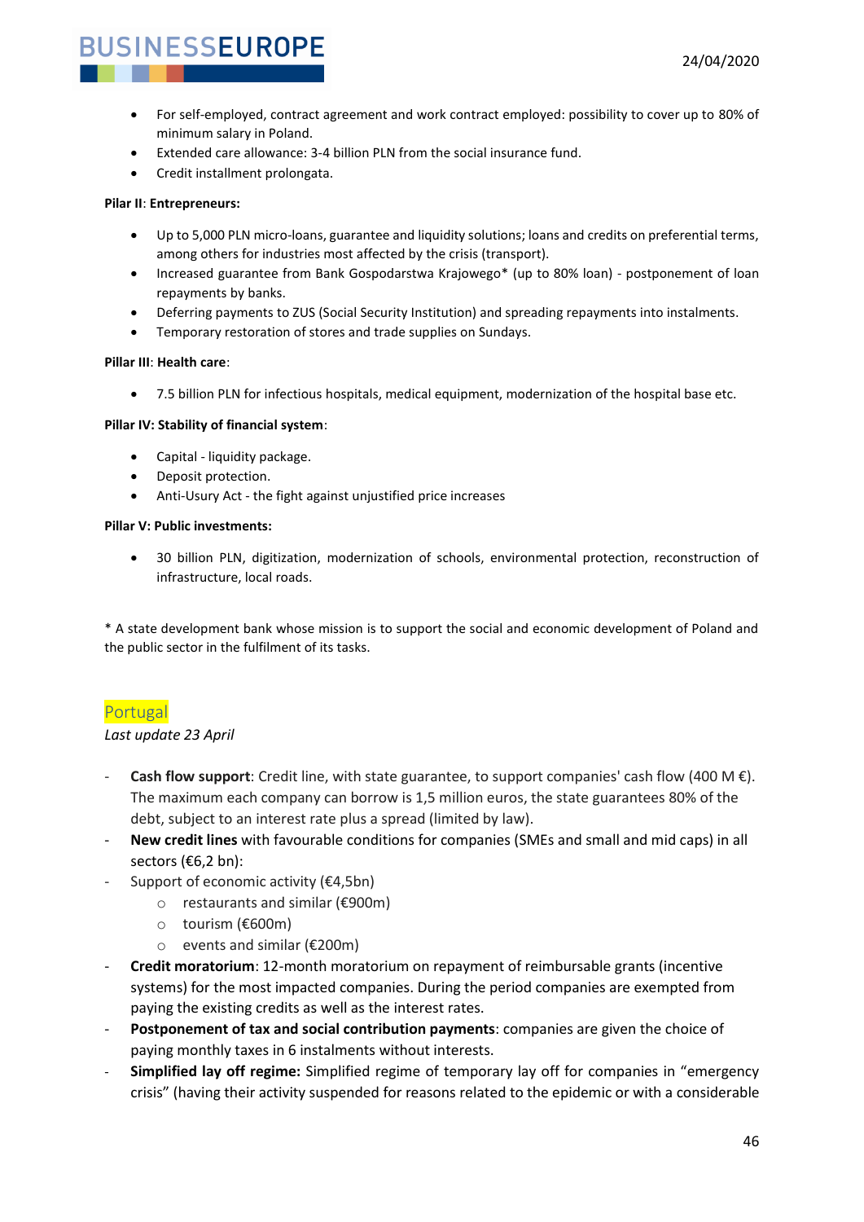- For self-employed, contract agreement and work contract employed: possibility to cover up to 80% of minimum salary in Poland.
- Extended care allowance: 3-4 billion PLN from the social insurance fund.
- Credit installment prolongata.

**Pilar II**: **Entrepreneurs:**

- Up to 5,000 PLN micro-loans, guarantee and liquidity solutions; loans and credits on preferential terms, among others for industries most affected by the crisis (transport).
- Increased guarantee from Bank Gospodarstwa Krajowego* (up to 80% loan) - postponement of loan repayments by banks.
- Deferring payments to ZUS (Social Security Institution) and spreading repayments into instalments.
- Temporary restoration of stores and trade supplies on Sundays.

**Pillar III**: **Health care**:

- 7.5 billion PLN for infectious hospitals, medical equipment, modernization of the hospital base etc.

**Pillar IV: Stability of financial system**:

- Capital - liquidity package.
- Deposit protection.
- Anti-Usury Act - the fight against unjustified price increases

**Pillar V: Public investments:**

- 30 billion PLN, digitization, modernization of schools, environmental protection, reconstruction of infrastructure, local roads.

* A state development bank whose mission is to support the social and economic development of Poland and the public sector in the fulfilment of its tasks.

## Portugal

*Last update 23 April*

- **Cash flow support**: Credit line, with state guarantee, to support companies' cash flow (400 M €). The maximum each company can borrow is 1,5 million euros, the state guarantees 80% of the debt, subject to an interest rate plus a spread (limited by law).
- **New credit lines** with favourable conditions for companies (SMEs and small and mid caps) in all sectors (€6,2 bn):
- Support of economic activity (€4,5bn)
  - restaurants and similar (€900m)
  - tourism (€600m)
  - events and similar (€200m)
- **Credit moratorium**: 12-month moratorium on repayment of reimbursable grants (incentive systems) for the most impacted companies. During the period companies are exempted from paying the existing credits as well as the interest rates.
- **Postponement of tax and social contribution payments**: companies are given the choice of paying monthly taxes in 6 instalments without interests.
- **Simplified lay off regime:** Simplified regime of temporary lay off for companies in "emergency crisis" (having their activity suspended for reasons related to the epidemic or with a considerable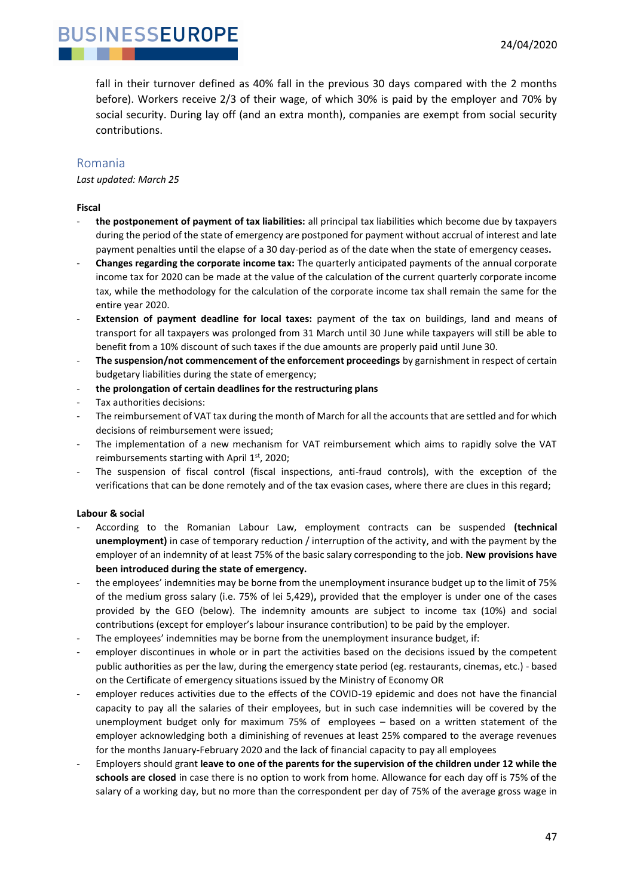fall in their turnover defined as 40% fall in the previous 30 days compared with the 2 months before). Workers receive 2/3 of their wage, of which 30% is paid by the employer and 70% by social security. During lay off (and an extra month), companies are exempt from social security contributions.

## Romania

*Last updated: March 25*

**Fiscal**

- **the postponement of payment of tax liabilities:** all principal tax liabilities which become due by taxpayers during the period of the state of emergency are postponed for payment without accrual of interest and late payment penalties until the elapse of a 30 day-period as of the date when the state of emergency ceases**.**
- **Changes regarding the corporate income tax:** The quarterly anticipated payments of the annual corporate income tax for 2020 can be made at the value of the calculation of the current quarterly corporate income tax, while the methodology for the calculation of the corporate income tax shall remain the same for the entire year 2020.
- **Extension of payment deadline for local taxes:** payment of the tax on buildings, land and means of transport for all taxpayers was prolonged from 31 March until 30 June while taxpayers will still be able to benefit from a 10% discount of such taxes if the due amounts are properly paid until June 30.
- **The suspension/not commencement of the enforcement proceedings** by garnishment in respect of certain budgetary liabilities during the state of emergency;
- **the prolongation of certain deadlines for the restructuring plans**
- Tax authorities decisions:
- The reimbursement of VAT tax during the month of March for all the accounts that are settled and for which decisions of reimbursement were issued;
- The implementation of a new mechanism for VAT reimbursement which aims to rapidly solve the VAT reimbursements starting with April 1st, 2020;
- The suspension of fiscal control (fiscal inspections, anti-fraud controls), with the exception of the verifications that can be done remotely and of the tax evasion cases, where there are clues in this regard;

**Labour & social**

- According to the Romanian Labour Law, employment contracts can be suspended **(technical unemployment)** in case of temporary reduction / interruption of the activity, and with the payment by the employer of an indemnity of at least 75% of the basic salary corresponding to the job. **New provisions have been introduced during the state of emergency.**
- the employees' indemnities may be borne from the unemployment insurance budget up to the limit of 75% of the medium gross salary (i.e. 75% of lei 5,429)**,** provided that the employer is under one of the cases provided by the GEO (below). The indemnity amounts are subject to income tax (10%) and social contributions (except for employer's labour insurance contribution) to be paid by the employer.
- The employees' indemnities may be borne from the unemployment insurance budget, if:
- employer discontinues in whole or in part the activities based on the decisions issued by the competent public authorities as per the law, during the emergency state period (eg. restaurants, cinemas, etc.) - based on the Certificate of emergency situations issued by the Ministry of Economy OR
- employer reduces activities due to the effects of the COVID-19 epidemic and does not have the financial capacity to pay all the salaries of their employees, but in such case indemnities will be covered by the unemployment budget only for maximum 75% of employees – based on a written statement of the employer acknowledging both a diminishing of revenues at least 25% compared to the average revenues for the months January-February 2020 and the lack of financial capacity to pay all employees
- Employers should grant **leave to one of the parents for the supervision of the children under 12 while the schools are closed** in case there is no option to work from home. Allowance for each day off is 75% of the salary of a working day, but no more than the correspondent per day of 75% of the average gross wage in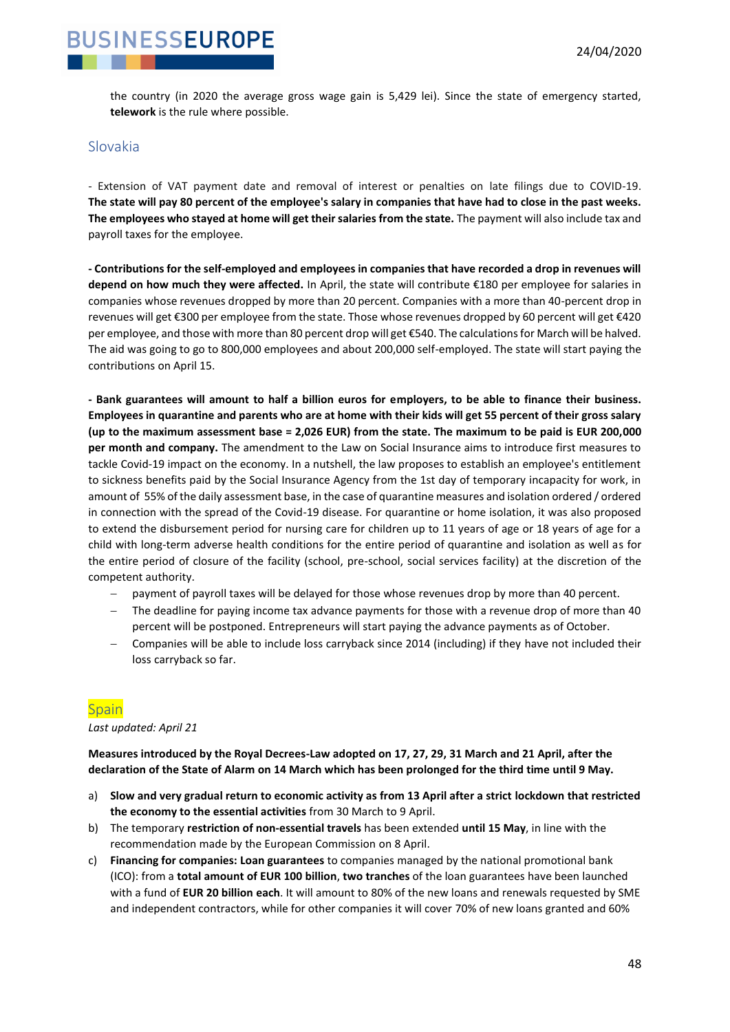the country (in 2020 the average gross wage gain is 5,429 lei). Since the state of emergency started, **telework** is the rule where possible.

## Slovakia

- Extension of VAT payment date and removal of interest or penalties on late filings due to COVID-19. **The state will pay 80 percent of the employee's salary in companies that have had to close in the past weeks. The employees who stayed at home will get their salaries from the state.** The payment will also include tax and payroll taxes for the employee.

**- Contributions for the self-employed and employees in companies that have recorded a drop in revenues will depend on how much they were affected.** In April, the state will contribute €180 per employee for salaries in companies whose revenues dropped by more than 20 percent. Companies with a more than 40-percent drop in revenues will get €300 per employee from the state. Those whose revenues dropped by 60 percent will get €420 per employee, and those with more than 80 percent drop will get €540. The calculations for March will be halved. The aid was going to go to 800,000 employees and about 200,000 self-employed. The state will start paying the contributions on April 15.

**- Bank guarantees will amount to half a billion euros for employers, to be able to finance their business. Employees in quarantine and parents who are at home with their kids will get 55 percent of their gross salary (up to the maximum assessment base = 2,026 EUR) from the state. The maximum to be paid is EUR 200,000 per month and company.** The amendment to the Law on Social Insurance aims to introduce first measures to tackle Covid-19 impact on the economy. In a nutshell, the law proposes to establish an employee's entitlement to sickness benefits paid by the Social Insurance Agency from the 1st day of temporary incapacity for work, in amount of 55% of the daily assessment base, in the case of quarantine measures and isolation ordered / ordered in connection with the spread of the Covid-19 disease. For quarantine or home isolation, it was also proposed to extend the disbursement period for nursing care for children up to 11 years of age or 18 years of age for a child with long-term adverse health conditions for the entire period of quarantine and isolation as well as for the entire period of closure of the facility (school, pre-school, social services facility) at the discretion of the competent authority.

- payment of payroll taxes will be delayed for those whose revenues drop by more than 40 percent.
- The deadline for paying income tax advance payments for those with a revenue drop of more than 40 percent will be postponed. Entrepreneurs will start paying the advance payments as of October.
- Companies will be able to include loss carryback since 2014 (including) if they have not included their loss carryback so far.

## Spain

*Last updated: April 21*

**Measures introduced by the Royal Decrees-Law adopted on 17, 27, 29, 31 March and 21 April, after the declaration of the State of Alarm on 14 March which has been prolonged for the third time until 9 May.**

a) **Slow and very gradual return to economic activity as from 13 April after a strict lockdown that restricted the economy to the essential activities** from 30 March to 9 April.
b) The temporary **restriction of non-essential travels** has been extended **until 15 May**, in line with the recommendation made by the European Commission on 8 April.
c) **Financing for companies: Loan guarantees** to companies managed by the national promotional bank (ICO): from a **total amount of EUR 100 billion**, **two tranches** of the loan guarantees have been launched with a fund of **EUR 20 billion each**. It will amount to 80% of the new loans and renewals requested by SME and independent contractors, while for other companies it will cover 70% of new loans granted and 60%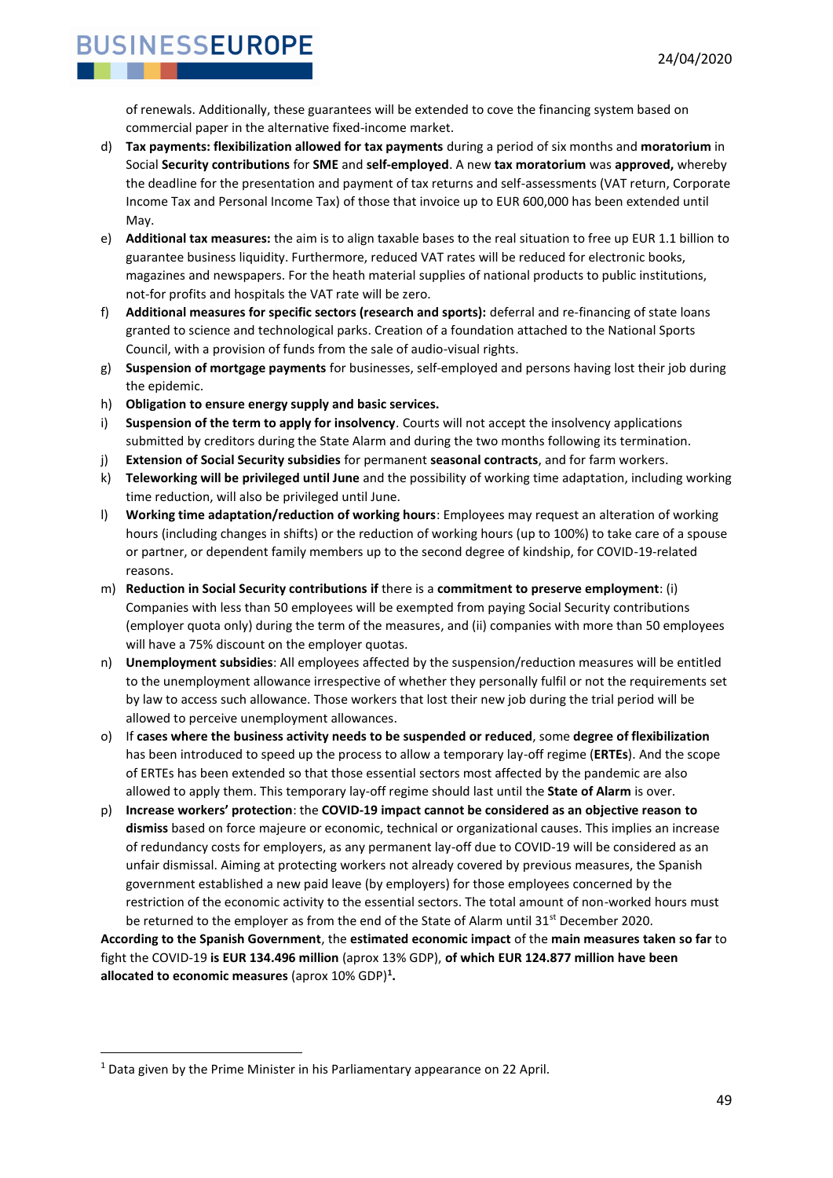of renewals. Additionally, these guarantees will be extended to cove the financing system based on commercial paper in the alternative fixed-income market.

d) **Tax payments: flexibilization allowed for tax payments** during a period of six months and **moratorium** in Social **Security contributions** for **SME** and **self-employed**. A new **tax moratorium** was **approved,** whereby the deadline for the presentation and payment of tax returns and self-assessments (VAT return, Corporate Income Tax and Personal Income Tax) of those that invoice up to EUR 600,000 has been extended until May.

e) **Additional tax measures:** the aim is to align taxable bases to the real situation to free up EUR 1.1 billion to guarantee business liquidity. Furthermore, reduced VAT rates will be reduced for electronic books, magazines and newspapers. For the heath material supplies of national products to public institutions, not-for profits and hospitals the VAT rate will be zero.

f) **Additional measures for specific sectors (research and sports):** deferral and re-financing of state loans granted to science and technological parks. Creation of a foundation attached to the National Sports Council, with a provision of funds from the sale of audio-visual rights.

g) **Suspension of mortgage payments** for businesses, self-employed and persons having lost their job during the epidemic.

h) **Obligation to ensure energy supply and basic services.**

i) **Suspension of the term to apply for insolvency**. Courts will not accept the insolvency applications submitted by creditors during the State Alarm and during the two months following its termination.

j) **Extension of Social Security subsidies** for permanent **seasonal contracts**, and for farm workers.

k) **Teleworking will be privileged until June** and the possibility of working time adaptation, including working time reduction, will also be privileged until June.

l) **Working time adaptation/reduction of working hours**: Employees may request an alteration of working hours (including changes in shifts) or the reduction of working hours (up to 100%) to take care of a spouse or partner, or dependent family members up to the second degree of kindship, for COVID-19-related reasons.

m) **Reduction in Social Security contributions if** there is a **commitment to preserve employment**: (i) Companies with less than 50 employees will be exempted from paying Social Security contributions (employer quota only) during the term of the measures, and (ii) companies with more than 50 employees will have a 75% discount on the employer quotas.

n) **Unemployment subsidies**: All employees affected by the suspension/reduction measures will be entitled to the unemployment allowance irrespective of whether they personally fulfil or not the requirements set by law to access such allowance. Those workers that lost their new job during the trial period will be allowed to perceive unemployment allowances.

o) If **cases where the business activity needs to be suspended or reduced**, some **degree of flexibilization** has been introduced to speed up the process to allow a temporary lay-off regime (**ERTEs**). And the scope of ERTEs has been extended so that those essential sectors most affected by the pandemic are also allowed to apply them. This temporary lay-off regime should last until the **State of Alarm** is over.

p) **Increase workers' protection**: the **COVID-19 impact cannot be considered as an objective reason to dismiss** based on force majeure or economic, technical or organizational causes. This implies an increase of redundancy costs for employers, as any permanent lay-off due to COVID-19 will be considered as an unfair dismissal. Aiming at protecting workers not already covered by previous measures, the Spanish government established a new paid leave (by employers) for those employees concerned by the restriction of the economic activity to the essential sectors. The total amount of non-worked hours must be returned to the employer as from the end of the State of Alarm until 31st December 2020.

**According to the Spanish Government**, the **estimated economic impact** of the **main measures taken so far** to fight the COVID-19 **is EUR 134.496 million** (aprox 13% GDP), **of which EUR 124.877 million have been allocated to economic measures** (aprox 10% GDP)**[1].**

---

[1] Data given by the Prime Minister in his Parliamentary appearance on 22 April.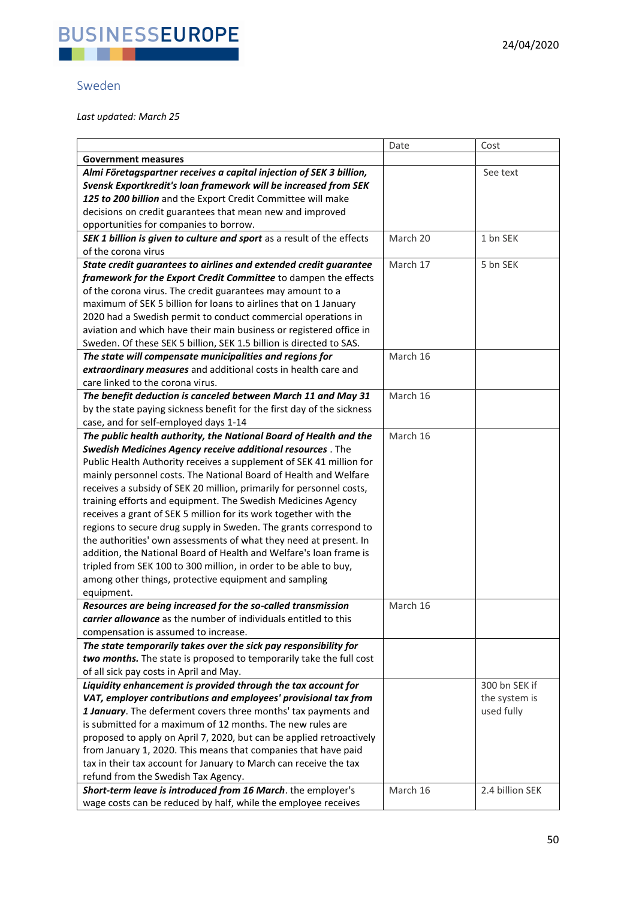## Sweden

*Last updated: March 25*

| | Date | Cost |
|---|---|---|
| **Government measures** | | |
| ***Almi Företagspartner receives a capital injection of SEK 3 billion, Svensk Exportkredit's loan framework will be increased from SEK 125 to 200 billion*** and the Export Credit Committee will make decisions on credit guarantees that mean new and improved opportunities for companies to borrow. | | See text |
| ***SEK 1 billion is given to culture and sport*** as a result of the effects of the corona virus | March 20 | 1 bn SEK |
| ***State credit guarantees to airlines and extended credit guarantee framework for the Export Credit Committee*** to dampen the effects of the corona virus. The credit guarantees may amount to a maximum of SEK 5 billion for loans to airlines that on 1 January 2020 had a Swedish permit to conduct commercial operations in aviation and which have their main business or registered office in Sweden. Of these SEK 5 billion, SEK 1.5 billion is directed to SAS. | March 17 | 5 bn SEK |
| ***The state will compensate municipalities and regions for extraordinary measures*** and additional costs in health care and care linked to the corona virus. | March 16 | |
| ***The benefit deduction is canceled between March 11 and May 31*** by the state paying sickness benefit for the first day of the sickness case, and for self-employed days 1-14 | March 16 | |
| ***The public health authority, the National Board of Health and the Swedish Medicines Agency receive additional resources*** . The Public Health Authority receives a supplement of SEK 41 million for mainly personnel costs. The National Board of Health and Welfare receives a subsidy of SEK 20 million, primarily for personnel costs, training efforts and equipment. The Swedish Medicines Agency receives a grant of SEK 5 million for its work together with the regions to secure drug supply in Sweden. The grants correspond to the authorities' own assessments of what they need at present. In addition, the National Board of Health and Welfare's loan frame is tripled from SEK 100 to 300 million, in order to be able to buy, among other things, protective equipment and sampling equipment. | March 16 | |
| ***Resources are being increased for the so-called transmission carrier allowance*** as the number of individuals entitled to this compensation is assumed to increase. | March 16 | |
| ***The state temporarily takes over the sick pay responsibility for two months.*** The state is proposed to temporarily take the full cost of all sick pay costs in April and May. | | |
| ***Liquidity enhancement is provided through the tax account for VAT, employer contributions and employees' provisional tax from 1 January***. The deferment covers three months' tax payments and is submitted for a maximum of 12 months. The new rules are proposed to apply on April 7, 2020, but can be applied retroactively from January 1, 2020. This means that companies that have paid tax in their tax account for January to March can receive the tax refund from the Swedish Tax Agency. | | 300 bn SEK if the system is used fully |
| ***Short-term leave is introduced from 16 March***. the employer's wage costs can be reduced by half, while the employee receives | March 16 | 2.4 billion SEK |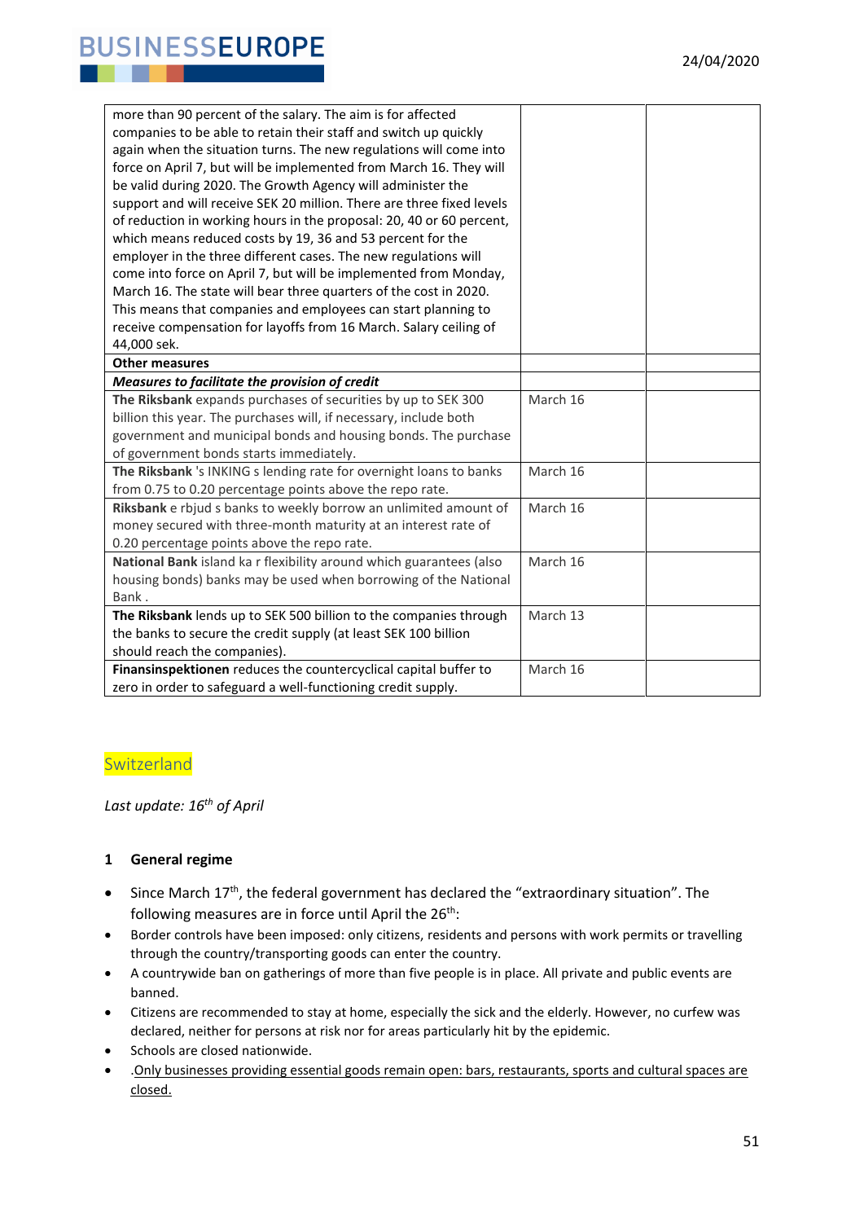| | | |
|---|---|---|
| more than 90 percent of the salary. The aim is for affected companies to be able to retain their staff and switch up quickly again when the situation turns. The new regulations will come into force on April 7, but will be implemented from March 16. They will be valid during 2020. The Growth Agency will administer the support and will receive SEK 20 million. There are three fixed levels of reduction in working hours in the proposal: 20, 40 or 60 percent, which means reduced costs by 19, 36 and 53 percent for the employer in the three different cases. The new regulations will come into force on April 7, but will be implemented from Monday, March 16. The state will bear three quarters of the cost in 2020. This means that companies and employees can start planning to receive compensation for layoffs from 16 March. Salary ceiling of 44,000 sek. | | |
| **Other measures** | | |
| ***Measures to facilitate the provision of credit*** | | |
| **The Riksbank** expands purchases of securities by up to SEK 300 billion this year. The purchases will, if necessary, include both government and municipal bonds and housing bonds. The purchase of government bonds starts immediately. | March 16 | |
| **The Riksbank** 's INKING s lending rate for overnight loans to banks from 0.75 to 0.20 percentage points above the repo rate. | March 16 | |
| **Riksbank** e rbjud s banks to weekly borrow an unlimited amount of money secured with three-month maturity at an interest rate of 0.20 percentage points above the repo rate. | March 16 | |
| **National Bank** island ka r flexibility around which guarantees (also housing bonds) banks may be used when borrowing of the National Bank . | March 16 | |
| **The Riksbank** lends up to SEK 500 billion to the companies through the banks to secure the credit supply (at least SEK 100 billion should reach the companies). | March 13 | |
| **Finansinspektionen** reduces the countercyclical capital buffer to zero in order to safeguard a well-functioning credit supply. | March 16 | |

## Switzerland

*Last update: 16th of April*

### 1 General regime

- Since March 17th, the federal government has declared the "extraordinary situation". The following measures are in force until April the 26th:
- Border controls have been imposed: only citizens, residents and persons with work permits or travelling through the country/transporting goods can enter the country.
- A countrywide ban on gatherings of more than five people is in place. All private and public events are banned.
- Citizens are recommended to stay at home, especially the sick and the elderly. However, no curfew was declared, neither for persons at risk nor for areas particularly hit by the epidemic.
- Schools are closed nationwide.
- .Only businesses providing essential goods remain open: bars, restaurants, sports and cultural spaces are closed.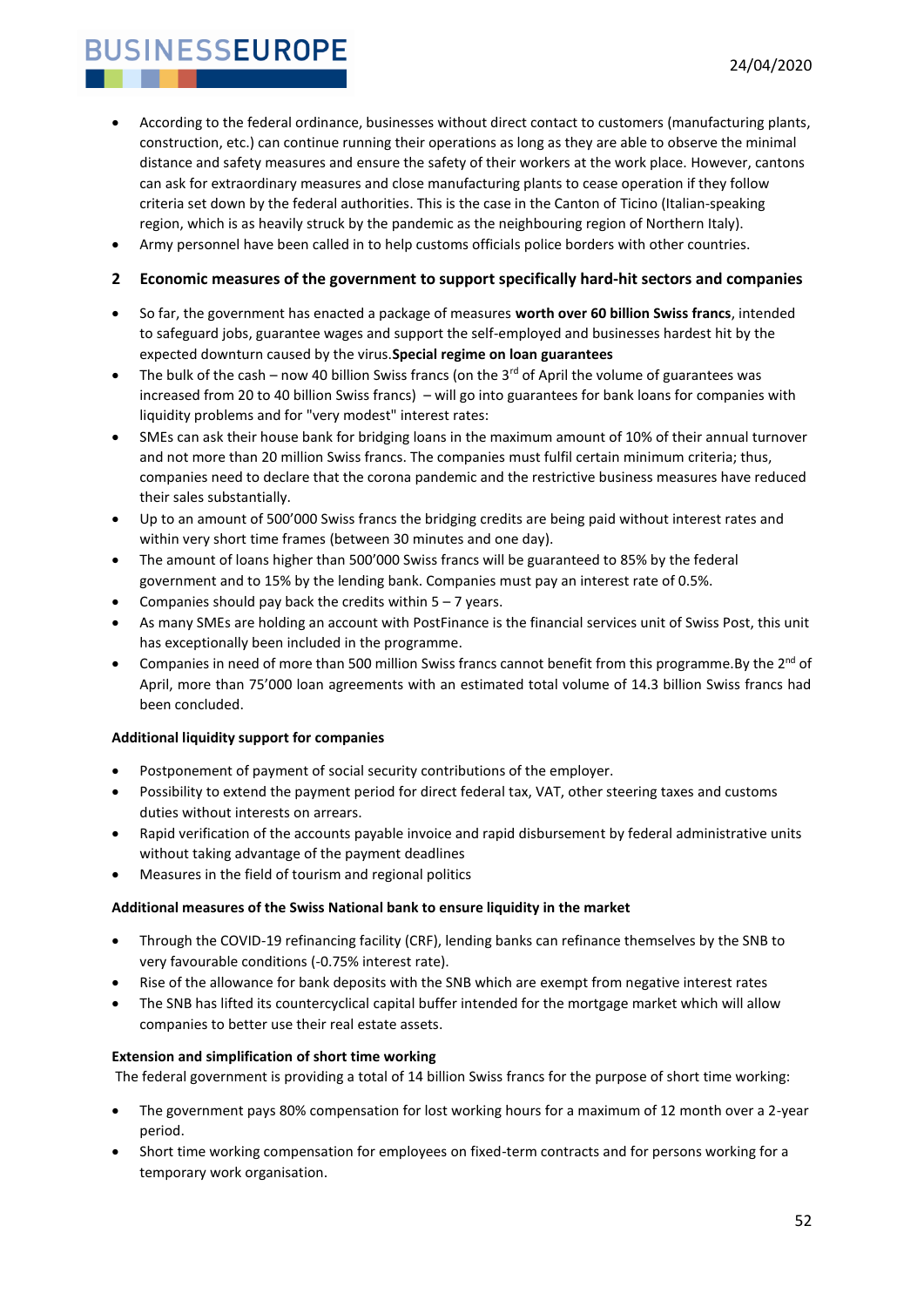- According to the federal ordinance, businesses without direct contact to customers (manufacturing plants, construction, etc.) can continue running their operations as long as they are able to observe the minimal distance and safety measures and ensure the safety of their workers at the work place. However, cantons can ask for extraordinary measures and close manufacturing plants to cease operation if they follow criteria set down by the federal authorities. This is the case in the Canton of Ticino (Italian-speaking region, which is as heavily struck by the pandemic as the neighbouring region of Northern Italy).
- Army personnel have been called in to help customs officials police borders with other countries.

## 2 Economic measures of the government to support specifically hard-hit sectors and companies

- So far, the government has enacted a package of measures **worth over 60 billion Swiss francs**, intended to safeguard jobs, guarantee wages and support the self-employed and businesses hardest hit by the expected downturn caused by the virus.**Special regime on loan guarantees**
- The bulk of the cash – now 40 billion Swiss francs (on the 3rd of April the volume of guarantees was increased from 20 to 40 billion Swiss francs) – will go into guarantees for bank loans for companies with liquidity problems and for "very modest" interest rates:
- SMEs can ask their house bank for bridging loans in the maximum amount of 10% of their annual turnover and not more than 20 million Swiss francs. The companies must fulfil certain minimum criteria; thus, companies need to declare that the corona pandemic and the restrictive business measures have reduced their sales substantially.
- Up to an amount of 500'000 Swiss francs the bridging credits are being paid without interest rates and within very short time frames (between 30 minutes and one day).
- The amount of loans higher than 500'000 Swiss francs will be guaranteed to 85% by the federal government and to 15% by the lending bank. Companies must pay an interest rate of 0.5%.
- Companies should pay back the credits within 5 – 7 years.
- As many SMEs are holding an account with PostFinance is the financial services unit of Swiss Post, this unit has exceptionally been included in the programme.
- Companies in need of more than 500 million Swiss francs cannot benefit from this programme.By the 2nd of April, more than 75'000 loan agreements with an estimated total volume of 14.3 billion Swiss francs had been concluded.

**Additional liquidity support for companies**

- Postponement of payment of social security contributions of the employer.
- Possibility to extend the payment period for direct federal tax, VAT, other steering taxes and customs duties without interests on arrears.
- Rapid verification of the accounts payable invoice and rapid disbursement by federal administrative units without taking advantage of the payment deadlines
- Measures in the field of tourism and regional politics

**Additional measures of the Swiss National bank to ensure liquidity in the market**

- Through the COVID-19 refinancing facility (CRF), lending banks can refinance themselves by the SNB to very favourable conditions (-0.75% interest rate).
- Rise of the allowance for bank deposits with the SNB which are exempt from negative interest rates
- The SNB has lifted its countercyclical capital buffer intended for the mortgage market which will allow companies to better use their real estate assets.

**Extension and simplification of short time working**

The federal government is providing a total of 14 billion Swiss francs for the purpose of short time working:

- The government pays 80% compensation for lost working hours for a maximum of 12 month over a 2-year period.
- Short time working compensation for employees on fixed-term contracts and for persons working for a temporary work organisation.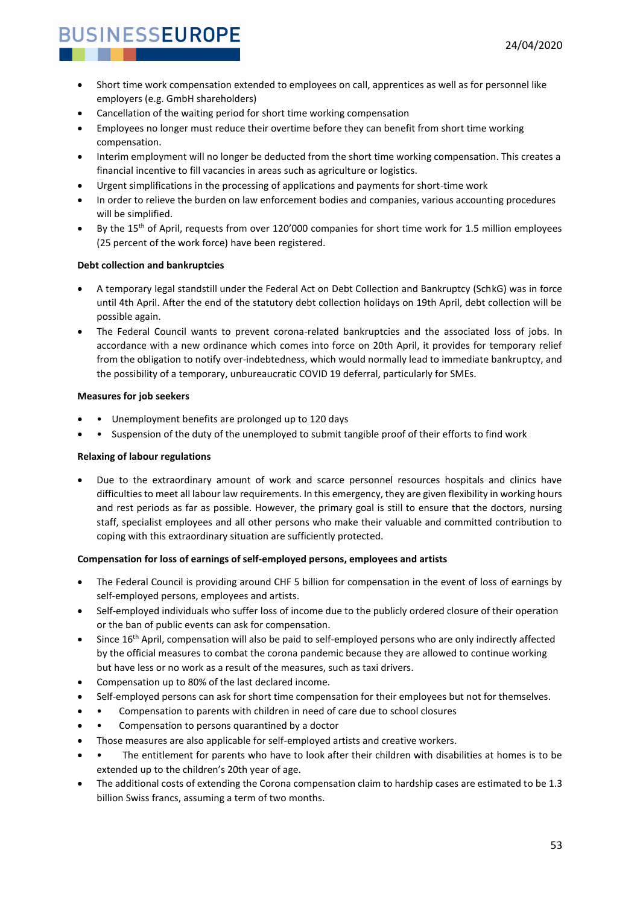- Short time work compensation extended to employees on call, apprentices as well as for personnel like employers (e.g. GmbH shareholders)
- Cancellation of the waiting period for short time working compensation
- Employees no longer must reduce their overtime before they can benefit from short time working compensation.
- Interim employment will no longer be deducted from the short time working compensation. This creates a financial incentive to fill vacancies in areas such as agriculture or logistics.
- Urgent simplifications in the processing of applications and payments for short-time work
- In order to relieve the burden on law enforcement bodies and companies, various accounting procedures will be simplified.
- By the 15th of April, requests from over 120'000 companies for short time work for 1.5 million employees (25 percent of the work force) have been registered.

**Debt collection and bankruptcies**

- A temporary legal standstill under the Federal Act on Debt Collection and Bankruptcy (SchkG) was in force until 4th April. After the end of the statutory debt collection holidays on 19th April, debt collection will be possible again.
- The Federal Council wants to prevent corona-related bankruptcies and the associated loss of jobs. In accordance with a new ordinance which comes into force on 20th April, it provides for temporary relief from the obligation to notify over-indebtedness, which would normally lead to immediate bankruptcy, and the possibility of a temporary, unbureaucratic COVID 19 deferral, particularly for SMEs.

**Measures for job seekers**

- • Unemployment benefits are prolonged up to 120 days
- • Suspension of the duty of the unemployed to submit tangible proof of their efforts to find work

**Relaxing of labour regulations**

- Due to the extraordinary amount of work and scarce personnel resources hospitals and clinics have difficulties to meet all labour law requirements. In this emergency, they are given flexibility in working hours and rest periods as far as possible. However, the primary goal is still to ensure that the doctors, nursing staff, specialist employees and all other persons who make their valuable and committed contribution to coping with this extraordinary situation are sufficiently protected.

**Compensation for loss of earnings of self-employed persons, employees and artists**

- The Federal Council is providing around CHF 5 billion for compensation in the event of loss of earnings by self-employed persons, employees and artists.
- Self-employed individuals who suffer loss of income due to the publicly ordered closure of their operation or the ban of public events can ask for compensation.
- Since 16th April, compensation will also be paid to self-employed persons who are only indirectly affected by the official measures to combat the corona pandemic because they are allowed to continue working but have less or no work as a result of the measures, such as taxi drivers.
- Compensation up to 80% of the last declared income.
- Self-employed persons can ask for short time compensation for their employees but not for themselves.
- • Compensation to parents with children in need of care due to school closures
- • Compensation to persons quarantined by a doctor
- Those measures are also applicable for self-employed artists and creative workers.
- • The entitlement for parents who have to look after their children with disabilities at homes is to be extended up to the children's 20th year of age.
- The additional costs of extending the Corona compensation claim to hardship cases are estimated to be 1.3 billion Swiss francs, assuming a term of two months.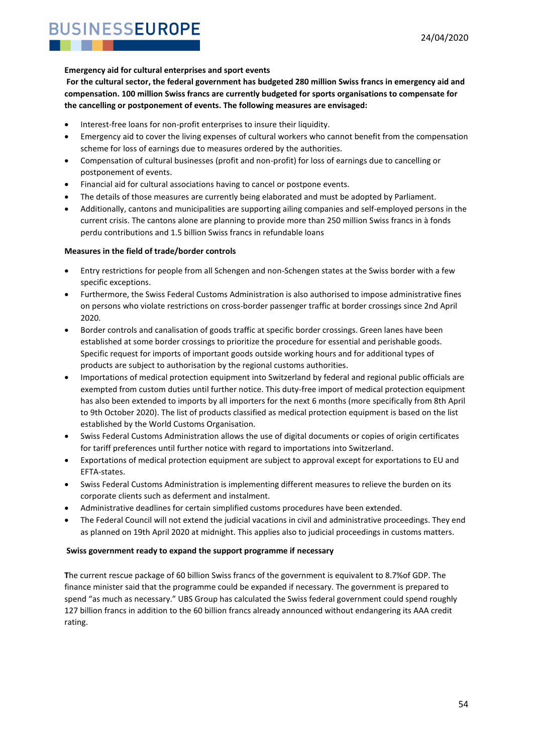**Emergency aid for cultural enterprises and sport events**

**For the cultural sector, the federal government has budgeted 280 million Swiss francs in emergency aid and compensation. 100 million Swiss francs are currently budgeted for sports organisations to compensate for the cancelling or postponement of events. The following measures are envisaged:**

- Interest-free loans for non-profit enterprises to insure their liquidity.
- Emergency aid to cover the living expenses of cultural workers who cannot benefit from the compensation scheme for loss of earnings due to measures ordered by the authorities.
- Compensation of cultural businesses (profit and non-profit) for loss of earnings due to cancelling or postponement of events.
- Financial aid for cultural associations having to cancel or postpone events.
- The details of those measures are currently being elaborated and must be adopted by Parliament.
- Additionally, cantons and municipalities are supporting ailing companies and self-employed persons in the current crisis. The cantons alone are planning to provide more than 250 million Swiss francs in à fonds perdu contributions and 1.5 billion Swiss francs in refundable loans

**Measures in the field of trade/border controls**

- Entry restrictions for people from all Schengen and non-Schengen states at the Swiss border with a few specific exceptions.
- Furthermore, the Swiss Federal Customs Administration is also authorised to impose administrative fines on persons who violate restrictions on cross-border passenger traffic at border crossings since 2nd April 2020.
- Border controls and canalisation of goods traffic at specific border crossings. Green lanes have been established at some border crossings to prioritize the procedure for essential and perishable goods. Specific request for imports of important goods outside working hours and for additional types of products are subject to authorisation by the regional customs authorities.
- Importations of medical protection equipment into Switzerland by federal and regional public officials are exempted from custom duties until further notice. This duty-free import of medical protection equipment has also been extended to imports by all importers for the next 6 months (more specifically from 8th April to 9th October 2020). The list of products classified as medical protection equipment is based on the list established by the World Customs Organisation.
- Swiss Federal Customs Administration allows the use of digital documents or copies of origin certificates for tariff preferences until further notice with regard to importations into Switzerland.
- Exportations of medical protection equipment are subject to approval except for exportations to EU and EFTA-states.
- Swiss Federal Customs Administration is implementing different measures to relieve the burden on its corporate clients such as deferment and instalment.
- Administrative deadlines for certain simplified customs procedures have been extended.
- The Federal Council will not extend the judicial vacations in civil and administrative proceedings. They end as planned on 19th April 2020 at midnight. This applies also to judicial proceedings in customs matters.

**Swiss government ready to expand the support programme if necessary**

**T**he current rescue package of 60 billion Swiss francs of the government is equivalent to 8.7%of GDP. The finance minister said that the programme could be expanded if necessary. The government is prepared to spend "as much as necessary." UBS Group has calculated the Swiss federal government could spend roughly 127 billion francs in addition to the 60 billion francs already announced without endangering its AAA credit rating.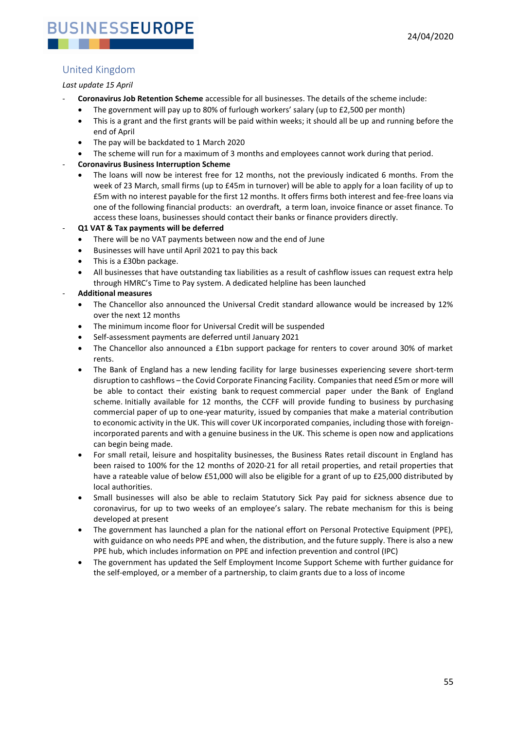## United Kingdom

*Last update 15 April*

- **Coronavirus Job Retention Scheme** accessible for all businesses. The details of the scheme include:
  - The government will pay up to 80% of furlough workers' salary (up to £2,500 per month)
  - This is a grant and the first grants will be paid within weeks; it should all be up and running before the end of April
  - The pay will be backdated to 1 March 2020
  - The scheme will run for a maximum of 3 months and employees cannot work during that period.
- **Coronavirus Business Interruption Scheme**
  - The loans will now be interest free for 12 months, not the previously indicated 6 months. From the week of 23 March, small firms (up to £45m in turnover) will be able to apply for a loan facility of up to £5m with no interest payable for the first 12 months. It offers firms both interest and fee-free loans via one of the following financial products: an overdraft, a term loan, invoice finance or asset finance. To access these loans, businesses should contact their banks or finance providers directly.
- **Q1 VAT & Tax payments will be deferred**
  - There will be no VAT payments between now and the end of June
  - Businesses will have until April 2021 to pay this back
  - This is a £30bn package.
  - All businesses that have outstanding tax liabilities as a result of cashflow issues can request extra help through HMRC's Time to Pay system. A dedicated helpline has been launched
- **Additional measures**
  - The Chancellor also announced the Universal Credit standard allowance would be increased by 12% over the next 12 months
  - The minimum income floor for Universal Credit will be suspended
  - Self-assessment payments are deferred until January 2021
  - The Chancellor also announced a £1bn support package for renters to cover around 30% of market rents.
  - The Bank of England has a new lending facility for large businesses experiencing severe short-term disruption to cashflows – the Covid Corporate Financing Facility. Companies that need £5m or more will be able to contact their existing bank to request commercial paper under the Bank of England scheme. Initially available for 12 months, the CCFF will provide funding to business by purchasing commercial paper of up to one-year maturity, issued by companies that make a material contribution to economic activity in the UK. This will cover UK incorporated companies, including those with foreign-incorporated parents and with a genuine business in the UK. This scheme is open now and applications can begin being made.
  - For small retail, leisure and hospitality businesses, the Business Rates retail discount in England has been raised to 100% for the 12 months of 2020-21 for all retail properties, and retail properties that have a rateable value of below £51,000 will also be eligible for a grant of up to £25,000 distributed by local authorities.
  - Small businesses will also be able to reclaim Statutory Sick Pay paid for sickness absence due to coronavirus, for up to two weeks of an employee's salary. The rebate mechanism for this is being developed at present
  - The government has launched a plan for the national effort on Personal Protective Equipment (PPE), with guidance on who needs PPE and when, the distribution, and the future supply. There is also a new PPE hub, which includes information on PPE and infection prevention and control (IPC)
  - The government has updated the Self Employment Income Support Scheme with further guidance for the self-employed, or a member of a partnership, to claim grants due to a loss of income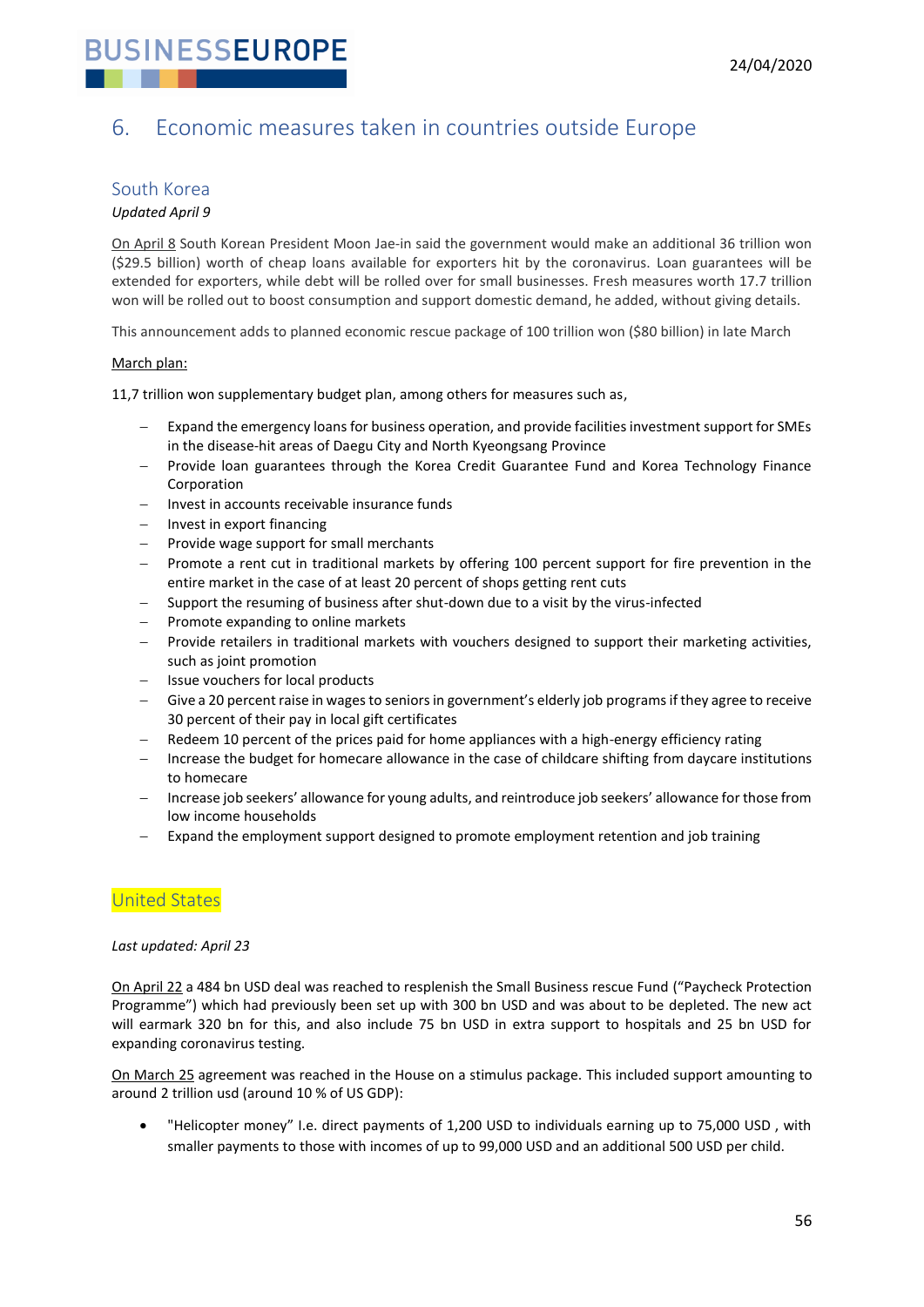## 6. Economic measures taken in countries outside Europe

### South Korea

*Updated April 9*

On April 8 South Korean President Moon Jae-in said the government would make an additional 36 trillion won ($29.5 billion) worth of cheap loans available for exporters hit by the coronavirus. Loan guarantees will be extended for exporters, while debt will be rolled over for small businesses. Fresh measures worth 17.7 trillion won will be rolled out to boost consumption and support domestic demand, he added, without giving details.

This announcement adds to planned economic rescue package of 100 trillion won ($80 billion) in late March

March plan:

11,7 trillion won supplementary budget plan, among others for measures such as,

- Expand the emergency loans for business operation, and provide facilities investment support for SMEs in the disease-hit areas of Daegu City and North Kyeongsang Province
- Provide loan guarantees through the Korea Credit Guarantee Fund and Korea Technology Finance Corporation
- Invest in accounts receivable insurance funds
- Invest in export financing
- Provide wage support for small merchants
- Promote a rent cut in traditional markets by offering 100 percent support for fire prevention in the entire market in the case of at least 20 percent of shops getting rent cuts
- Support the resuming of business after shut-down due to a visit by the virus-infected
- Promote expanding to online markets
- Provide retailers in traditional markets with vouchers designed to support their marketing activities, such as joint promotion
- Issue vouchers for local products
- Give a 20 percent raise in wages to seniors in government's elderly job programs if they agree to receive 30 percent of their pay in local gift certificates
- Redeem 10 percent of the prices paid for home appliances with a high-energy efficiency rating
- Increase the budget for homecare allowance in the case of childcare shifting from daycare institutions to homecare
- Increase job seekers' allowance for young adults, and reintroduce job seekers' allowance for those from low income households
- Expand the employment support designed to promote employment retention and job training

### United States

*Last updated: April 23*

On April 22 a 484 bn USD deal was reached to resplenish the Small Business rescue Fund ("Paycheck Protection Programme") which had previously been set up with 300 bn USD and was about to be depleted. The new act will earmark 320 bn for this, and also include 75 bn USD in extra support to hospitals and 25 bn USD for expanding coronavirus testing.

On March 25 agreement was reached in the House on a stimulus package. This included support amounting to around 2 trillion usd (around 10 % of US GDP):

- "Helicopter money" I.e. direct payments of 1,200 USD to individuals earning up to 75,000 USD , with smaller payments to those with incomes of up to 99,000 USD and an additional 500 USD per child.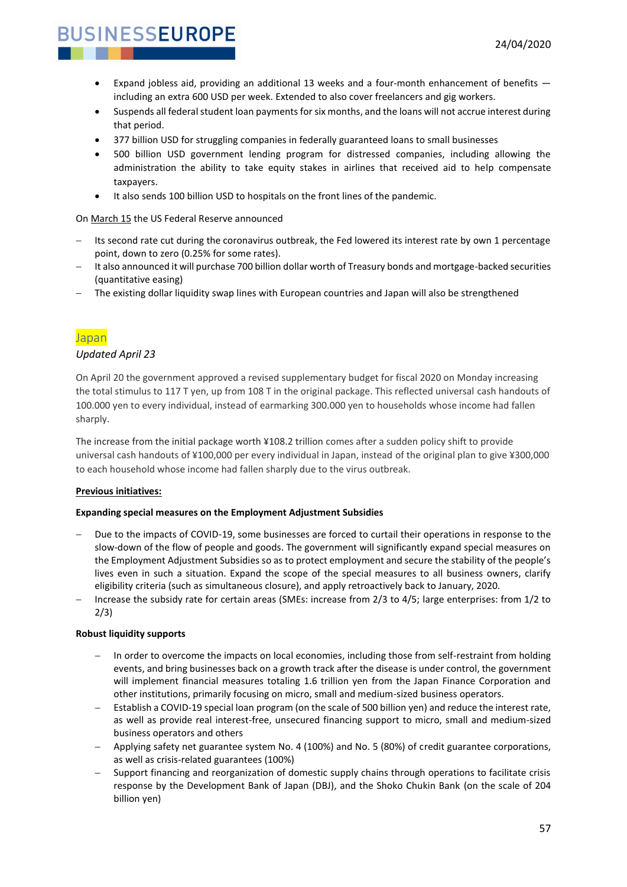- Expand jobless aid, providing an additional 13 weeks and a four-month enhancement of benefits — including an extra 600 USD per week. Extended to also cover freelancers and gig workers.
- Suspends all federal student loan payments for six months, and the loans will not accrue interest during that period.
- 377 billion USD for struggling companies in federally guaranteed loans to small businesses
- 500 billion USD government lending program for distressed companies, including allowing the administration the ability to take equity stakes in airlines that received aid to help compensate taxpayers.
- It also sends 100 billion USD to hospitals on the front lines of the pandemic.

On March 15 the US Federal Reserve announced

- Its second rate cut during the coronavirus outbreak, the Fed lowered its interest rate by own 1 percentage point, down to zero (0.25% for some rates).
- It also announced it will purchase 700 billion dollar worth of Treasury bonds and mortgage-backed securities (quantitative easing)
- The existing dollar liquidity swap lines with European countries and Japan will also be strengthened

## Japan

*Updated April 23*

On April 20 the government approved a revised supplementary budget for fiscal 2020 on Monday increasing the total stimulus to 117 T yen, up from 108 T in the original package. This reflected universal cash handouts of 100.000 yen to every individual, instead of earmarking 300.000 yen to households whose income had fallen sharply.

The increase from the initial package worth ¥108.2 trillion comes after a sudden policy shift to provide universal cash handouts of ¥100,000 per every individual in Japan, instead of the original plan to give ¥300,000 to each household whose income had fallen sharply due to the virus outbreak.

**Previous initiatives:**

**Expanding special measures on the Employment Adjustment Subsidies**

- Due to the impacts of COVID-19, some businesses are forced to curtail their operations in response to the slow-down of the flow of people and goods. The government will significantly expand special measures on the Employment Adjustment Subsidies so as to protect employment and secure the stability of the people's lives even in such a situation. Expand the scope of the special measures to all business owners, clarify eligibility criteria (such as simultaneous closure), and apply retroactively back to January, 2020.
- Increase the subsidy rate for certain areas (SMEs: increase from 2/3 to 4/5; large enterprises: from 1/2 to 2/3)

**Robust liquidity supports**

- In order to overcome the impacts on local economies, including those from self-restraint from holding events, and bring businesses back on a growth track after the disease is under control, the government will implement financial measures totaling 1.6 trillion yen from the Japan Finance Corporation and other institutions, primarily focusing on micro, small and medium-sized business operators.
- Establish a COVID-19 special loan program (on the scale of 500 billion yen) and reduce the interest rate, as well as provide real interest-free, unsecured financing support to micro, small and medium-sized business operators and others
- Applying safety net guarantee system No. 4 (100%) and No. 5 (80%) of credit guarantee corporations, as well as crisis-related guarantees (100%)
- Support financing and reorganization of domestic supply chains through operations to facilitate crisis response by the Development Bank of Japan (DBJ), and the Shoko Chukin Bank (on the scale of 204 billion yen)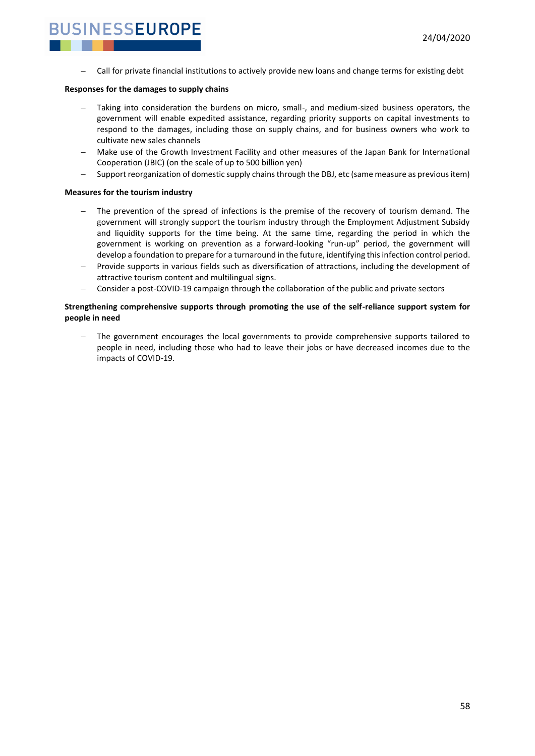- Call for private financial institutions to actively provide new loans and change terms for existing debt

**Responses for the damages to supply chains**

- Taking into consideration the burdens on micro, small-, and medium-sized business operators, the government will enable expedited assistance, regarding priority supports on capital investments to respond to the damages, including those on supply chains, and for business owners who work to cultivate new sales channels
- Make use of the Growth Investment Facility and other measures of the Japan Bank for International Cooperation (JBIC) (on the scale of up to 500 billion yen)
- Support reorganization of domestic supply chains through the DBJ, etc (same measure as previous item)

**Measures for the tourism industry**

- The prevention of the spread of infections is the premise of the recovery of tourism demand. The government will strongly support the tourism industry through the Employment Adjustment Subsidy and liquidity supports for the time being. At the same time, regarding the period in which the government is working on prevention as a forward-looking "run-up" period, the government will develop a foundation to prepare for a turnaround in the future, identifying this infection control period.
- Provide supports in various fields such as diversification of attractions, including the development of attractive tourism content and multilingual signs.
- Consider a post-COVID-19 campaign through the collaboration of the public and private sectors

**Strengthening comprehensive supports through promoting the use of the self-reliance support system for people in need**

- The government encourages the local governments to provide comprehensive supports tailored to people in need, including those who had to leave their jobs or have decreased incomes due to the impacts of COVID-19.